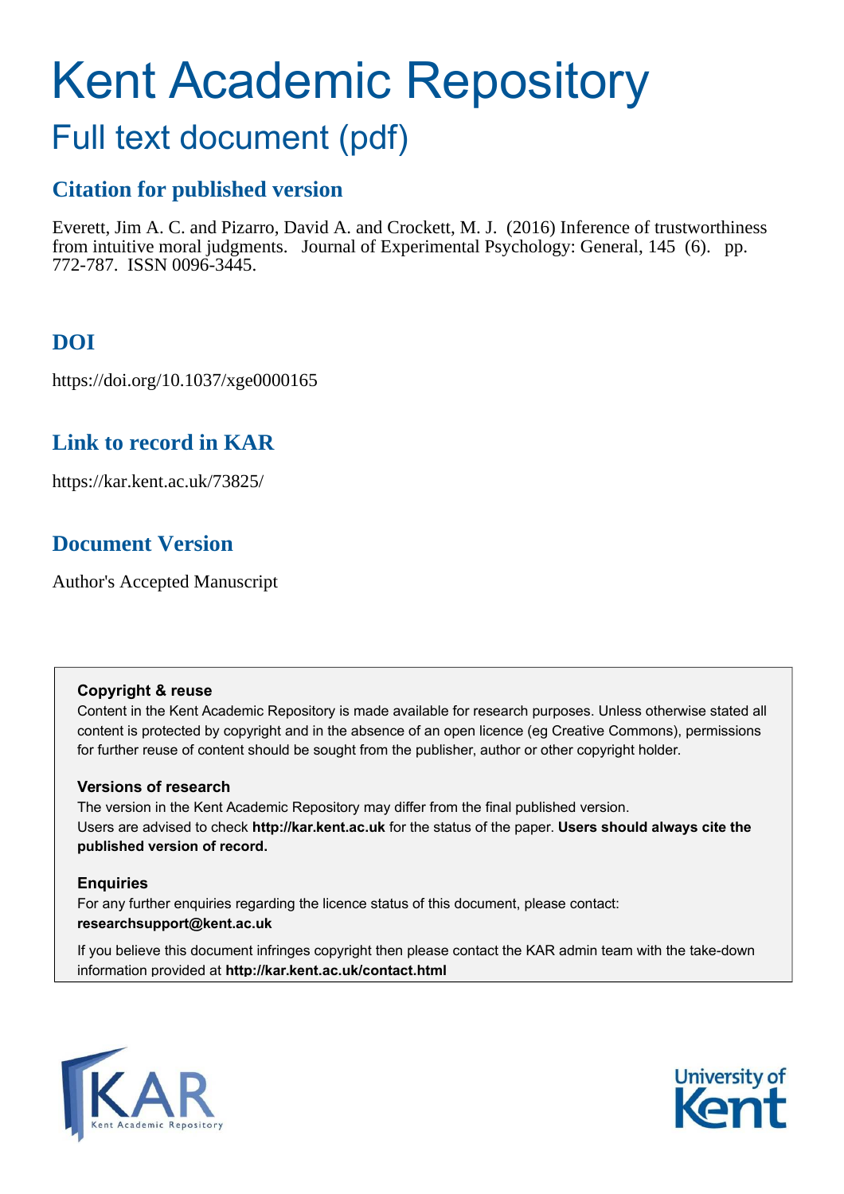# Kent Academic Repository

## Full text document (pdf)

### Citation for published version

Everett, Jim A. C. and Pizarro, David A. and Crockett, M. J. (2016) Inference of trustworthiness from intuitive moral judgments. Journal of Experimental Psychology: General, 145 (6). pp. 772-787. ISSN 0096-3445.

### DOI

https://doi.org/10.1037/xge0000165

### Link to record in KAR

https://kar.kent.ac.uk/73825/

### Document Version

Author's Accepted Manuscript

**Copyright & reuse**

Content in the Kent Academic Repository is made available for research purposes. Unless otherwise stated all content is protected by copyright and in the absence of an open licence (eg Creative Commons), permissions for further reuse of content should be sought from the publisher, author or other copyright holder.

**Versions of research**

The version in the Kent Academic Repository may differ from the final published version.
Users are advised to check **http://kar.kent.ac.uk** for the status of the paper. **Users should always cite the published version of record.**

**Enquiries**

For any further enquiries regarding the licence status of this document, please contact:
**researchsupport@kent.ac.uk**

If you believe this document infringes copyright then please contact the KAR admin team with the take-down information provided at **http://kar.kent.ac.uk/contact.html**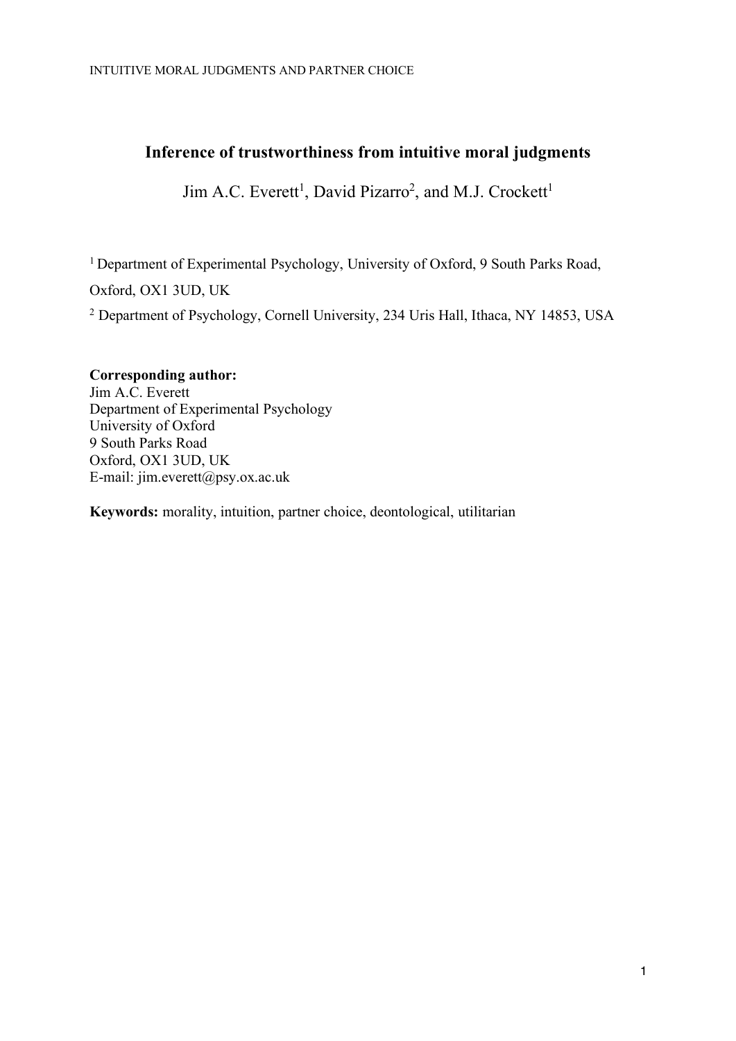# Inference of trustworthiness from intuitive moral judgments

Jim A.C. Everett[1], David Pizarro[2], and M.J. Crockett[1]

[1] Department of Experimental Psychology, University of Oxford, 9 South Parks Road, Oxford, OX1 3UD, UK

[2] Department of Psychology, Cornell University, 234 Uris Hall, Ithaca, NY 14853, USA

**Corresponding author:**
Jim A.C. Everett
Department of Experimental Psychology
University of Oxford
9 South Parks Road
Oxford, OX1 3UD, UK
E-mail: jim.everett@psy.ox.ac.uk

**Keywords:** morality, intuition, partner choice, deontological, utilitarian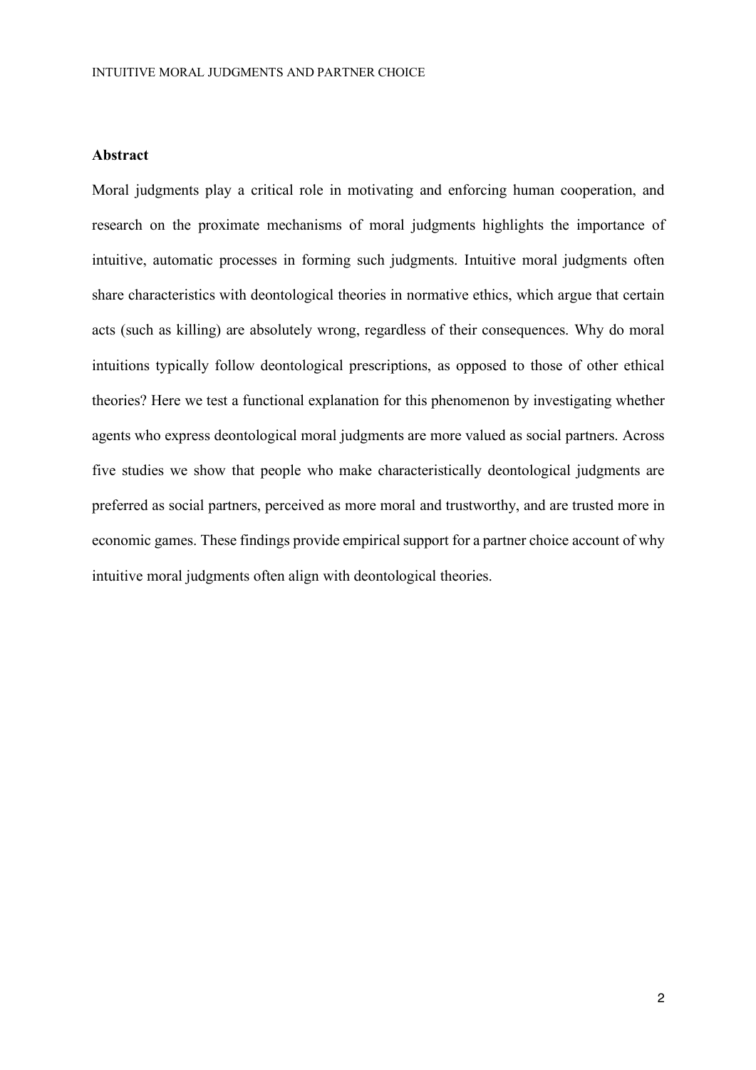**Abstract**

Moral judgments play a critical role in motivating and enforcing human cooperation, and research on the proximate mechanisms of moral judgments highlights the importance of intuitive, automatic processes in forming such judgments. Intuitive moral judgments often share characteristics with deontological theories in normative ethics, which argue that certain acts (such as killing) are absolutely wrong, regardless of their consequences. Why do moral intuitions typically follow deontological prescriptions, as opposed to those of other ethical theories? Here we test a functional explanation for this phenomenon by investigating whether agents who express deontological moral judgments are more valued as social partners. Across five studies we show that people who make characteristically deontological judgments are preferred as social partners, perceived as more moral and trustworthy, and are trusted more in economic games. These findings provide empirical support for a partner choice account of why intuitive moral judgments often align with deontological theories.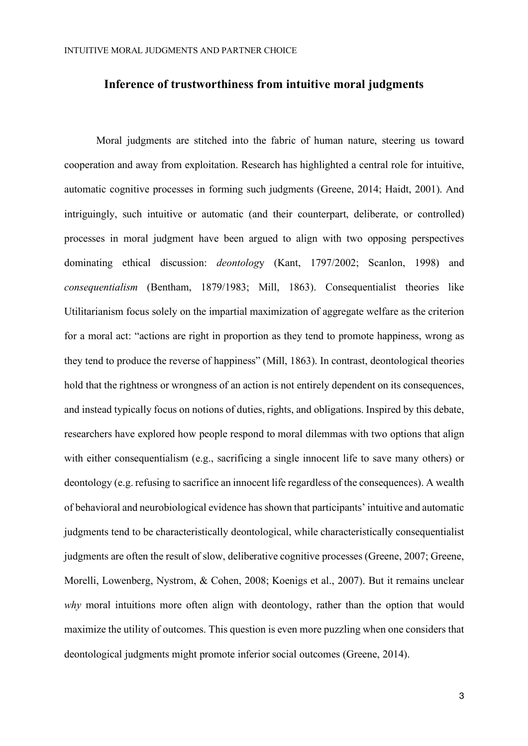## Inference of trustworthiness from intuitive moral judgments

Moral judgments are stitched into the fabric of human nature, steering us toward cooperation and away from exploitation. Research has highlighted a central role for intuitive, automatic cognitive processes in forming such judgments (Greene, 2014; Haidt, 2001). And intriguingly, such intuitive or automatic (and their counterpart, deliberate, or controlled) processes in moral judgment have been argued to align with two opposing perspectives dominating ethical discussion: *deontolog*y (Kant, 1797/2002; Scanlon, 1998) and *consequentialism* (Bentham, 1879/1983; Mill, 1863). Consequentialist theories like Utilitarianism focus solely on the impartial maximization of aggregate welfare as the criterion for a moral act: "actions are right in proportion as they tend to promote happiness, wrong as they tend to produce the reverse of happiness" (Mill, 1863). In contrast, deontological theories hold that the rightness or wrongness of an action is not entirely dependent on its consequences, and instead typically focus on notions of duties, rights, and obligations. Inspired by this debate, researchers have explored how people respond to moral dilemmas with two options that align with either consequentialism (e.g., sacrificing a single innocent life to save many others) or deontology (e.g. refusing to sacrifice an innocent life regardless of the consequences). A wealth of behavioral and neurobiological evidence has shown that participants' intuitive and automatic judgments tend to be characteristically deontological, while characteristically consequentialist judgments are often the result of slow, deliberative cognitive processes (Greene, 2007; Greene, Morelli, Lowenberg, Nystrom, & Cohen, 2008; Koenigs et al., 2007). But it remains unclear *why* moral intuitions more often align with deontology, rather than the option that would maximize the utility of outcomes. This question is even more puzzling when one considers that deontological judgments might promote inferior social outcomes (Greene, 2014).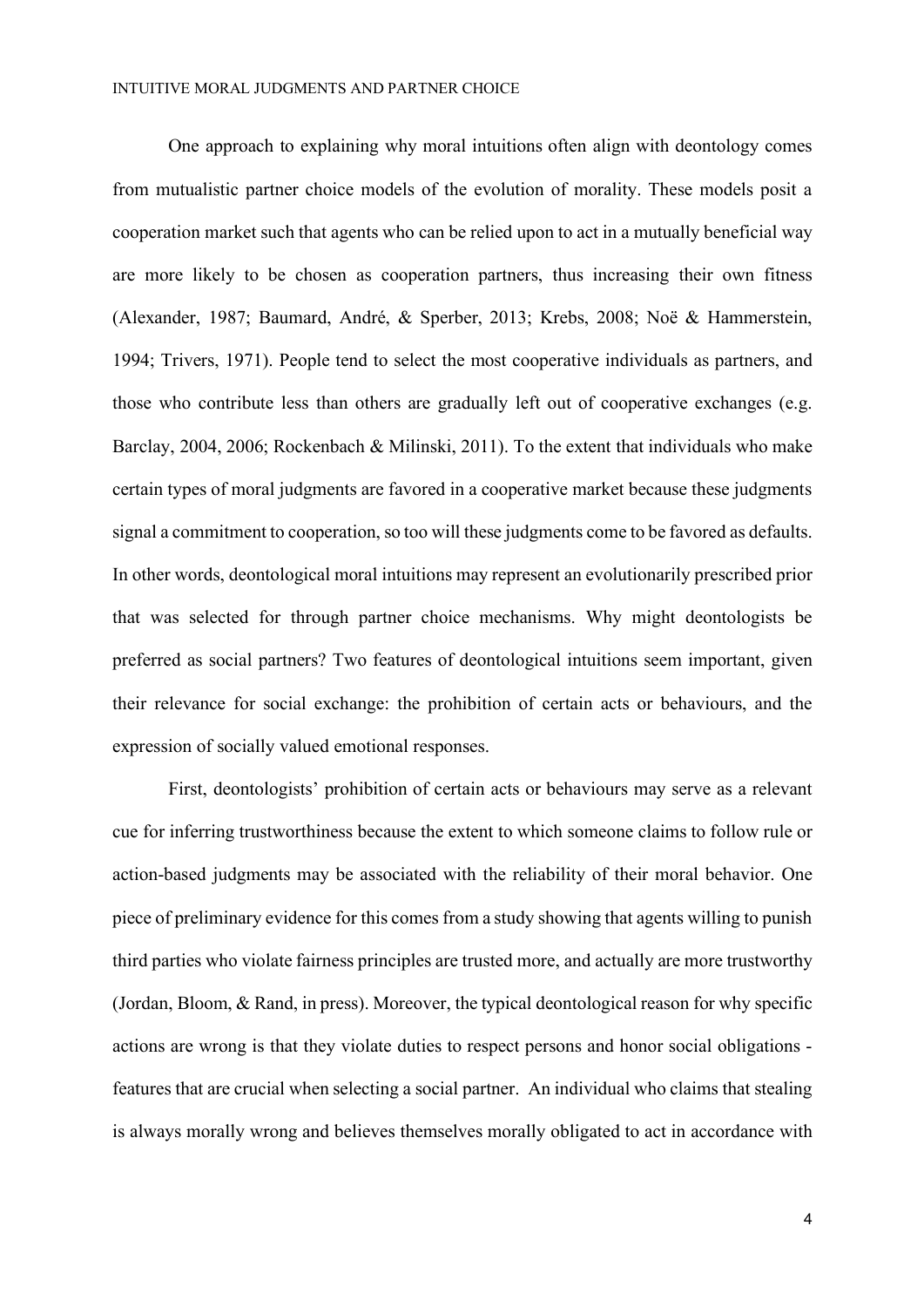One approach to explaining why moral intuitions often align with deontology comes from mutualistic partner choice models of the evolution of morality. These models posit a cooperation market such that agents who can be relied upon to act in a mutually beneficial way are more likely to be chosen as cooperation partners, thus increasing their own fitness (Alexander, 1987; Baumard, André, & Sperber, 2013; Krebs, 2008; Noë & Hammerstein, 1994; Trivers, 1971). People tend to select the most cooperative individuals as partners, and those who contribute less than others are gradually left out of cooperative exchanges (e.g. Barclay, 2004, 2006; Rockenbach & Milinski, 2011). To the extent that individuals who make certain types of moral judgments are favored in a cooperative market because these judgments signal a commitment to cooperation, so too will these judgments come to be favored as defaults. In other words, deontological moral intuitions may represent an evolutionarily prescribed prior that was selected for through partner choice mechanisms. Why might deontologists be preferred as social partners? Two features of deontological intuitions seem important, given their relevance for social exchange: the prohibition of certain acts or behaviours, and the expression of socially valued emotional responses.

First, deontologists' prohibition of certain acts or behaviours may serve as a relevant cue for inferring trustworthiness because the extent to which someone claims to follow rule or action-based judgments may be associated with the reliability of their moral behavior. One piece of preliminary evidence for this comes from a study showing that agents willing to punish third parties who violate fairness principles are trusted more, and actually are more trustworthy (Jordan, Bloom, & Rand, in press). Moreover, the typical deontological reason for why specific actions are wrong is that they violate duties to respect persons and honor social obligations - features that are crucial when selecting a social partner. An individual who claims that stealing is always morally wrong and believes themselves morally obligated to act in accordance with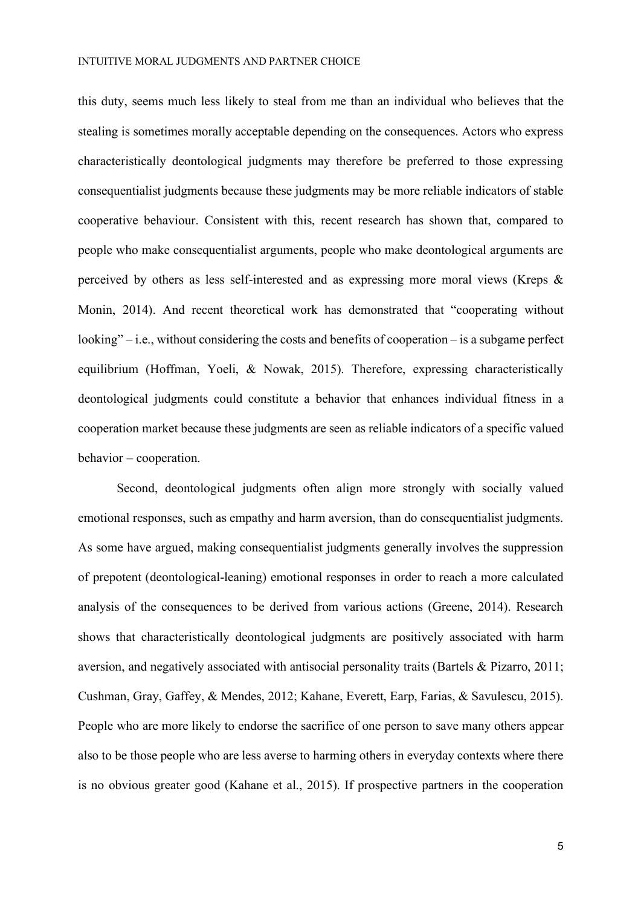this duty, seems much less likely to steal from me than an individual who believes that the stealing is sometimes morally acceptable depending on the consequences. Actors who express characteristically deontological judgments may therefore be preferred to those expressing consequentialist judgments because these judgments may be more reliable indicators of stable cooperative behaviour. Consistent with this, recent research has shown that, compared to people who make consequentialist arguments, people who make deontological arguments are perceived by others as less self-interested and as expressing more moral views (Kreps & Monin, 2014). And recent theoretical work has demonstrated that "cooperating without looking" – i.e., without considering the costs and benefits of cooperation – is a subgame perfect equilibrium (Hoffman, Yoeli, & Nowak, 2015). Therefore, expressing characteristically deontological judgments could constitute a behavior that enhances individual fitness in a cooperation market because these judgments are seen as reliable indicators of a specific valued behavior – cooperation.

Second, deontological judgments often align more strongly with socially valued emotional responses, such as empathy and harm aversion, than do consequentialist judgments. As some have argued, making consequentialist judgments generally involves the suppression of prepotent (deontological-leaning) emotional responses in order to reach a more calculated analysis of the consequences to be derived from various actions (Greene, 2014). Research shows that characteristically deontological judgments are positively associated with harm aversion, and negatively associated with antisocial personality traits (Bartels & Pizarro, 2011; Cushman, Gray, Gaffey, & Mendes, 2012; Kahane, Everett, Earp, Farias, & Savulescu, 2015). People who are more likely to endorse the sacrifice of one person to save many others appear also to be those people who are less averse to harming others in everyday contexts where there is no obvious greater good (Kahane et al., 2015). If prospective partners in the cooperation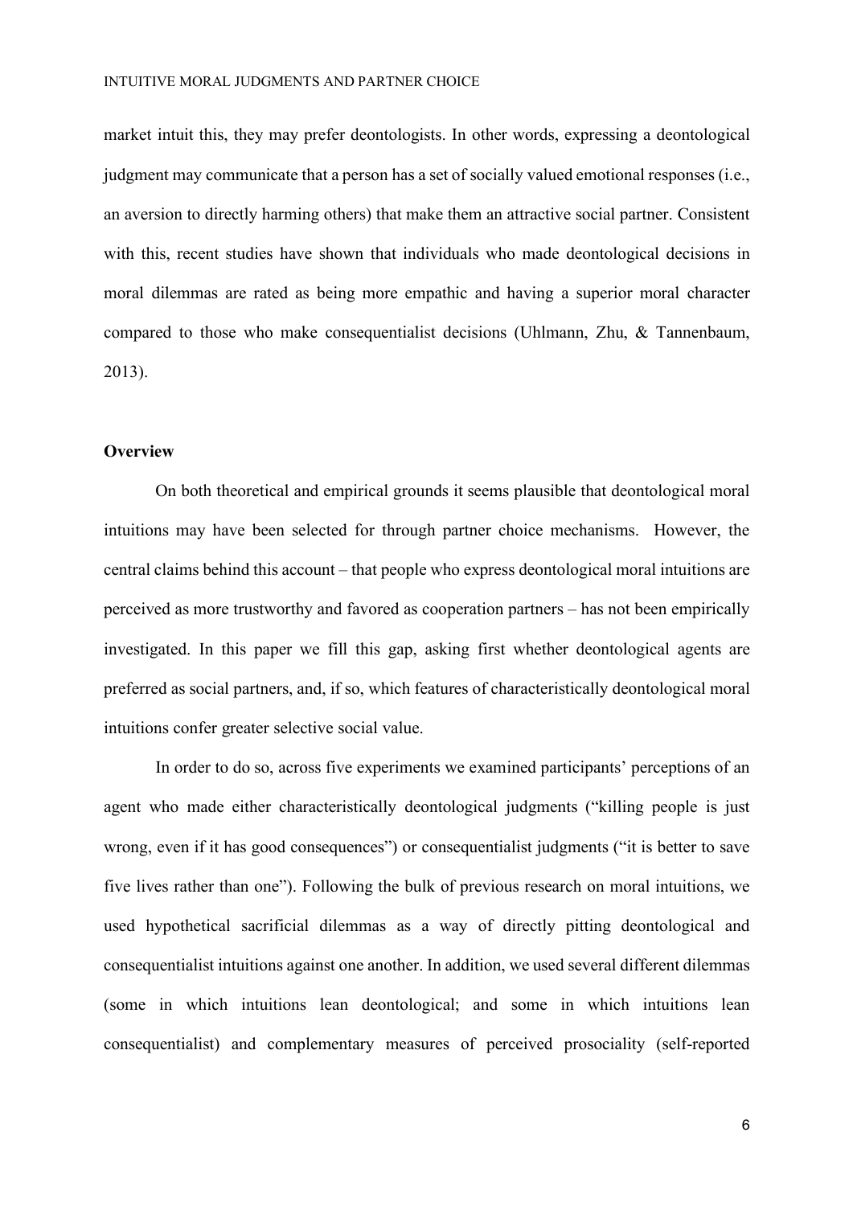market intuit this, they may prefer deontologists. In other words, expressing a deontological judgment may communicate that a person has a set of socially valued emotional responses (i.e., an aversion to directly harming others) that make them an attractive social partner. Consistent with this, recent studies have shown that individuals who made deontological decisions in moral dilemmas are rated as being more empathic and having a superior moral character compared to those who make consequentialist decisions (Uhlmann, Zhu, & Tannenbaum, 2013).

## Overview

On both theoretical and empirical grounds it seems plausible that deontological moral intuitions may have been selected for through partner choice mechanisms. However, the central claims behind this account – that people who express deontological moral intuitions are perceived as more trustworthy and favored as cooperation partners – has not been empirically investigated. In this paper we fill this gap, asking first whether deontological agents are preferred as social partners, and, if so, which features of characteristically deontological moral intuitions confer greater selective social value.

In order to do so, across five experiments we examined participants' perceptions of an agent who made either characteristically deontological judgments ("killing people is just wrong, even if it has good consequences") or consequentialist judgments ("it is better to save five lives rather than one"). Following the bulk of previous research on moral intuitions, we used hypothetical sacrificial dilemmas as a way of directly pitting deontological and consequentialist intuitions against one another. In addition, we used several different dilemmas (some in which intuitions lean deontological; and some in which intuitions lean consequentialist) and complementary measures of perceived prosociality (self-reported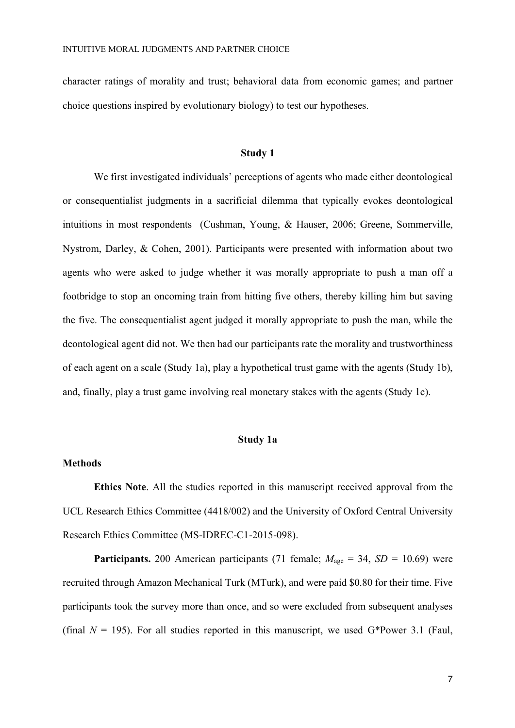character ratings of morality and trust; behavioral data from economic games; and partner choice questions inspired by evolutionary biology) to test our hypotheses.

## Study 1

We first investigated individuals' perceptions of agents who made either deontological or consequentialist judgments in a sacrificial dilemma that typically evokes deontological intuitions in most respondents (Cushman, Young, & Hauser, 2006; Greene, Sommerville, Nystrom, Darley, & Cohen, 2001). Participants were presented with information about two agents who were asked to judge whether it was morally appropriate to push a man off a footbridge to stop an oncoming train from hitting five others, thereby killing him but saving the five. The consequentialist agent judged it morally appropriate to push the man, while the deontological agent did not. We then had our participants rate the morality and trustworthiness of each agent on a scale (Study 1a), play a hypothetical trust game with the agents (Study 1b), and, finally, play a trust game involving real monetary stakes with the agents (Study 1c).

### Study 1a

#### Methods

**Ethics Note**. All the studies reported in this manuscript received approval from the UCL Research Ethics Committee (4418/002) and the University of Oxford Central University Research Ethics Committee (MS-IDREC-C1-2015-098).

**Participants.** 200 American participants (71 female; $M_{\text{age}}$ = 34, $SD$ = 10.69) were recruited through Amazon Mechanical Turk (MTurk), and were paid $0.80 for their time. Five participants took the survey more than once, and so were excluded from subsequent analyses (final $N$ = 195). For all studies reported in this manuscript, we used G*Power 3.1 (Faul,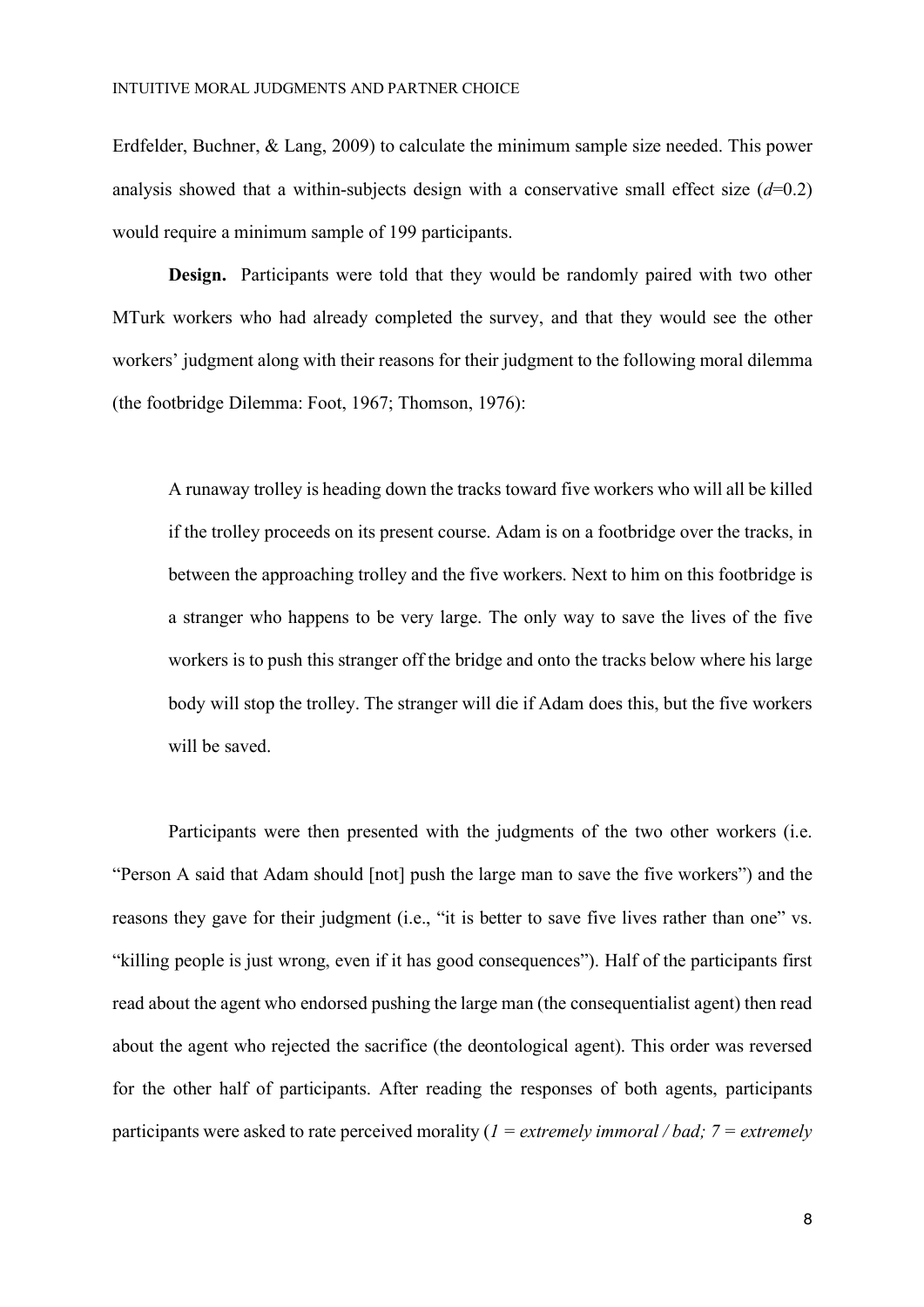Erdfelder, Buchner, & Lang, 2009) to calculate the minimum sample size needed. This power analysis showed that a within-subjects design with a conservative small effect size ($d$=0.2) would require a minimum sample of 199 participants.

**Design.** Participants were told that they would be randomly paired with two other MTurk workers who had already completed the survey, and that they would see the other workers' judgment along with their reasons for their judgment to the following moral dilemma (the footbridge Dilemma: Foot, 1967; Thomson, 1976):

> A runaway trolley is heading down the tracks toward five workers who will all be killed if the trolley proceeds on its present course. Adam is on a footbridge over the tracks, in between the approaching trolley and the five workers. Next to him on this footbridge is a stranger who happens to be very large. The only way to save the lives of the five workers is to push this stranger off the bridge and onto the tracks below where his large body will stop the trolley. The stranger will die if Adam does this, but the five workers will be saved.

Participants were then presented with the judgments of the two other workers (i.e. "Person A said that Adam should [not] push the large man to save the five workers") and the reasons they gave for their judgment (i.e., "it is better to save five lives rather than one" vs. "killing people is just wrong, even if it has good consequences"). Half of the participants first read about the agent who endorsed pushing the large man (the consequentialist agent) then read about the agent who rejected the sacrifice (the deontological agent). This order was reversed for the other half of participants. After reading the responses of both agents, participants participants were asked to rate perceived morality (*1 = extremely immoral / bad; 7 = extremely*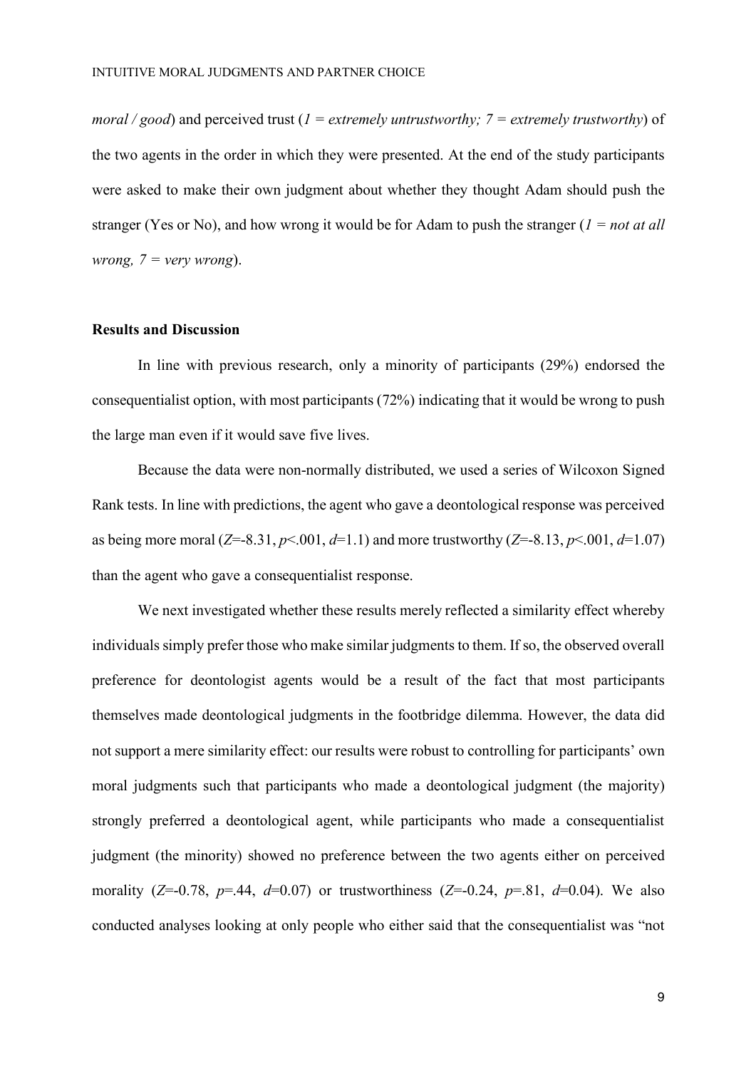*moral / good*) and perceived trust (*1 = extremely untrustworthy; 7 = extremely trustworthy*) of the two agents in the order in which they were presented. At the end of the study participants were asked to make their own judgment about whether they thought Adam should push the stranger (Yes or No), and how wrong it would be for Adam to push the stranger (*1 = not at all wrong, 7 = very wrong*).

## Results and Discussion

In line with previous research, only a minority of participants (29%) endorsed the consequentialist option, with most participants (72%) indicating that it would be wrong to push the large man even if it would save five lives.

Because the data were non-normally distributed, we used a series of Wilcoxon Signed Rank tests. In line with predictions, the agent who gave a deontological response was perceived as being more moral ($Z$=-8.31, $p$<.001, $d$=1.1) and more trustworthy ($Z$=-8.13, $p$<.001, $d$=1.07) than the agent who gave a consequentialist response.

We next investigated whether these results merely reflected a similarity effect whereby individuals simply prefer those who make similar judgments to them. If so, the observed overall preference for deontologist agents would be a result of the fact that most participants themselves made deontological judgments in the footbridge dilemma. However, the data did not support a mere similarity effect: our results were robust to controlling for participants' own moral judgments such that participants who made a deontological judgment (the majority) strongly preferred a deontological agent, while participants who made a consequentialist judgment (the minority) showed no preference between the two agents either on perceived morality ($Z$=-0.78, $p$=.44, $d$=0.07) or trustworthiness ($Z$=-0.24, $p$=.81, $d$=0.04). We also conducted analyses looking at only people who either said that the consequentialist was "not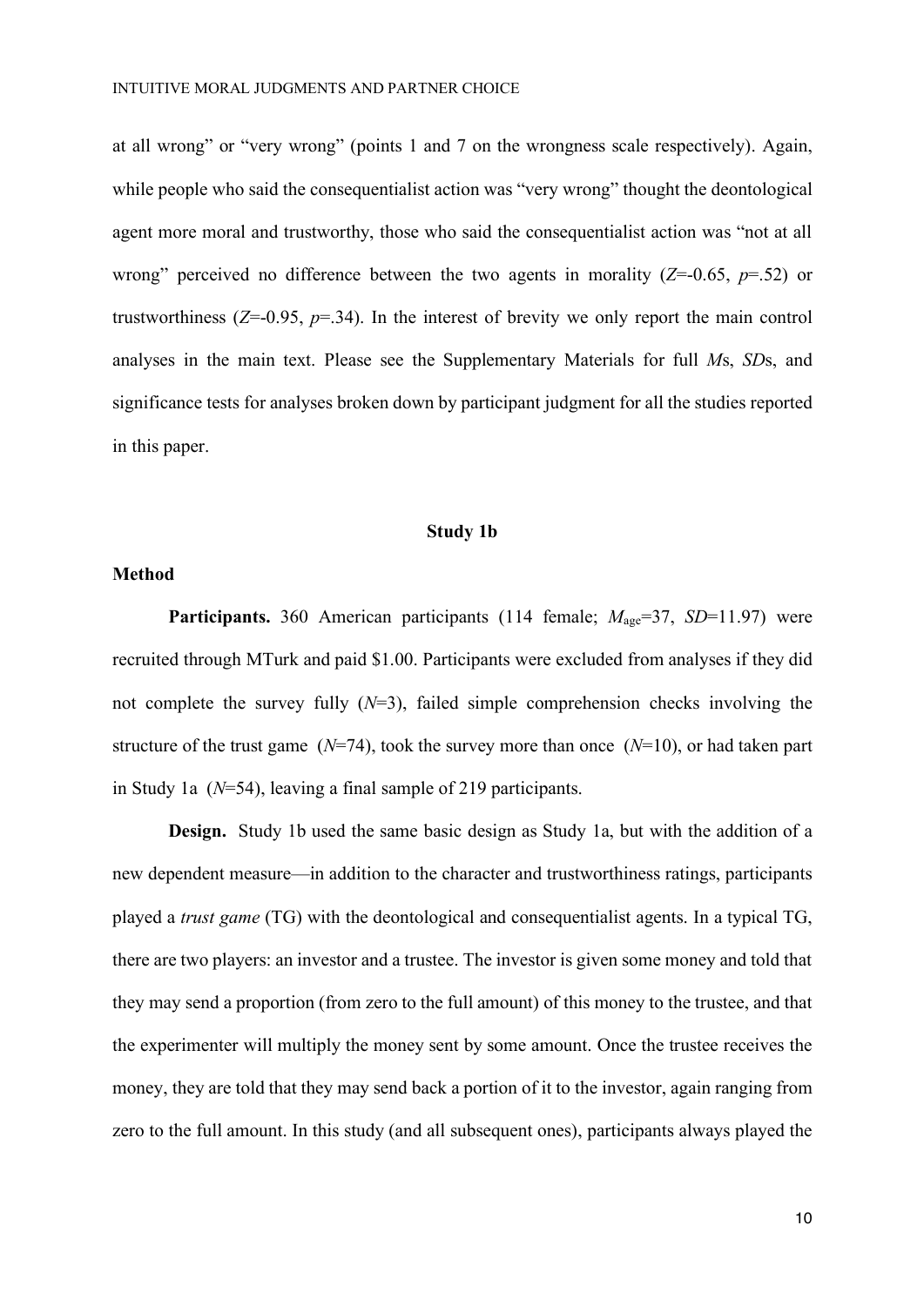at all wrong" or "very wrong" (points 1 and 7 on the wrongness scale respectively). Again, while people who said the consequentialist action was "very wrong" thought the deontological agent more moral and trustworthy, those who said the consequentialist action was "not at all wrong" perceived no difference between the two agents in morality ($Z$=-0.65, $p$=.52) or trustworthiness ($Z$=-0.95, $p$=.34). In the interest of brevity we only report the main control analyses in the main text. Please see the Supplementary Materials for full *M*s, *SD*s, and significance tests for analyses broken down by participant judgment for all the studies reported in this paper.

## Study 1b

### Method

**Participants.** 360 American participants (114 female; $M_{age}$=37, $SD$=11.97) were recruited through MTurk and paid $1.00. Participants were excluded from analyses if they did not complete the survey fully ($N$=3), failed simple comprehension checks involving the structure of the trust game ($N$=74), took the survey more than once ($N$=10), or had taken part in Study 1a ($N$=54), leaving a final sample of 219 participants.

**Design.** Study 1b used the same basic design as Study 1a, but with the addition of a new dependent measure—in addition to the character and trustworthiness ratings, participants played a *trust game* (TG) with the deontological and consequentialist agents. In a typical TG, there are two players: an investor and a trustee. The investor is given some money and told that they may send a proportion (from zero to the full amount) of this money to the trustee, and that the experimenter will multiply the money sent by some amount. Once the trustee receives the money, they are told that they may send back a portion of it to the investor, again ranging from zero to the full amount. In this study (and all subsequent ones), participants always played the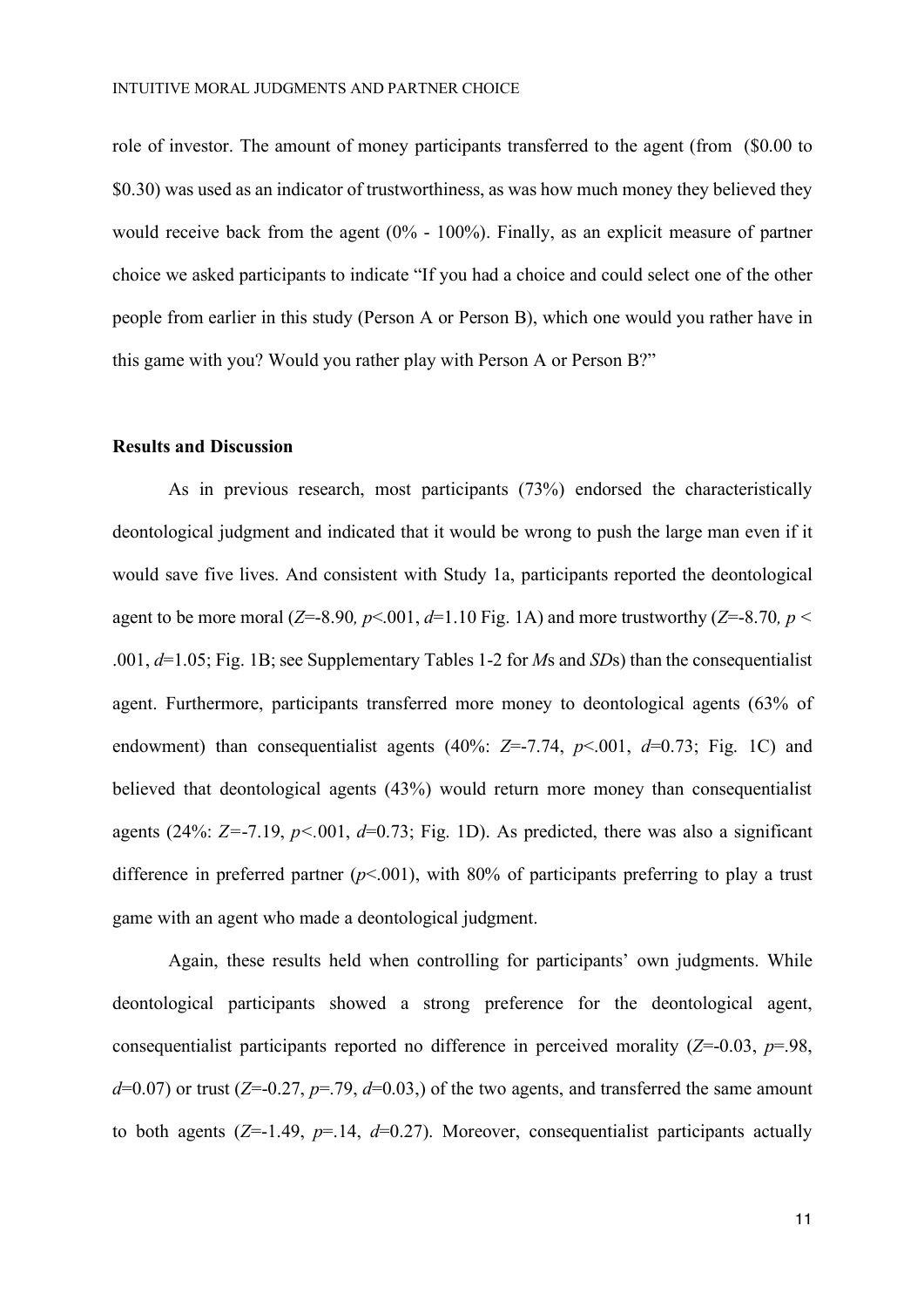role of investor. The amount of money participants transferred to the agent (from ($0.00 to $0.30) was used as an indicator of trustworthiness, as was how much money they believed they would receive back from the agent (0% - 100%). Finally, as an explicit measure of partner choice we asked participants to indicate "If you had a choice and could select one of the other people from earlier in this study (Person A or Person B), which one would you rather have in this game with you? Would you rather play with Person A or Person B?"

### Results and Discussion

As in previous research, most participants (73%) endorsed the characteristically deontological judgment and indicated that it would be wrong to push the large man even if it would save five lives. And consistent with Study 1a, participants reported the deontological agent to be more moral ($Z$=-8.90, $p$<.001, $d$=1.10 Fig. 1A) and more trustworthy ($Z$=-8.70, $p$ < .001, $d$=1.05; Fig. 1B; see Supplementary Tables 1-2 for *M*s and *SD*s) than the consequentialist agent. Furthermore, participants transferred more money to deontological agents (63% of endowment) than consequentialist agents (40%: $Z$=-7.74, $p$<.001, $d$=0.73; Fig. 1C) and believed that deontological agents (43%) would return more money than consequentialist agents (24%: $Z$=-7.19, $p$<.001, $d$=0.73; Fig. 1D). As predicted, there was also a significant difference in preferred partner ($p$<.001), with 80% of participants preferring to play a trust game with an agent who made a deontological judgment.

Again, these results held when controlling for participants' own judgments. While deontological participants showed a strong preference for the deontological agent, consequentialist participants reported no difference in perceived morality ($Z$=-0.03, $p$=.98, $d$=0.07) or trust ($Z$=-0.27, $p$=.79, $d$=0.03,) of the two agents, and transferred the same amount to both agents ($Z$=-1.49, $p$=.14, $d$=0.27). Moreover, consequentialist participants actually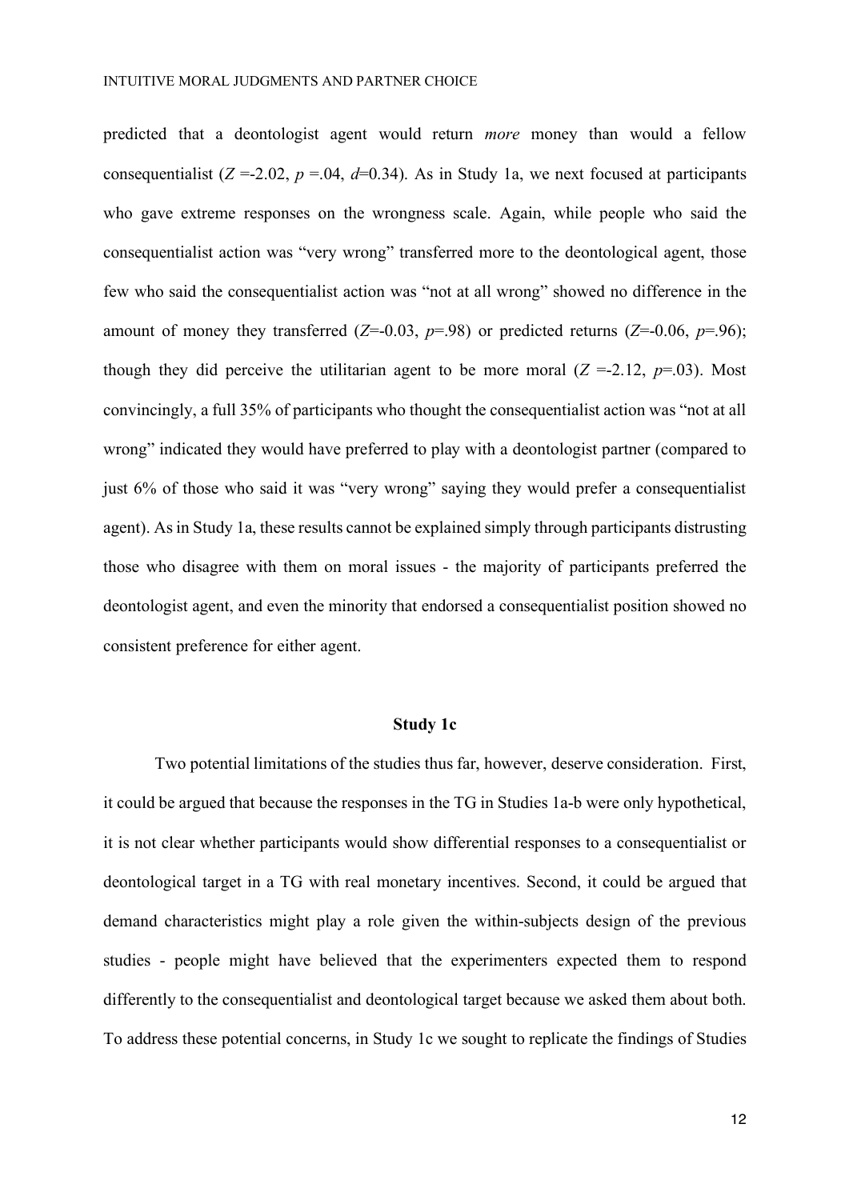predicted that a deontologist agent would return *more* money than would a fellow consequentialist ($Z$ =-2.02, $p$ =.04, $d$=0.34). As in Study 1a, we next focused at participants who gave extreme responses on the wrongness scale. Again, while people who said the consequentialist action was "very wrong" transferred more to the deontological agent, those few who said the consequentialist action was "not at all wrong" showed no difference in the amount of money they transferred ($Z$=-0.03, $p$=.98) or predicted returns ($Z$=-0.06, $p$=.96); though they did perceive the utilitarian agent to be more moral ($Z$ =-2.12, $p$=.03). Most convincingly, a full 35% of participants who thought the consequentialist action was "not at all wrong" indicated they would have preferred to play with a deontologist partner (compared to just 6% of those who said it was "very wrong" saying they would prefer a consequentialist agent). As in Study 1a, these results cannot be explained simply through participants distrusting those who disagree with them on moral issues - the majority of participants preferred the deontologist agent, and even the minority that endorsed a consequentialist position showed no consistent preference for either agent.

## Study 1c

Two potential limitations of the studies thus far, however, deserve consideration. First, it could be argued that because the responses in the TG in Studies 1a-b were only hypothetical, it is not clear whether participants would show differential responses to a consequentialist or deontological target in a TG with real monetary incentives. Second, it could be argued that demand characteristics might play a role given the within-subjects design of the previous studies - people might have believed that the experimenters expected them to respond differently to the consequentialist and deontological target because we asked them about both. To address these potential concerns, in Study 1c we sought to replicate the findings of Studies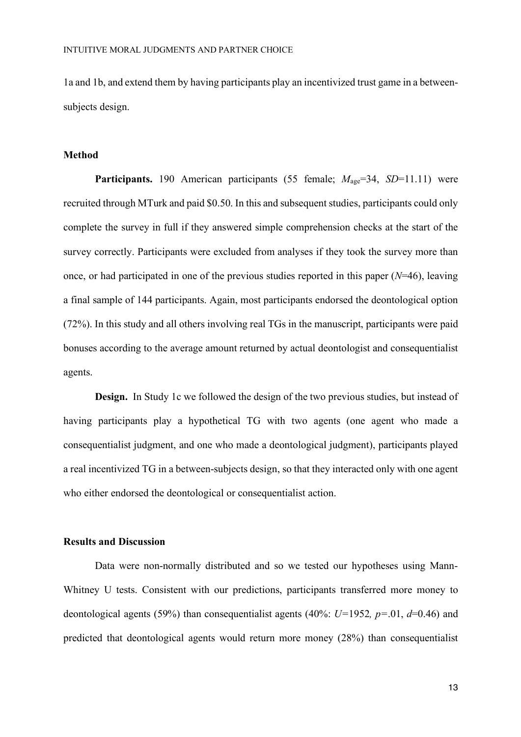1a and 1b, and extend them by having participants play an incentivized trust game in a between-subjects design.

### Method

**Participants.** 190 American participants (55 female; $M_{age}$=34, *SD*=11.11) were recruited through MTurk and paid \$0.50. In this and subsequent studies, participants could only complete the survey in full if they answered simple comprehension checks at the start of the survey correctly. Participants were excluded from analyses if they took the survey more than once, or had participated in one of the previous studies reported in this paper (*N*=46), leaving a final sample of 144 participants. Again, most participants endorsed the deontological option (72%). In this study and all others involving real TGs in the manuscript, participants were paid bonuses according to the average amount returned by actual deontologist and consequentialist agents.

**Design.** In Study 1c we followed the design of the two previous studies, but instead of having participants play a hypothetical TG with two agents (one agent who made a consequentialist judgment, and one who made a deontological judgment), participants played a real incentivized TG in a between-subjects design, so that they interacted only with one agent who either endorsed the deontological or consequentialist action.

### Results and Discussion

Data were non-normally distributed and so we tested our hypotheses using Mann-Whitney U tests. Consistent with our predictions, participants transferred more money to deontological agents (59%) than consequentialist agents (40%: *U*=1952*, p*=.01, *d*=0.46) and predicted that deontological agents would return more money (28%) than consequentialist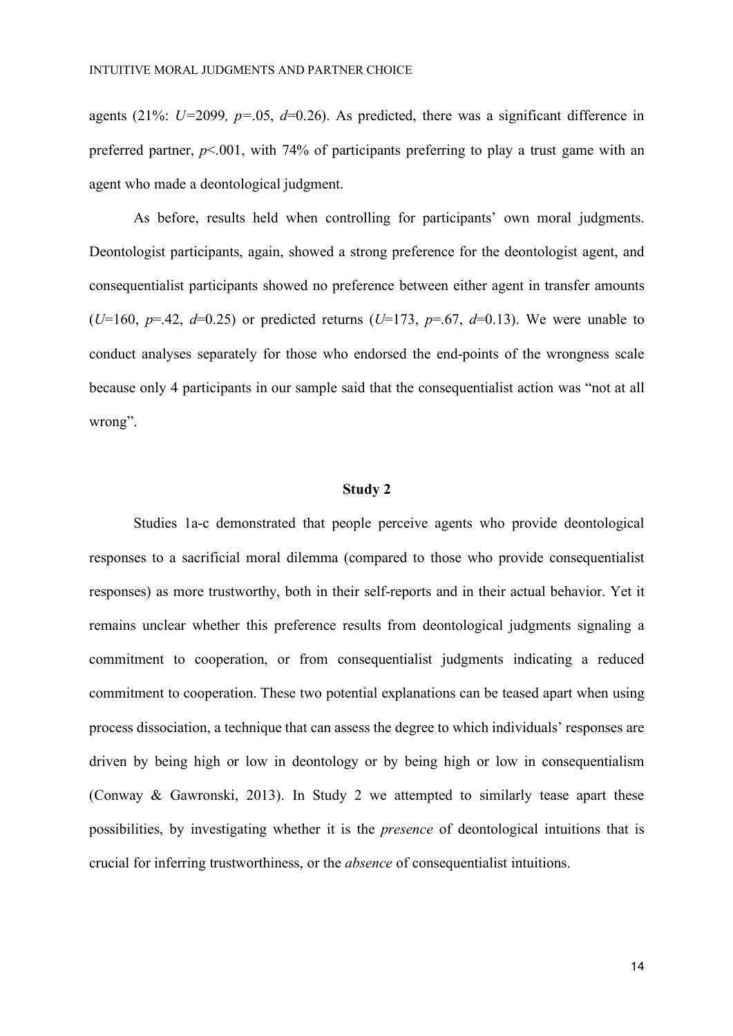agents (21%: $U$=2099, $p$=.05, $d$=0.26). As predicted, there was a significant difference in preferred partner, $p$<.001, with 74% of participants preferring to play a trust game with an agent who made a deontological judgment.

As before, results held when controlling for participants' own moral judgments. Deontologist participants, again, showed a strong preference for the deontologist agent, and consequentialist participants showed no preference between either agent in transfer amounts ($U$=160, $p$=.42, $d$=0.25) or predicted returns ($U$=173, $p$=.67, $d$=0.13). We were unable to conduct analyses separately for those who endorsed the end-points of the wrongness scale because only 4 participants in our sample said that the consequentialist action was "not at all wrong".

## Study 2

Studies 1a-c demonstrated that people perceive agents who provide deontological responses to a sacrificial moral dilemma (compared to those who provide consequentialist responses) as more trustworthy, both in their self-reports and in their actual behavior. Yet it remains unclear whether this preference results from deontological judgments signaling a commitment to cooperation, or from consequentialist judgments indicating a reduced commitment to cooperation. These two potential explanations can be teased apart when using process dissociation, a technique that can assess the degree to which individuals' responses are driven by being high or low in deontology or by being high or low in consequentialism (Conway & Gawronski, 2013). In Study 2 we attempted to similarly tease apart these possibilities, by investigating whether it is the *presence* of deontological intuitions that is crucial for inferring trustworthiness, or the *absence* of consequentialist intuitions.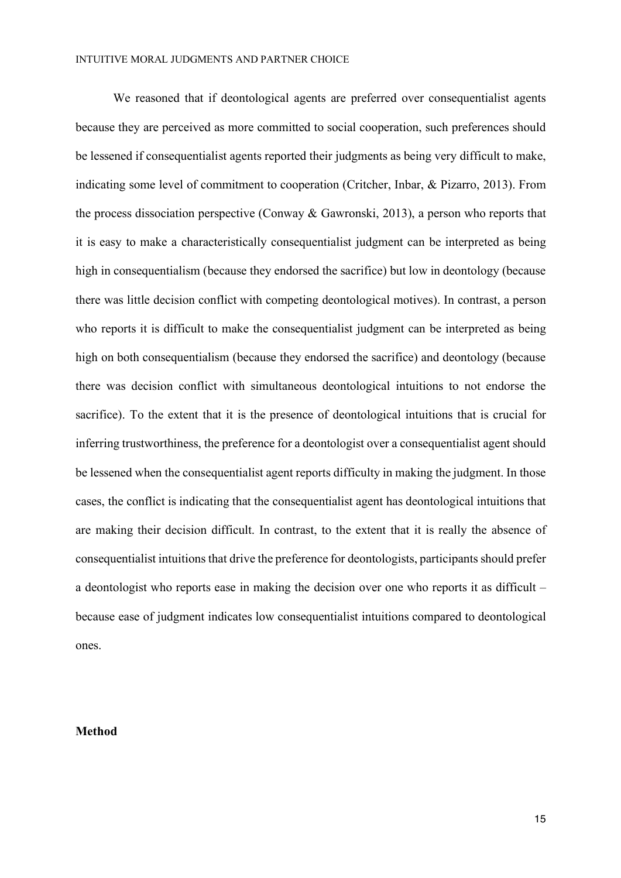We reasoned that if deontological agents are preferred over consequentialist agents because they are perceived as more committed to social cooperation, such preferences should be lessened if consequentialist agents reported their judgments as being very difficult to make, indicating some level of commitment to cooperation (Critcher, Inbar, & Pizarro, 2013). From the process dissociation perspective (Conway & Gawronski, 2013), a person who reports that it is easy to make a characteristically consequentialist judgment can be interpreted as being high in consequentialism (because they endorsed the sacrifice) but low in deontology (because there was little decision conflict with competing deontological motives). In contrast, a person who reports it is difficult to make the consequentialist judgment can be interpreted as being high on both consequentialism (because they endorsed the sacrifice) and deontology (because there was decision conflict with simultaneous deontological intuitions to not endorse the sacrifice). To the extent that it is the presence of deontological intuitions that is crucial for inferring trustworthiness, the preference for a deontologist over a consequentialist agent should be lessened when the consequentialist agent reports difficulty in making the judgment. In those cases, the conflict is indicating that the consequentialist agent has deontological intuitions that are making their decision difficult. In contrast, to the extent that it is really the absence of consequentialist intuitions that drive the preference for deontologists, participants should prefer a deontologist who reports ease in making the decision over one who reports it as difficult – because ease of judgment indicates low consequentialist intuitions compared to deontological ones.

**Method**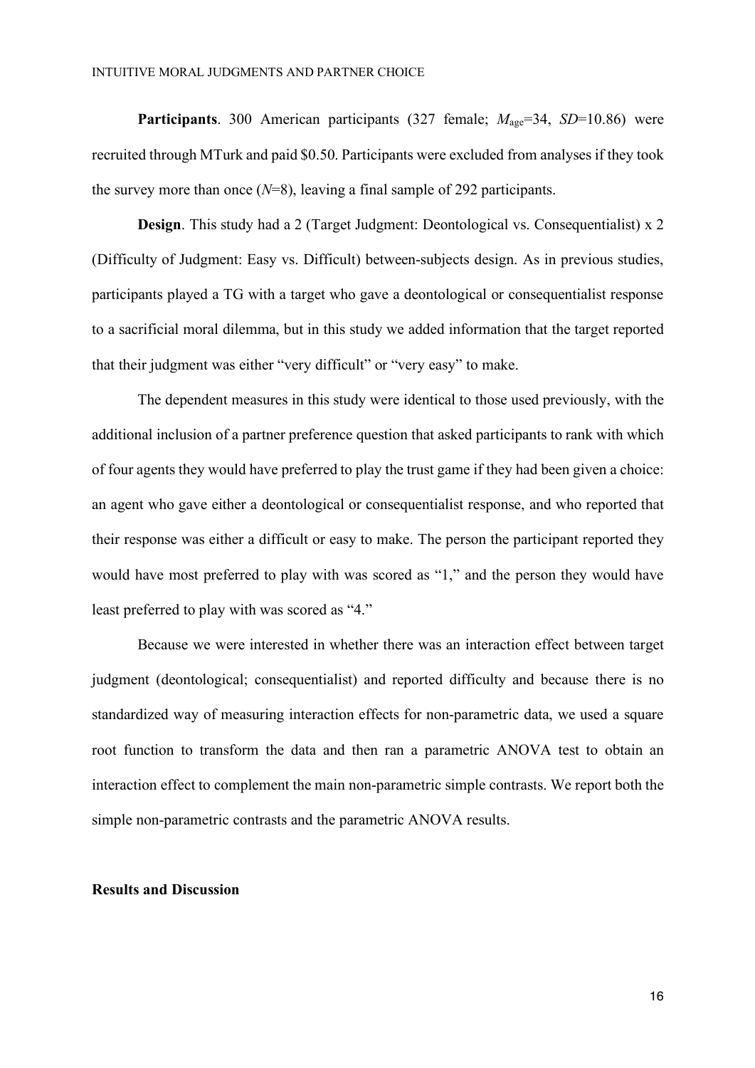**Participants**. 300 American participants (327 female; $M_{age}$=34, $SD$=10.86) were recruited through MTurk and paid $0.50. Participants were excluded from analyses if they took the survey more than once ($N$=8), leaving a final sample of 292 participants.

**Design**. This study had a 2 (Target Judgment: Deontological vs. Consequentialist) x 2 (Difficulty of Judgment: Easy vs. Difficult) between-subjects design. As in previous studies, participants played a TG with a target who gave a deontological or consequentialist response to a sacrificial moral dilemma, but in this study we added information that the target reported that their judgment was either "very difficult" or "very easy" to make.

The dependent measures in this study were identical to those used previously, with the additional inclusion of a partner preference question that asked participants to rank with which of four agents they would have preferred to play the trust game if they had been given a choice: an agent who gave either a deontological or consequentialist response, and who reported that their response was either a difficult or easy to make. The person the participant reported they would have most preferred to play with was scored as "1," and the person they would have least preferred to play with was scored as "4."

Because we were interested in whether there was an interaction effect between target judgment (deontological; consequentialist) and reported difficulty and because there is no standardized way of measuring interaction effects for non-parametric data, we used a square root function to transform the data and then ran a parametric ANOVA test to obtain an interaction effect to complement the main non-parametric simple contrasts. We report both the simple non-parametric contrasts and the parametric ANOVA results.

**Results and Discussion**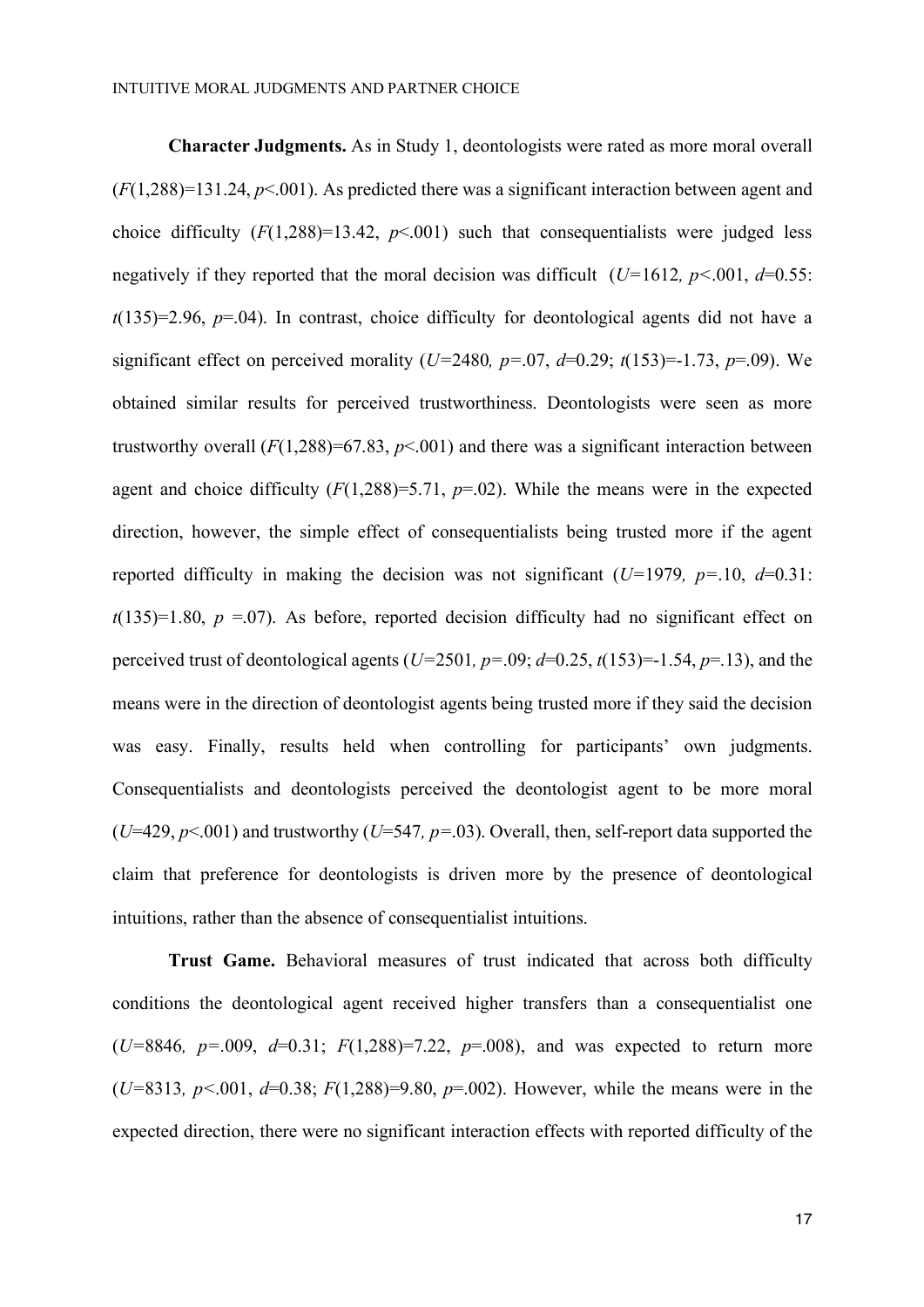**Character Judgments.** As in Study 1, deontologists were rated as more moral overall ($F(1,288)=131.24$, $p<.001$). As predicted there was a significant interaction between agent and choice difficulty ($F(1,288)=13.42$, $p<.001$) such that consequentialists were judged less negatively if they reported that the moral decision was difficult ($U=1612$, $p<.001$, $d=0.55$: $t(135)=2.96$, $p=.04$). In contrast, choice difficulty for deontological agents did not have a significant effect on perceived morality ($U=2480$, $p=.07$, $d=0.29$; $t(153)=-1.73$, $p=.09$). We obtained similar results for perceived trustworthiness. Deontologists were seen as more trustworthy overall ($F(1,288)=67.83$, $p<.001$) and there was a significant interaction between agent and choice difficulty ($F(1,288)=5.71$, $p=.02$). While the means were in the expected direction, however, the simple effect of consequentialists being trusted more if the agent reported difficulty in making the decision was not significant ($U=1979$, $p=.10$, $d=0.31$: $t(135)=1.80$, $p=.07$). As before, reported decision difficulty had no significant effect on perceived trust of deontological agents ($U=2501$, $p=.09$; $d=0.25$, $t(153)=-1.54$, $p=.13$), and the means were in the direction of deontologist agents being trusted more if they said the decision was easy. Finally, results held when controlling for participants' own judgments. Consequentialists and deontologists perceived the deontologist agent to be more moral ($U=429$, $p<.001$) and trustworthy ($U=547$, $p=.03$). Overall, then, self-report data supported the claim that preference for deontologists is driven more by the presence of deontological intuitions, rather than the absence of consequentialist intuitions.

**Trust Game.** Behavioral measures of trust indicated that across both difficulty conditions the deontological agent received higher transfers than a consequentialist one ($U=8846$, $p=.009$, $d=0.31$; $F(1,288)=7.22$, $p=.008$), and was expected to return more ($U=8313$, $p<.001$, $d=0.38$; $F(1,288)=9.80$, $p=.002$). However, while the means were in the expected direction, there were no significant interaction effects with reported difficulty of the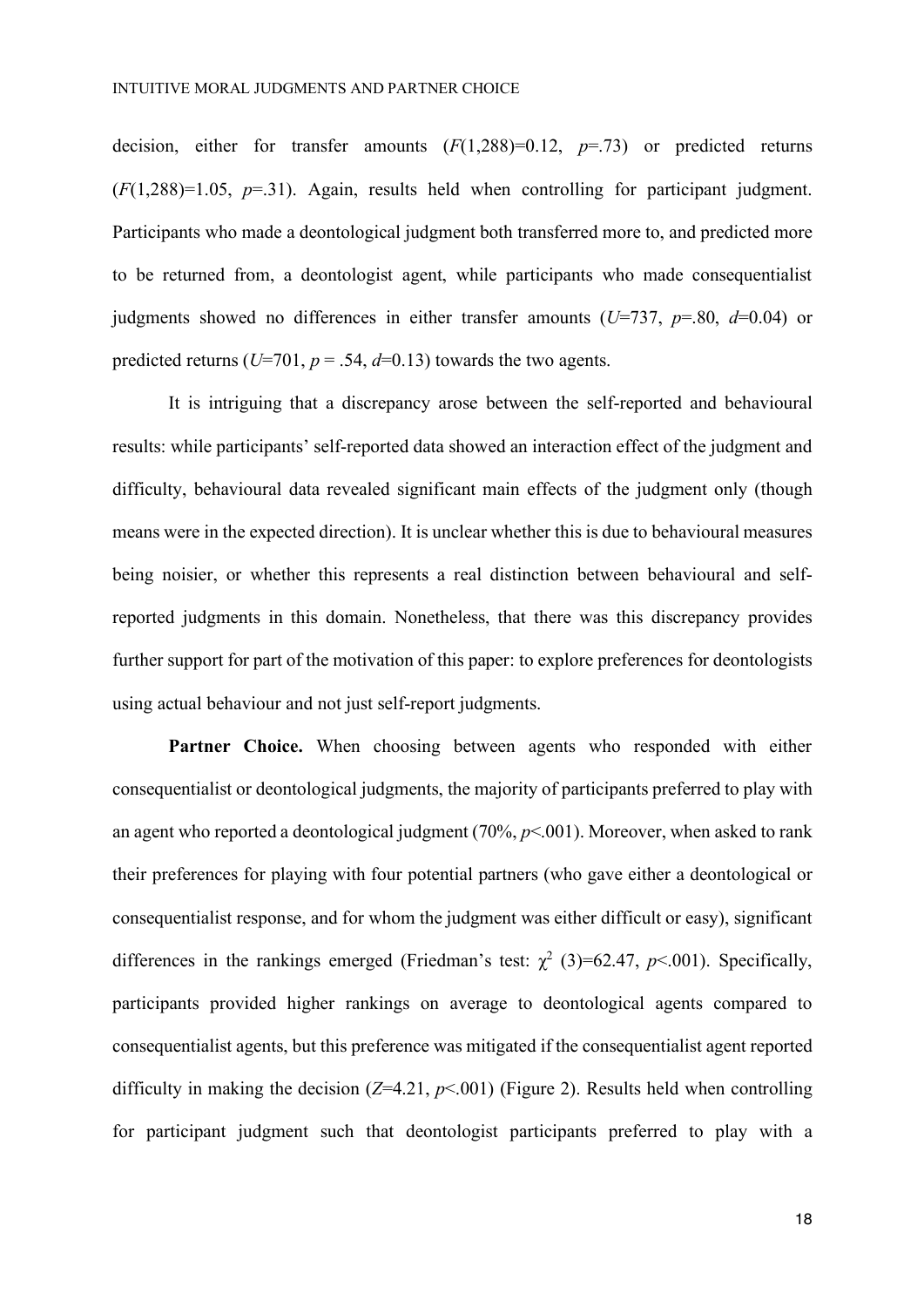decision, either for transfer amounts ($F(1,288)=0.12$, $p=.73$) or predicted returns ($F(1,288)=1.05$, $p=.31$). Again, results held when controlling for participant judgment. Participants who made a deontological judgment both transferred more to, and predicted more to be returned from, a deontologist agent, while participants who made consequentialist judgments showed no differences in either transfer amounts ($U=737$, $p=.80$, $d=0.04$) or predicted returns ($U=701$, $p = .54$, $d=0.13$) towards the two agents.

It is intriguing that a discrepancy arose between the self-reported and behavioural results: while participants' self-reported data showed an interaction effect of the judgment and difficulty, behavioural data revealed significant main effects of the judgment only (though means were in the expected direction). It is unclear whether this is due to behavioural measures being noisier, or whether this represents a real distinction between behavioural and self-reported judgments in this domain. Nonetheless, that there was this discrepancy provides further support for part of the motivation of this paper: to explore preferences for deontologists using actual behaviour and not just self-report judgments.

**Partner Choice.** When choosing between agents who responded with either consequentialist or deontological judgments, the majority of participants preferred to play with an agent who reported a deontological judgment (70%, $p<.001$). Moreover, when asked to rank their preferences for playing with four potential partners (who gave either a deontological or consequentialist response, and for whom the judgment was either difficult or easy), significant differences in the rankings emerged (Friedman's test: $\chi^2$ (3)=62.47, $p<.001$). Specifically, participants provided higher rankings on average to deontological agents compared to consequentialist agents, but this preference was mitigated if the consequentialist agent reported difficulty in making the decision ($Z=4.21$, $p<.001$) (Figure 2). Results held when controlling for participant judgment such that deontologist participants preferred to play with a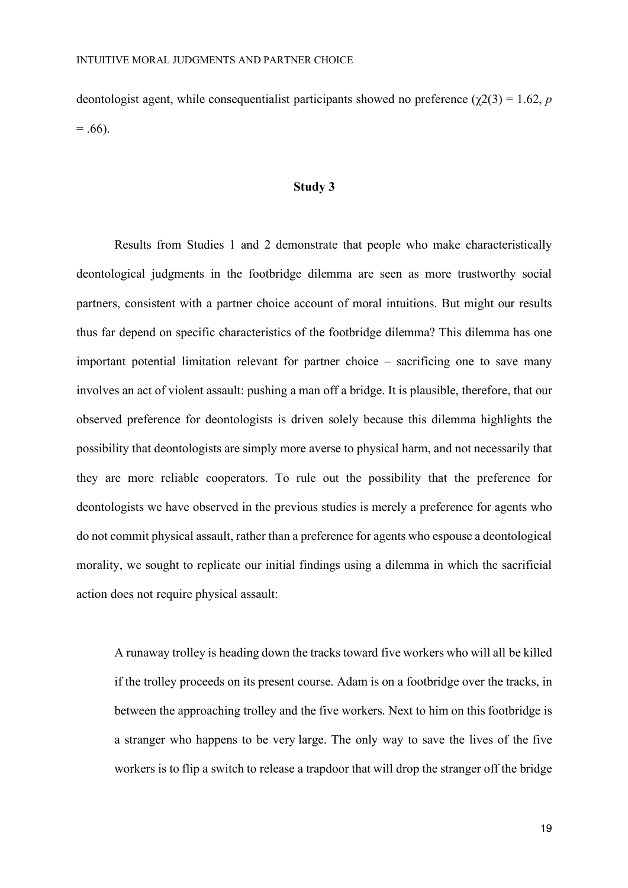deontologist agent, while consequentialist participants showed no preference ($\chi2(3) = 1.62$, $p = .66$).

## Study 3

Results from Studies 1 and 2 demonstrate that people who make characteristically deontological judgments in the footbridge dilemma are seen as more trustworthy social partners, consistent with a partner choice account of moral intuitions. But might our results thus far depend on specific characteristics of the footbridge dilemma? This dilemma has one important potential limitation relevant for partner choice – sacrificing one to save many involves an act of violent assault: pushing a man off a bridge. It is plausible, therefore, that our observed preference for deontologists is driven solely because this dilemma highlights the possibility that deontologists are simply more averse to physical harm, and not necessarily that they are more reliable cooperators. To rule out the possibility that the preference for deontologists we have observed in the previous studies is merely a preference for agents who do not commit physical assault, rather than a preference for agents who espouse a deontological morality, we sought to replicate our initial findings using a dilemma in which the sacrificial action does not require physical assault:

> A runaway trolley is heading down the tracks toward five workers who will all be killed if the trolley proceeds on its present course. Adam is on a footbridge over the tracks, in between the approaching trolley and the five workers. Next to him on this footbridge is a stranger who happens to be very large. The only way to save the lives of the five workers is to flip a switch to release a trapdoor that will drop the stranger off the bridge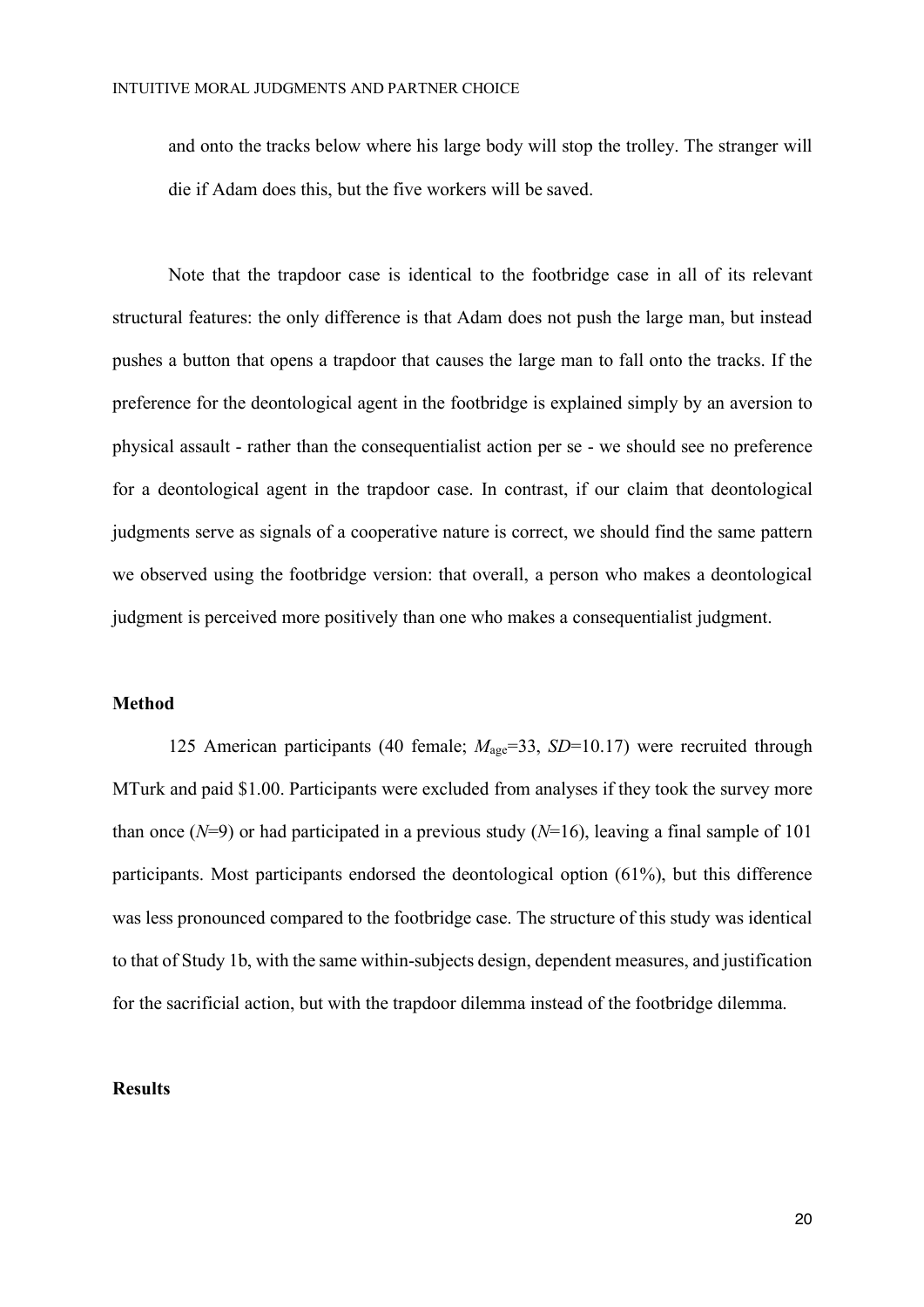and onto the tracks below where his large body will stop the trolley. The stranger will die if Adam does this, but the five workers will be saved.

Note that the trapdoor case is identical to the footbridge case in all of its relevant structural features: the only difference is that Adam does not push the large man, but instead pushes a button that opens a trapdoor that causes the large man to fall onto the tracks. If the preference for the deontological agent in the footbridge is explained simply by an aversion to physical assault - rather than the consequentialist action per se - we should see no preference for a deontological agent in the trapdoor case. In contrast, if our claim that deontological judgments serve as signals of a cooperative nature is correct, we should find the same pattern we observed using the footbridge version: that overall, a person who makes a deontological judgment is perceived more positively than one who makes a consequentialist judgment.

**Method**

125 American participants (40 female; $M_{age}$=33, $SD$=10.17) were recruited through MTurk and paid $1.00. Participants were excluded from analyses if they took the survey more than once ($N$=9) or had participated in a previous study ($N$=16), leaving a final sample of 101 participants. Most participants endorsed the deontological option (61%), but this difference was less pronounced compared to the footbridge case. The structure of this study was identical to that of Study 1b, with the same within-subjects design, dependent measures, and justification for the sacrificial action, but with the trapdoor dilemma instead of the footbridge dilemma.

**Results**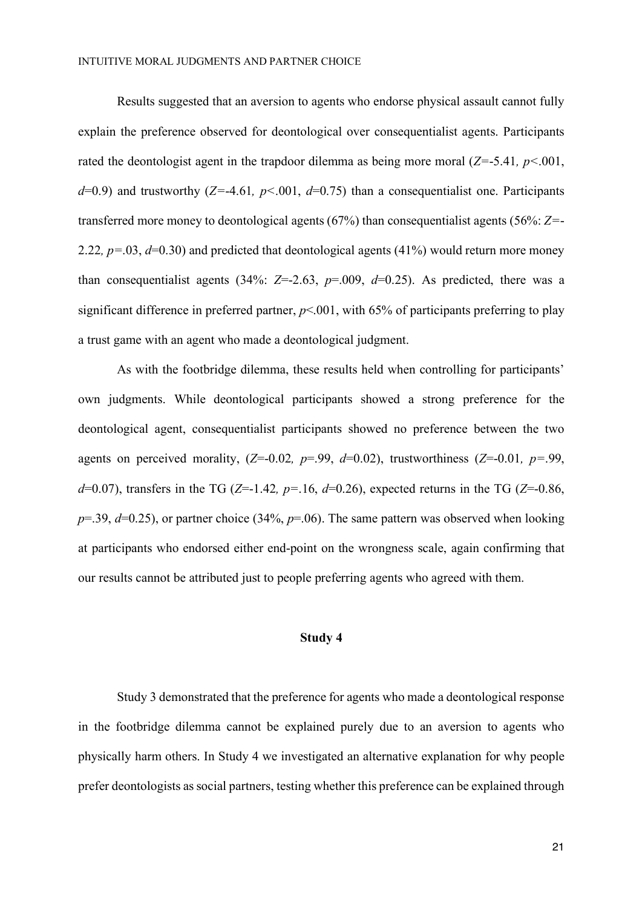Results suggested that an aversion to agents who endorse physical assault cannot fully explain the preference observed for deontological over consequentialist agents. Participants rated the deontologist agent in the trapdoor dilemma as being more moral ($Z$=-5.41*,* $p$<.001, $d$=0.9) and trustworthy ($Z$=-4.61*,* $p$<.001, $d$=0.75) than a consequentialist one. Participants transferred more money to deontological agents (67%) than consequentialist agents (56%: $Z$=-2.22*,* $p$=.03, $d$=0.30) and predicted that deontological agents (41%) would return more money than consequentialist agents (34%: $Z$=-2.63, $p$=.009, $d$=0.25). As predicted, there was a significant difference in preferred partner, $p$<.001, with 65% of participants preferring to play a trust game with an agent who made a deontological judgment.

As with the footbridge dilemma, these results held when controlling for participants' own judgments. While deontological participants showed a strong preference for the deontological agent, consequentialist participants showed no preference between the two agents on perceived morality, ($Z$=-0.02*,* $p$=.99, $d$=0.02), trustworthiness ($Z$=-0.01*,* $p$=.99, $d$=0.07), transfers in the TG ($Z$=-1.42*,* $p$=.16, $d$=0.26), expected returns in the TG ($Z$=-0.86, $p$=.39, $d$=0.25), or partner choice (34%, $p$=.06). The same pattern was observed when looking at participants who endorsed either end-point on the wrongness scale, again confirming that our results cannot be attributed just to people preferring agents who agreed with them.

## Study 4

Study 3 demonstrated that the preference for agents who made a deontological response in the footbridge dilemma cannot be explained purely due to an aversion to agents who physically harm others. In Study 4 we investigated an alternative explanation for why people prefer deontologists as social partners, testing whether this preference can be explained through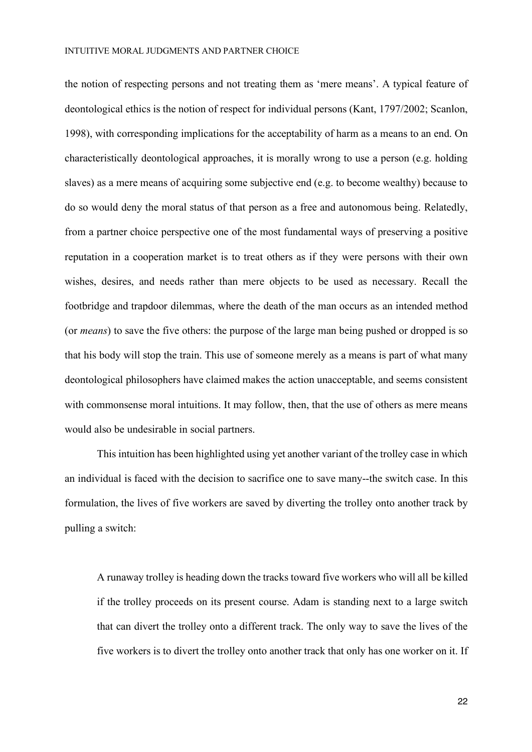the notion of respecting persons and not treating them as 'mere means'. A typical feature of deontological ethics is the notion of respect for individual persons (Kant, 1797/2002; Scanlon, 1998), with corresponding implications for the acceptability of harm as a means to an end. On characteristically deontological approaches, it is morally wrong to use a person (e.g. holding slaves) as a mere means of acquiring some subjective end (e.g. to become wealthy) because to do so would deny the moral status of that person as a free and autonomous being. Relatedly, from a partner choice perspective one of the most fundamental ways of preserving a positive reputation in a cooperation market is to treat others as if they were persons with their own wishes, desires, and needs rather than mere objects to be used as necessary. Recall the footbridge and trapdoor dilemmas, where the death of the man occurs as an intended method (or *means*) to save the five others: the purpose of the large man being pushed or dropped is so that his body will stop the train. This use of someone merely as a means is part of what many deontological philosophers have claimed makes the action unacceptable, and seems consistent with commonsense moral intuitions. It may follow, then, that the use of others as mere means would also be undesirable in social partners.

This intuition has been highlighted using yet another variant of the trolley case in which an individual is faced with the decision to sacrifice one to save many--the switch case. In this formulation, the lives of five workers are saved by diverting the trolley onto another track by pulling a switch:

> A runaway trolley is heading down the tracks toward five workers who will all be killed if the trolley proceeds on its present course. Adam is standing next to a large switch that can divert the trolley onto a different track. The only way to save the lives of the five workers is to divert the trolley onto another track that only has one worker on it. If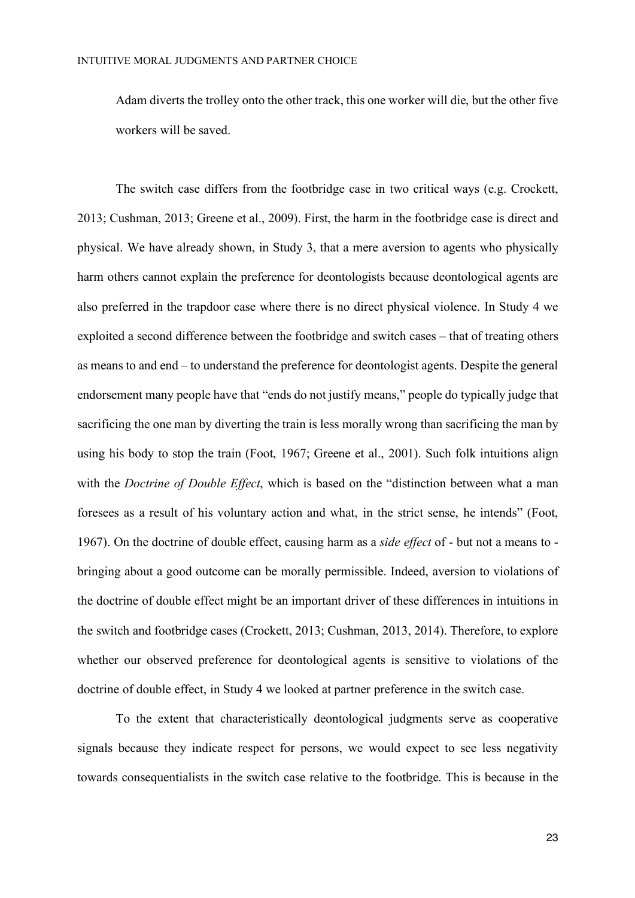Adam diverts the trolley onto the other track, this one worker will die, but the other five workers will be saved.

The switch case differs from the footbridge case in two critical ways (e.g. Crockett, 2013; Cushman, 2013; Greene et al., 2009). First, the harm in the footbridge case is direct and physical. We have already shown, in Study 3, that a mere aversion to agents who physically harm others cannot explain the preference for deontologists because deontological agents are also preferred in the trapdoor case where there is no direct physical violence. In Study 4 we exploited a second difference between the footbridge and switch cases – that of treating others as means to and end – to understand the preference for deontologist agents. Despite the general endorsement many people have that "ends do not justify means," people do typically judge that sacrificing the one man by diverting the train is less morally wrong than sacrificing the man by using his body to stop the train (Foot, 1967; Greene et al., 2001). Such folk intuitions align with the *Doctrine of Double Effect*, which is based on the "distinction between what a man foresees as a result of his voluntary action and what, in the strict sense, he intends" (Foot, 1967). On the doctrine of double effect, causing harm as a *side effect* of - but not a means to - bringing about a good outcome can be morally permissible. Indeed, aversion to violations of the doctrine of double effect might be an important driver of these differences in intuitions in the switch and footbridge cases (Crockett, 2013; Cushman, 2013, 2014). Therefore, to explore whether our observed preference for deontological agents is sensitive to violations of the doctrine of double effect, in Study 4 we looked at partner preference in the switch case.

To the extent that characteristically deontological judgments serve as cooperative signals because they indicate respect for persons, we would expect to see less negativity towards consequentialists in the switch case relative to the footbridge. This is because in the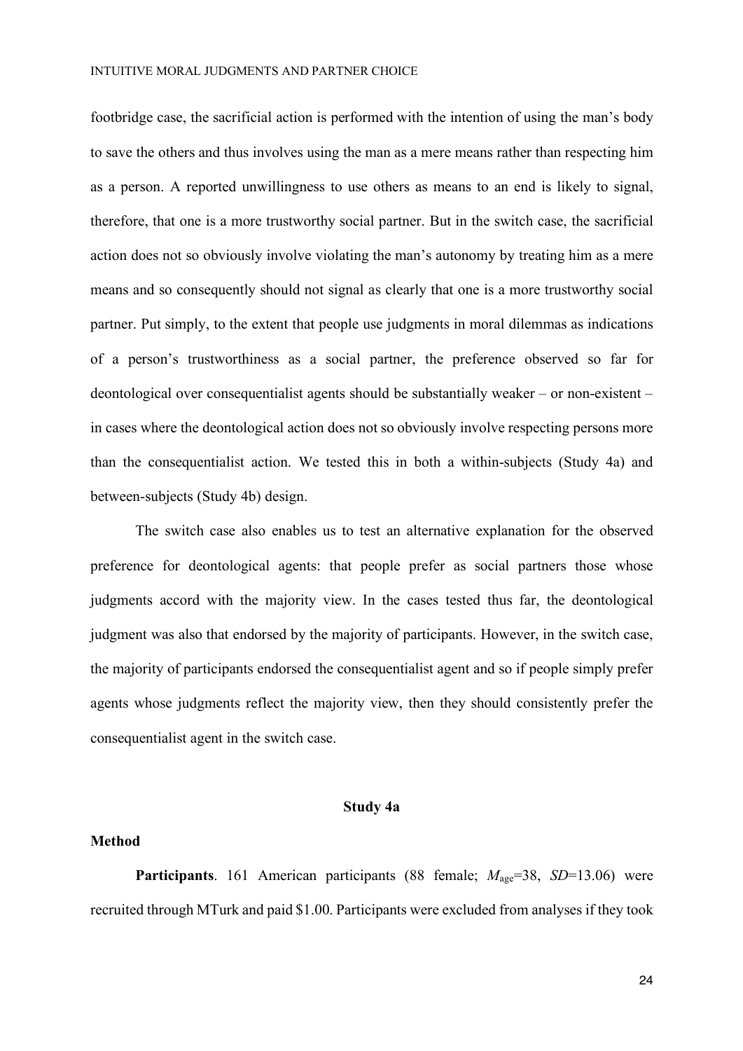footbridge case, the sacrificial action is performed with the intention of using the man's body to save the others and thus involves using the man as a mere means rather than respecting him as a person. A reported unwillingness to use others as means to an end is likely to signal, therefore, that one is a more trustworthy social partner. But in the switch case, the sacrificial action does not so obviously involve violating the man's autonomy by treating him as a mere means and so consequently should not signal as clearly that one is a more trustworthy social partner. Put simply, to the extent that people use judgments in moral dilemmas as indications of a person's trustworthiness as a social partner, the preference observed so far for deontological over consequentialist agents should be substantially weaker – or non-existent – in cases where the deontological action does not so obviously involve respecting persons more than the consequentialist action. We tested this in both a within-subjects (Study 4a) and between-subjects (Study 4b) design.

The switch case also enables us to test an alternative explanation for the observed preference for deontological agents: that people prefer as social partners those whose judgments accord with the majority view. In the cases tested thus far, the deontological judgment was also that endorsed by the majority of participants. However, in the switch case, the majority of participants endorsed the consequentialist agent and so if people simply prefer agents whose judgments reflect the majority view, then they should consistently prefer the consequentialist agent in the switch case.

## Study 4a

### Method

**Participants**. 161 American participants (88 female; $M_{age}$=38, *SD*=13.06) were recruited through MTurk and paid $1.00. Participants were excluded from analyses if they took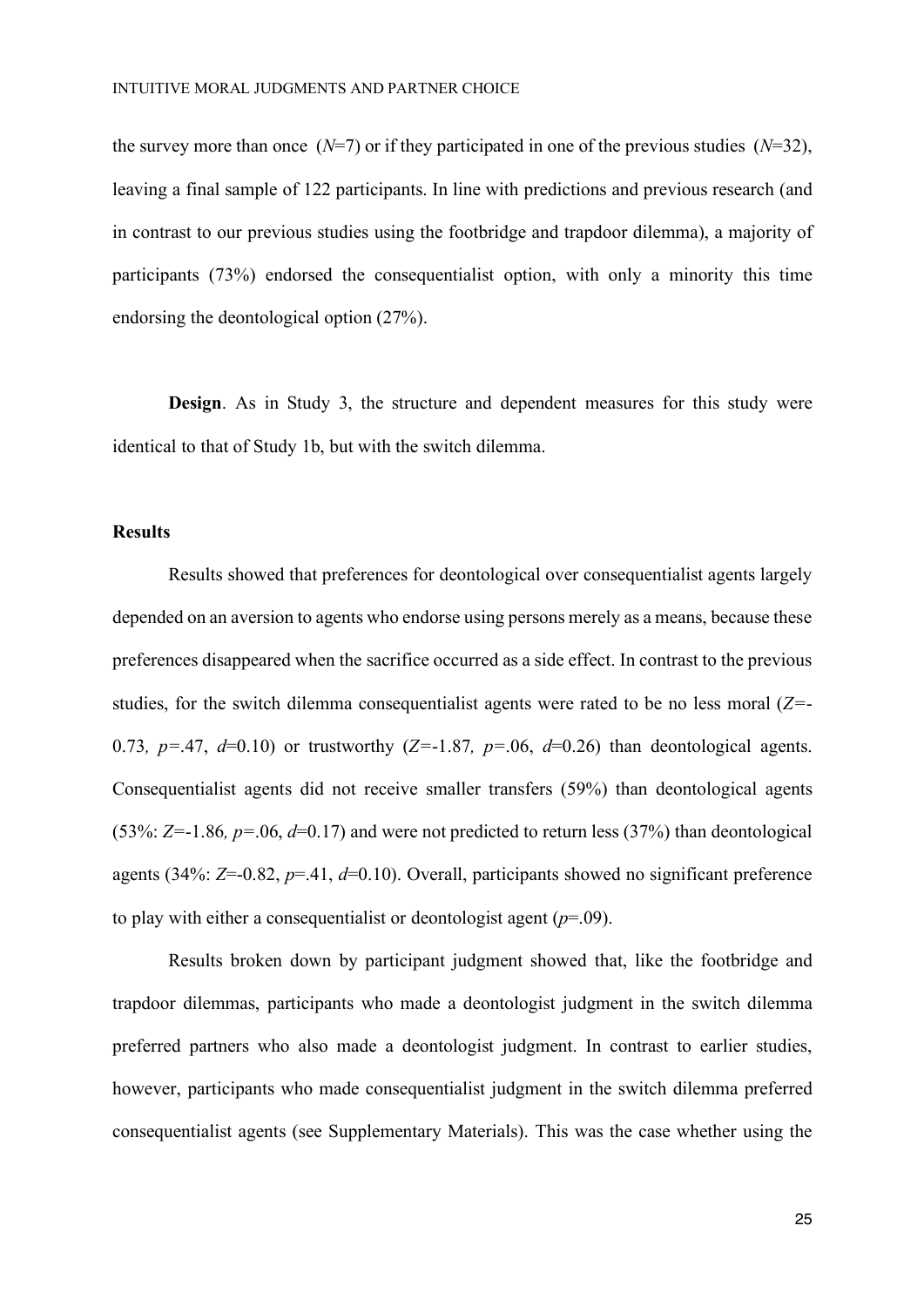the survey more than once (*N*=7) or if they participated in one of the previous studies (*N*=32), leaving a final sample of 122 participants. In line with predictions and previous research (and in contrast to our previous studies using the footbridge and trapdoor dilemma), a majority of participants (73%) endorsed the consequentialist option, with only a minority this time endorsing the deontological option (27%).

**Design**. As in Study 3, the structure and dependent measures for this study were identical to that of Study 1b, but with the switch dilemma.

### Results

Results showed that preferences for deontological over consequentialist agents largely depended on an aversion to agents who endorse using persons merely as a means, because these preferences disappeared when the sacrifice occurred as a side effect. In contrast to the previous studies, for the switch dilemma consequentialist agents were rated to be no less moral ($Z$=-0.73, $p$=.47, $d$=0.10) or trustworthy ($Z$=-1.87, $p$=.06, $d$=0.26) than deontological agents. Consequentialist agents did not receive smaller transfers (59%) than deontological agents (53%: $Z$=-1.86, $p$=.06, $d$=0.17) and were not predicted to return less (37%) than deontological agents (34%: $Z$=-0.82, $p$=.41, $d$=0.10). Overall, participants showed no significant preference to play with either a consequentialist or deontologist agent ($p$=.09).

Results broken down by participant judgment showed that, like the footbridge and trapdoor dilemmas, participants who made a deontologist judgment in the switch dilemma preferred partners who also made a deontologist judgment. In contrast to earlier studies, however, participants who made consequentialist judgment in the switch dilemma preferred consequentialist agents (see Supplementary Materials). This was the case whether using the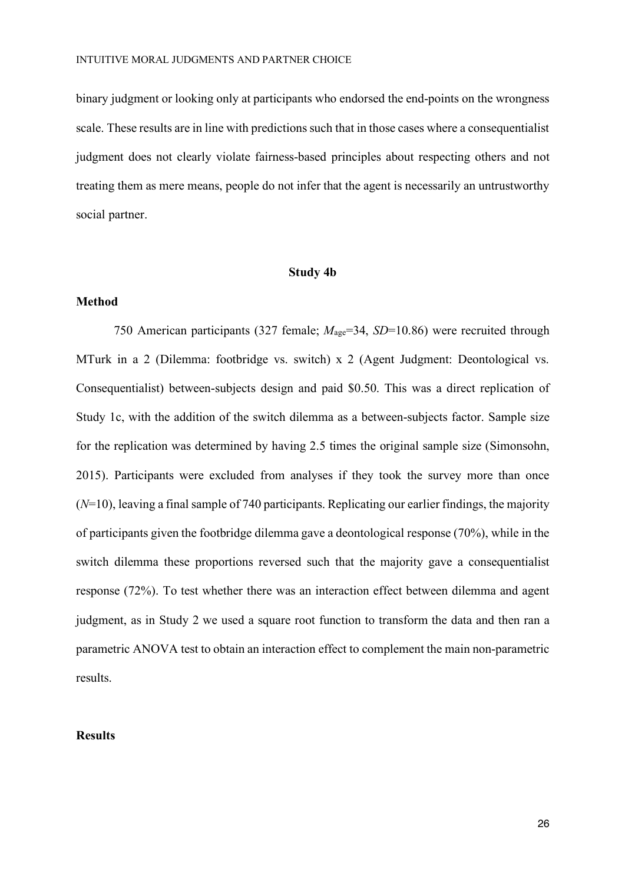binary judgment or looking only at participants who endorsed the end-points on the wrongness scale. These results are in line with predictions such that in those cases where a consequentialist judgment does not clearly violate fairness-based principles about respecting others and not treating them as mere means, people do not infer that the agent is necessarily an untrustworthy social partner.

## Study 4b

### Method

750 American participants (327 female; $M_{age}$=34, *SD*=10.86) were recruited through MTurk in a 2 (Dilemma: footbridge vs. switch) x 2 (Agent Judgment: Deontological vs. Consequentialist) between-subjects design and paid $0.50. This was a direct replication of Study 1c, with the addition of the switch dilemma as a between-subjects factor. Sample size for the replication was determined by having 2.5 times the original sample size (Simonsohn, 2015). Participants were excluded from analyses if they took the survey more than once (*N*=10), leaving a final sample of 740 participants. Replicating our earlier findings, the majority of participants given the footbridge dilemma gave a deontological response (70%), while in the switch dilemma these proportions reversed such that the majority gave a consequentialist response (72%). To test whether there was an interaction effect between dilemma and agent judgment, as in Study 2 we used a square root function to transform the data and then ran a parametric ANOVA test to obtain an interaction effect to complement the main non-parametric results.

### Results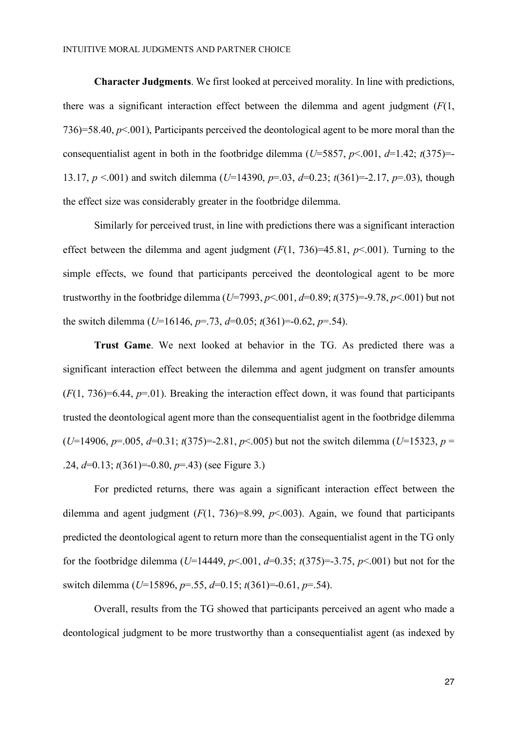**Character Judgments**. We first looked at perceived morality. In line with predictions, there was a significant interaction effect between the dilemma and agent judgment ($F(1, 736)=58.40$, $p<.001$), Participants perceived the deontological agent to be more moral than the consequentialist agent in both in the footbridge dilemma ($U=5857$, $p<.001$, $d=1.42$; $t(375)=-13.17$, $p<.001$) and switch dilemma ($U=14390$, $p=.03$, $d=0.23$; $t(361)=-2.17$, $p=.03$), though the effect size was considerably greater in the footbridge dilemma.

Similarly for perceived trust, in line with predictions there was a significant interaction effect between the dilemma and agent judgment ($F(1, 736)=45.81$, $p<.001$). Turning to the simple effects, we found that participants perceived the deontological agent to be more trustworthy in the footbridge dilemma ($U=7993$, $p<.001$, $d=0.89$; $t(375)=-9.78$, $p<.001$) but not the switch dilemma ($U=16146$, $p=.73$, $d=0.05$; $t(361)=-0.62$, $p=.54$).

**Trust Game**. We next looked at behavior in the TG. As predicted there was a significant interaction effect between the dilemma and agent judgment on transfer amounts ($F(1, 736)=6.44$, $p=.01$). Breaking the interaction effect down, it was found that participants trusted the deontological agent more than the consequentialist agent in the footbridge dilemma ($U=14906$, $p=.005$, $d=0.31$; $t(375)=-2.81$, $p<.005$) but not the switch dilemma ($U=15323$, $p=.24$, $d=0.13$; $t(361)=-0.80$, $p=.43$) (see Figure 3.)

For predicted returns, there was again a significant interaction effect between the dilemma and agent judgment ($F(1, 736)=8.99$, $p<.003$). Again, we found that participants predicted the deontological agent to return more than the consequentialist agent in the TG only for the footbridge dilemma ($U=14449$, $p<.001$, $d=0.35$; $t(375)=-3.75$, $p<.001$) but not for the switch dilemma ($U=15896$, $p=.55$, $d=0.15$; $t(361)=-0.61$, $p=.54$).

Overall, results from the TG showed that participants perceived an agent who made a deontological judgment to be more trustworthy than a consequentialist agent (as indexed by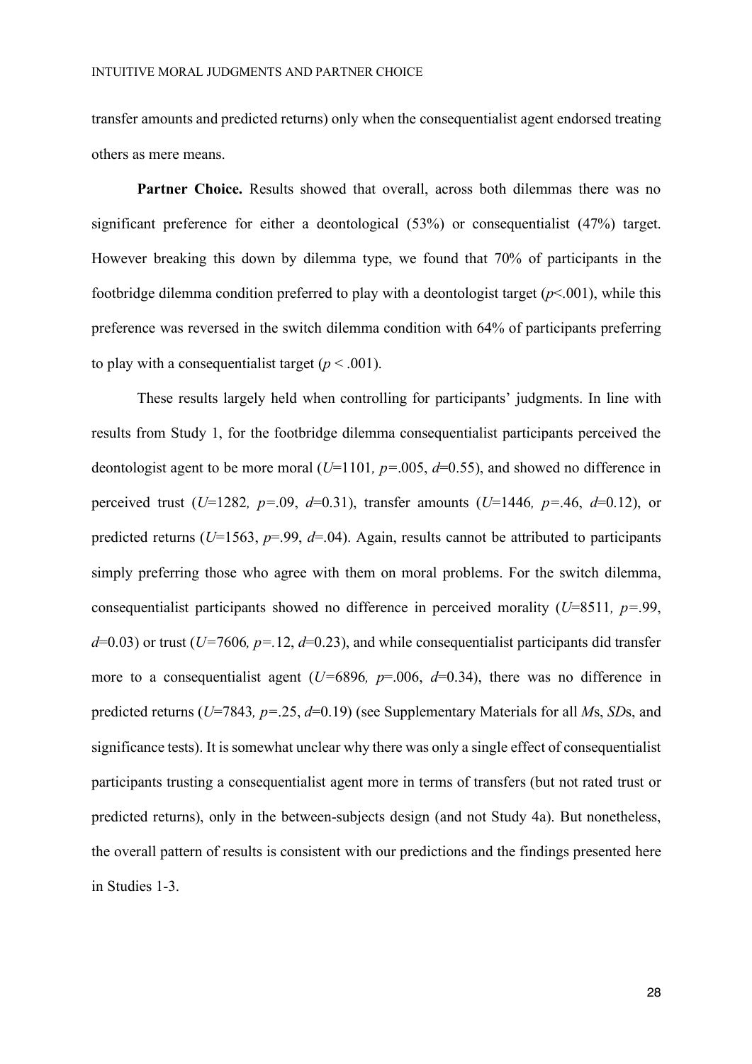transfer amounts and predicted returns) only when the consequentialist agent endorsed treating others as mere means.

**Partner Choice.** Results showed that overall, across both dilemmas there was no significant preference for either a deontological (53%) or consequentialist (47%) target. However breaking this down by dilemma type, we found that 70% of participants in the footbridge dilemma condition preferred to play with a deontologist target ($p<.001$), while this preference was reversed in the switch dilemma condition with 64% of participants preferring to play with a consequentialist target ($p < .001$).

These results largely held when controlling for participants' judgments. In line with results from Study 1, for the footbridge dilemma consequentialist participants perceived the deontologist agent to be more moral ($U$=1101*,* $p$=.005, $d$=0.55), and showed no difference in perceived trust ($U$=1282*,* $p$=.09, $d$=0.31), transfer amounts ($U$=1446*,* $p$=.46, $d$=0.12), or predicted returns ($U$=1563, $p$=.99, $d$=.04). Again, results cannot be attributed to participants simply preferring those who agree with them on moral problems. For the switch dilemma, consequentialist participants showed no difference in perceived morality ($U$=8511*,* $p$=.99, $d$=0.03) or trust ($U$=7606*,* $p$=.12, $d$=0.23), and while consequentialist participants did transfer more to a consequentialist agent ($U$=6896*,* $p$=.006, $d$=0.34), there was no difference in predicted returns ($U$=7843*,* $p$=.25, $d$=0.19) (see Supplementary Materials for all *M*s, *SD*s, and significance tests). It is somewhat unclear why there was only a single effect of consequentialist participants trusting a consequentialist agent more in terms of transfers (but not rated trust or predicted returns), only in the between-subjects design (and not Study 4a). But nonetheless, the overall pattern of results is consistent with our predictions and the findings presented here in Studies 1-3.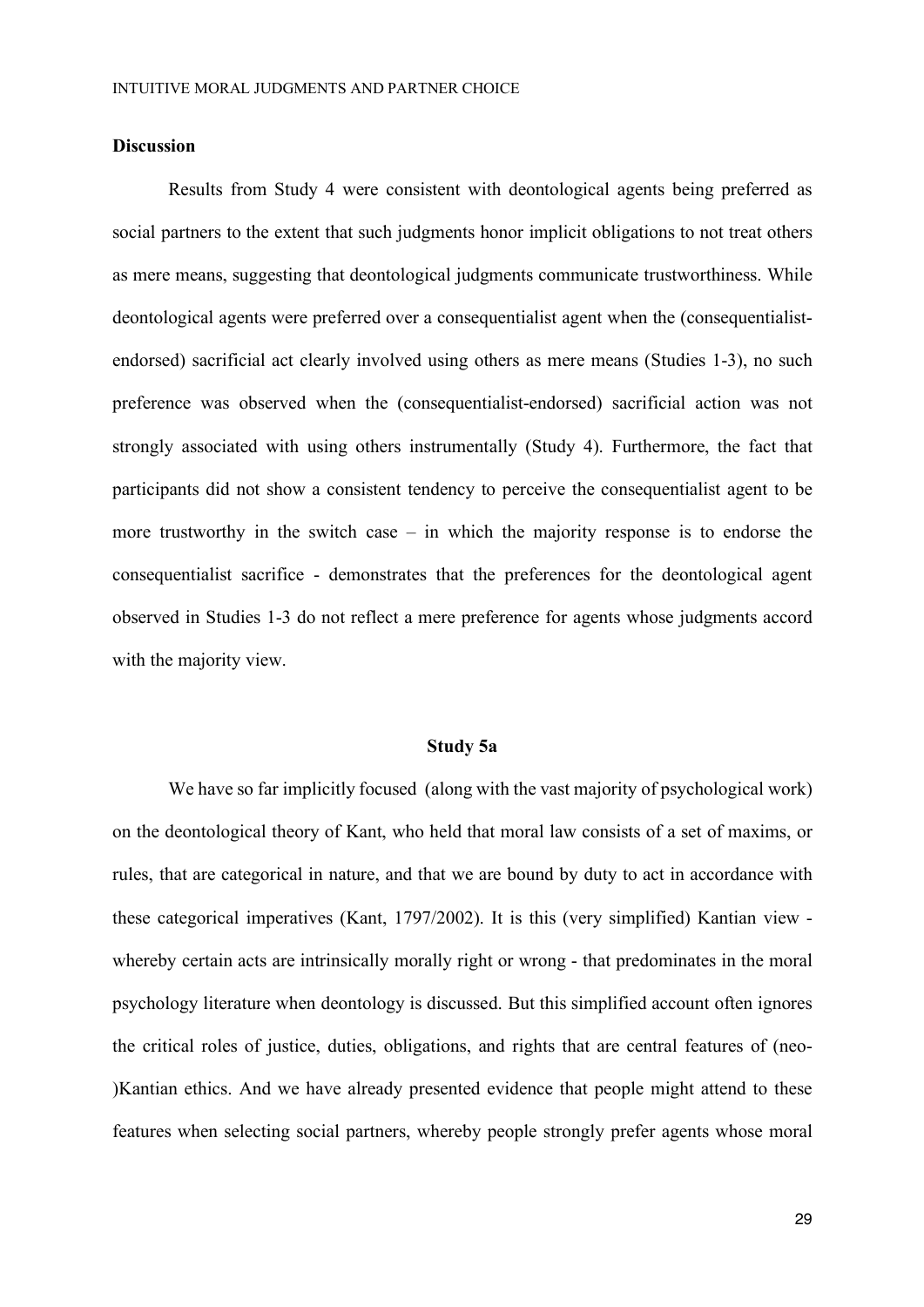## Discussion

Results from Study 4 were consistent with deontological agents being preferred as social partners to the extent that such judgments honor implicit obligations to not treat others as mere means, suggesting that deontological judgments communicate trustworthiness. While deontological agents were preferred over a consequentialist agent when the (consequentialist-endorsed) sacrificial act clearly involved using others as mere means (Studies 1-3), no such preference was observed when the (consequentialist-endorsed) sacrificial action was not strongly associated with using others instrumentally (Study 4). Furthermore, the fact that participants did not show a consistent tendency to perceive the consequentialist agent to be more trustworthy in the switch case – in which the majority response is to endorse the consequentialist sacrifice - demonstrates that the preferences for the deontological agent observed in Studies 1-3 do not reflect a mere preference for agents whose judgments accord with the majority view.

## Study 5a

We have so far implicitly focused (along with the vast majority of psychological work) on the deontological theory of Kant, who held that moral law consists of a set of maxims, or rules, that are categorical in nature, and that we are bound by duty to act in accordance with these categorical imperatives (Kant, 1797/2002). It is this (very simplified) Kantian view - whereby certain acts are intrinsically morally right or wrong - that predominates in the moral psychology literature when deontology is discussed. But this simplified account often ignores the critical roles of justice, duties, obligations, and rights that are central features of (neo-)Kantian ethics. And we have already presented evidence that people might attend to these features when selecting social partners, whereby people strongly prefer agents whose moral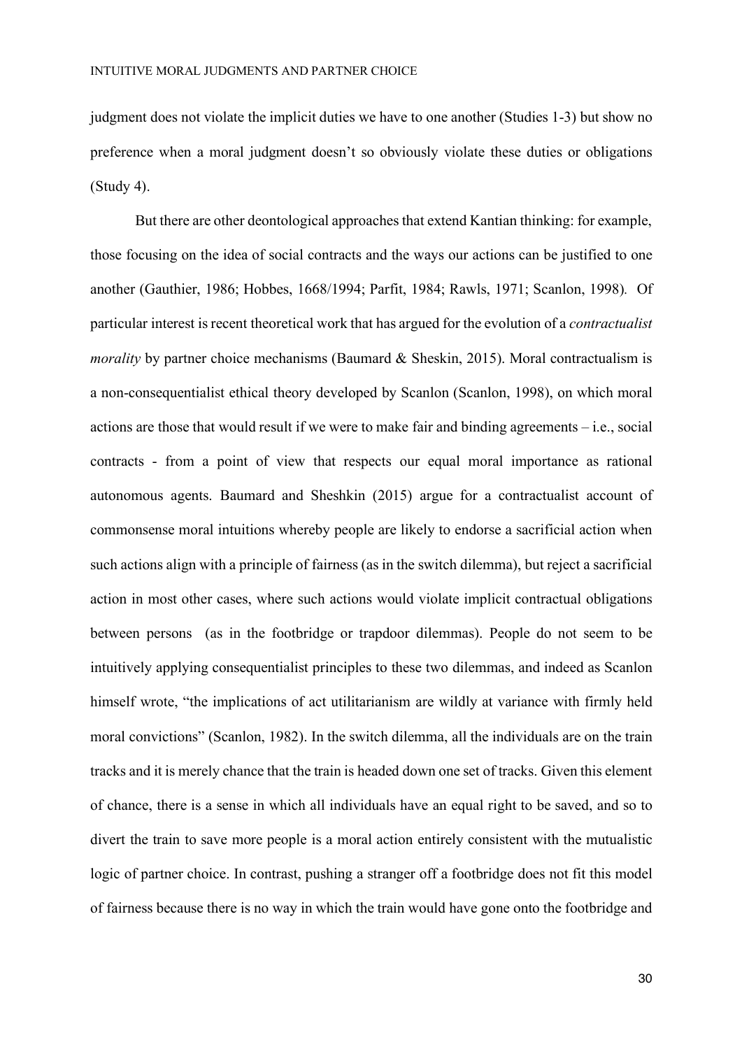judgment does not violate the implicit duties we have to one another (Studies 1-3) but show no preference when a moral judgment doesn't so obviously violate these duties or obligations (Study 4).

But there are other deontological approaches that extend Kantian thinking: for example, those focusing on the idea of social contracts and the ways our actions can be justified to one another (Gauthier, 1986; Hobbes, 1668/1994; Parfit, 1984; Rawls, 1971; Scanlon, 1998). Of particular interest is recent theoretical work that has argued for the evolution of a *contractualist morality* by partner choice mechanisms (Baumard & Sheskin, 2015). Moral contractualism is a non-consequentialist ethical theory developed by Scanlon (Scanlon, 1998), on which moral actions are those that would result if we were to make fair and binding agreements – i.e., social contracts - from a point of view that respects our equal moral importance as rational autonomous agents. Baumard and Sheshkin (2015) argue for a contractualist account of commonsense moral intuitions whereby people are likely to endorse a sacrificial action when such actions align with a principle of fairness (as in the switch dilemma), but reject a sacrificial action in most other cases, where such actions would violate implicit contractual obligations between persons (as in the footbridge or trapdoor dilemmas). People do not seem to be intuitively applying consequentialist principles to these two dilemmas, and indeed as Scanlon himself wrote, "the implications of act utilitarianism are wildly at variance with firmly held moral convictions" (Scanlon, 1982). In the switch dilemma, all the individuals are on the train tracks and it is merely chance that the train is headed down one set of tracks. Given this element of chance, there is a sense in which all individuals have an equal right to be saved, and so to divert the train to save more people is a moral action entirely consistent with the mutualistic logic of partner choice. In contrast, pushing a stranger off a footbridge does not fit this model of fairness because there is no way in which the train would have gone onto the footbridge and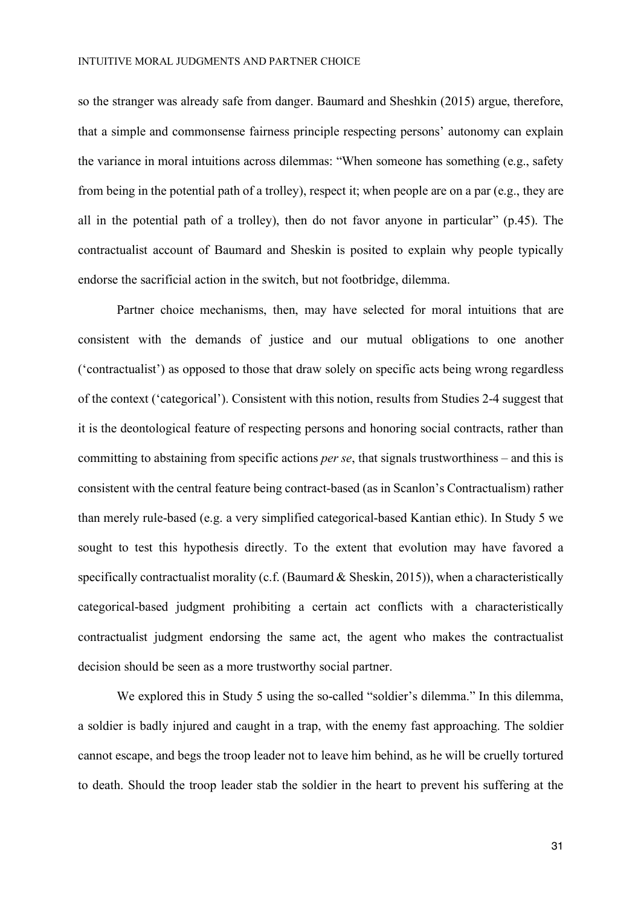so the stranger was already safe from danger. Baumard and Sheshkin (2015) argue, therefore, that a simple and commonsense fairness principle respecting persons' autonomy can explain the variance in moral intuitions across dilemmas: "When someone has something (e.g., safety from being in the potential path of a trolley), respect it; when people are on a par (e.g., they are all in the potential path of a trolley), then do not favor anyone in particular" (p.45). The contractualist account of Baumard and Sheskin is posited to explain why people typically endorse the sacrificial action in the switch, but not footbridge, dilemma.

Partner choice mechanisms, then, may have selected for moral intuitions that are consistent with the demands of justice and our mutual obligations to one another ('contractualist') as opposed to those that draw solely on specific acts being wrong regardless of the context ('categorical'). Consistent with this notion, results from Studies 2-4 suggest that it is the deontological feature of respecting persons and honoring social contracts, rather than committing to abstaining from specific actions *per se*, that signals trustworthiness – and this is consistent with the central feature being contract-based (as in Scanlon's Contractualism) rather than merely rule-based (e.g. a very simplified categorical-based Kantian ethic). In Study 5 we sought to test this hypothesis directly. To the extent that evolution may have favored a specifically contractualist morality (c.f. (Baumard & Sheskin, 2015)), when a characteristically categorical-based judgment prohibiting a certain act conflicts with a characteristically contractualist judgment endorsing the same act, the agent who makes the contractualist decision should be seen as a more trustworthy social partner.

We explored this in Study 5 using the so-called "soldier's dilemma." In this dilemma, a soldier is badly injured and caught in a trap, with the enemy fast approaching. The soldier cannot escape, and begs the troop leader not to leave him behind, as he will be cruelly tortured to death. Should the troop leader stab the soldier in the heart to prevent his suffering at the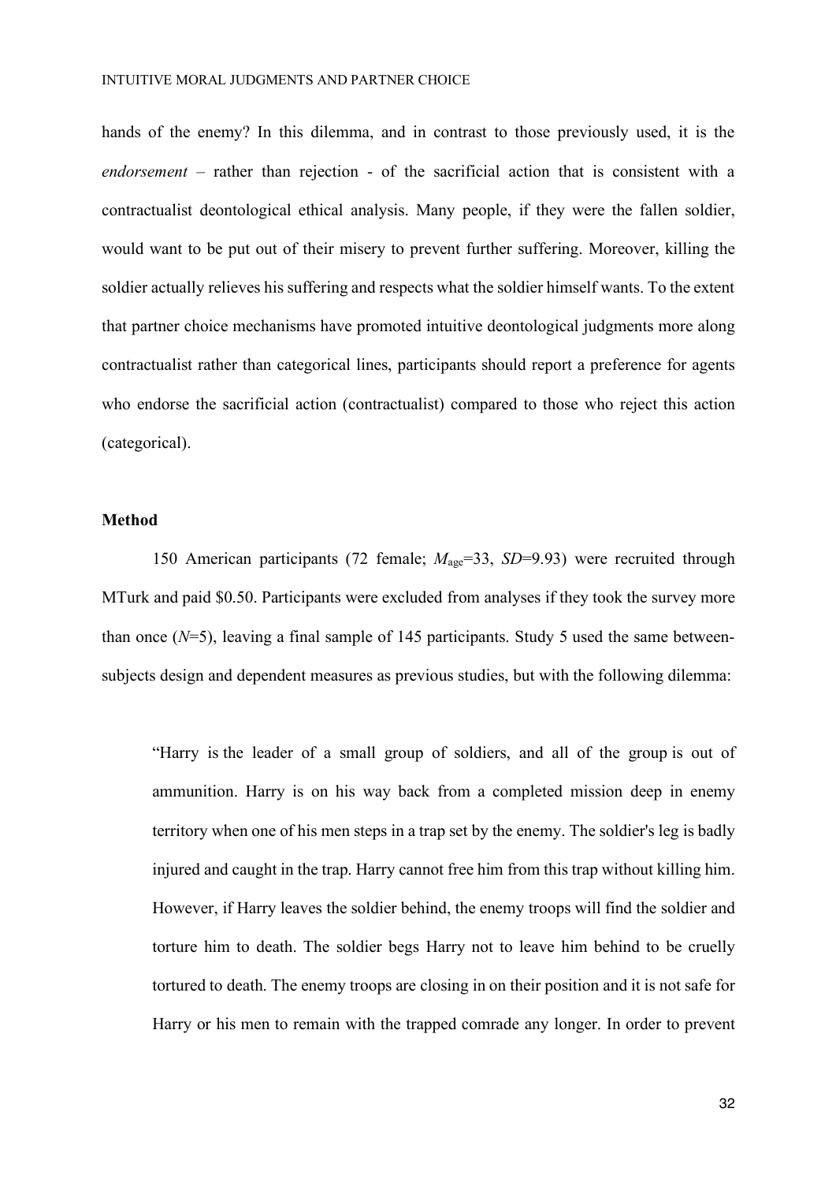hands of the enemy? In this dilemma, and in contrast to those previously used, it is the *endorsement* – rather than rejection - of the sacrificial action that is consistent with a contractualist deontological ethical analysis. Many people, if they were the fallen soldier, would want to be put out of their misery to prevent further suffering. Moreover, killing the soldier actually relieves his suffering and respects what the soldier himself wants. To the extent that partner choice mechanisms have promoted intuitive deontological judgments more along contractualist rather than categorical lines, participants should report a preference for agents who endorse the sacrificial action (contractualist) compared to those who reject this action (categorical).

**Method**

150 American participants (72 female; $M_{\text{age}}$=33, *SD*=9.93) were recruited through MTurk and paid $0.50. Participants were excluded from analyses if they took the survey more than once (*N*=5), leaving a final sample of 145 participants. Study 5 used the same between-subjects design and dependent measures as previous studies, but with the following dilemma:

> "Harry is the leader of a small group of soldiers, and all of the group is out of ammunition. Harry is on his way back from a completed mission deep in enemy territory when one of his men steps in a trap set by the enemy. The soldier's leg is badly injured and caught in the trap. Harry cannot free him from this trap without killing him. However, if Harry leaves the soldier behind, the enemy troops will find the soldier and torture him to death. The soldier begs Harry not to leave him behind to be cruelly tortured to death. The enemy troops are closing in on their position and it is not safe for Harry or his men to remain with the trapped comrade any longer. In order to prevent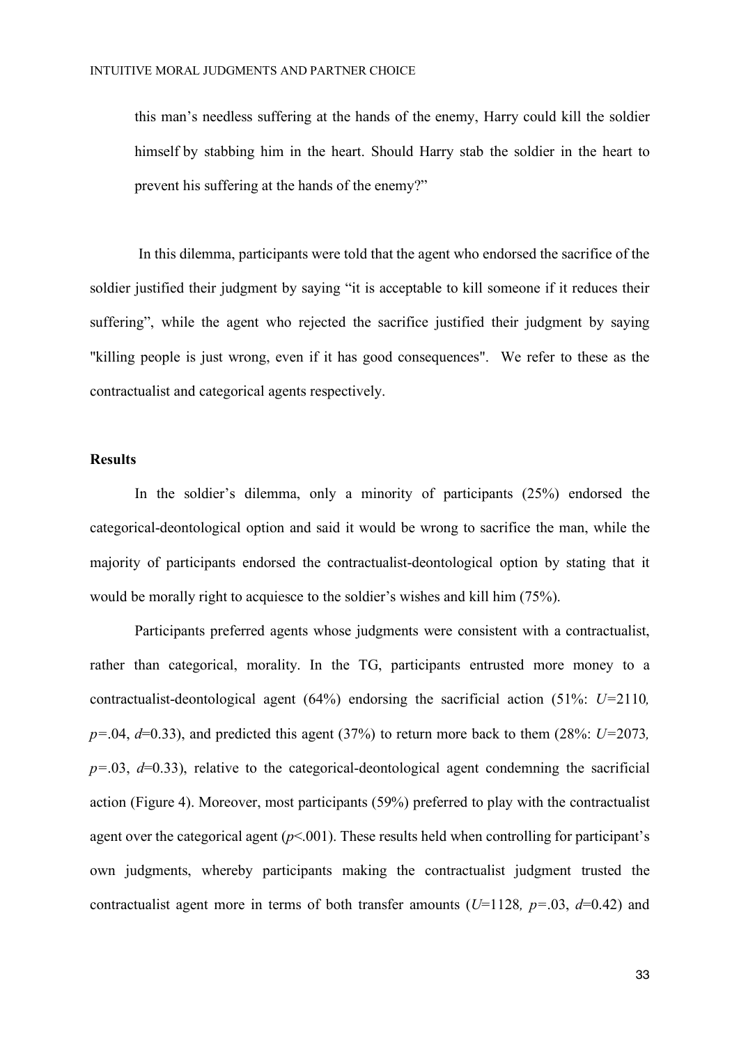this man's needless suffering at the hands of the enemy, Harry could kill the soldier himself by stabbing him in the heart. Should Harry stab the soldier in the heart to prevent his suffering at the hands of the enemy?"

In this dilemma, participants were told that the agent who endorsed the sacrifice of the soldier justified their judgment by saying "it is acceptable to kill someone if it reduces their suffering", while the agent who rejected the sacrifice justified their judgment by saying "killing people is just wrong, even if it has good consequences". We refer to these as the contractualist and categorical agents respectively.

**Results**

In the soldier's dilemma, only a minority of participants (25%) endorsed the categorical-deontological option and said it would be wrong to sacrifice the man, while the majority of participants endorsed the contractualist-deontological option by stating that it would be morally right to acquiesce to the soldier's wishes and kill him (75%).

Participants preferred agents whose judgments were consistent with a contractualist, rather than categorical, morality. In the TG, participants entrusted more money to a contractualist-deontological agent (64%) endorsing the sacrificial action (51%: $U$=2110, $p$=.04, $d$=0.33), and predicted this agent (37%) to return more back to them (28%: $U$=2073, $p$=.03, $d$=0.33), relative to the categorical-deontological agent condemning the sacrificial action (Figure 4). Moreover, most participants (59%) preferred to play with the contractualist agent over the categorical agent ($p$<.001). These results held when controlling for participant's own judgments, whereby participants making the contractualist judgment trusted the contractualist agent more in terms of both transfer amounts ($U$=1128, $p$=.03, $d$=0.42) and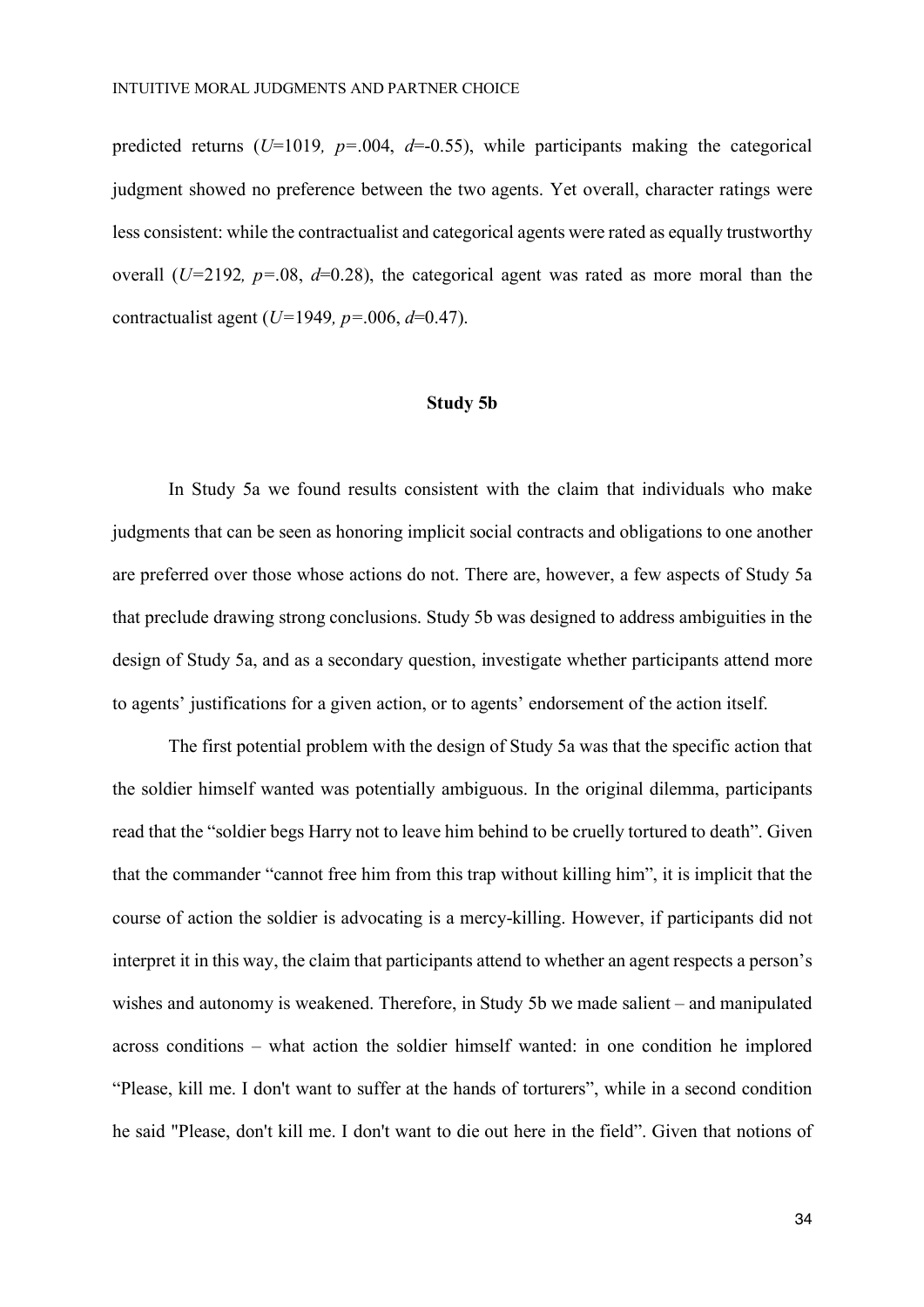predicted returns ($U$=1019, $p$=.004, $d$=-0.55), while participants making the categorical judgment showed no preference between the two agents. Yet overall, character ratings were less consistent: while the contractualist and categorical agents were rated as equally trustworthy overall ($U$=2192, $p$=.08, $d$=0.28), the categorical agent was rated as more moral than the contractualist agent ($U$=1949, $p$=.006, $d$=0.47).

## Study 5b

In Study 5a we found results consistent with the claim that individuals who make judgments that can be seen as honoring implicit social contracts and obligations to one another are preferred over those whose actions do not. There are, however, a few aspects of Study 5a that preclude drawing strong conclusions. Study 5b was designed to address ambiguities in the design of Study 5a, and as a secondary question, investigate whether participants attend more to agents' justifications for a given action, or to agents' endorsement of the action itself.

The first potential problem with the design of Study 5a was that the specific action that the soldier himself wanted was potentially ambiguous. In the original dilemma, participants read that the "soldier begs Harry not to leave him behind to be cruelly tortured to death". Given that the commander "cannot free him from this trap without killing him", it is implicit that the course of action the soldier is advocating is a mercy-killing. However, if participants did not interpret it in this way, the claim that participants attend to whether an agent respects a person's wishes and autonomy is weakened. Therefore, in Study 5b we made salient – and manipulated across conditions – what action the soldier himself wanted: in one condition he implored "Please, kill me. I don't want to suffer at the hands of torturers", while in a second condition he said "Please, don't kill me. I don't want to die out here in the field". Given that notions of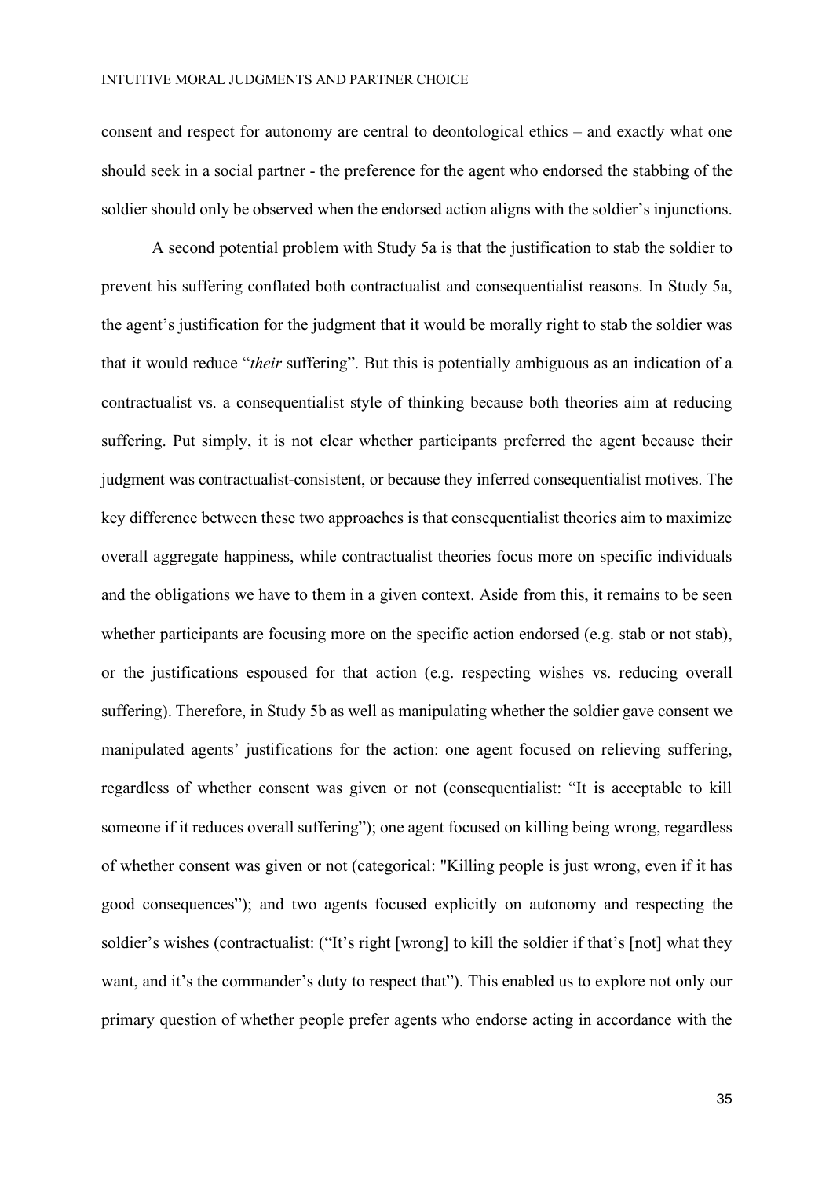consent and respect for autonomy are central to deontological ethics – and exactly what one should seek in a social partner - the preference for the agent who endorsed the stabbing of the soldier should only be observed when the endorsed action aligns with the soldier's injunctions.

A second potential problem with Study 5a is that the justification to stab the soldier to prevent his suffering conflated both contractualist and consequentialist reasons. In Study 5a, the agent's justification for the judgment that it would be morally right to stab the soldier was that it would reduce "*their* suffering". But this is potentially ambiguous as an indication of a contractualist vs. a consequentialist style of thinking because both theories aim at reducing suffering. Put simply, it is not clear whether participants preferred the agent because their judgment was contractualist-consistent, or because they inferred consequentialist motives. The key difference between these two approaches is that consequentialist theories aim to maximize overall aggregate happiness, while contractualist theories focus more on specific individuals and the obligations we have to them in a given context. Aside from this, it remains to be seen whether participants are focusing more on the specific action endorsed (e.g. stab or not stab), or the justifications espoused for that action (e.g. respecting wishes vs. reducing overall suffering). Therefore, in Study 5b as well as manipulating whether the soldier gave consent we manipulated agents' justifications for the action: one agent focused on relieving suffering, regardless of whether consent was given or not (consequentialist: "It is acceptable to kill someone if it reduces overall suffering"); one agent focused on killing being wrong, regardless of whether consent was given or not (categorical: "Killing people is just wrong, even if it has good consequences"); and two agents focused explicitly on autonomy and respecting the soldier's wishes (contractualist: ("It's right [wrong] to kill the soldier if that's [not] what they want, and it's the commander's duty to respect that"). This enabled us to explore not only our primary question of whether people prefer agents who endorse acting in accordance with the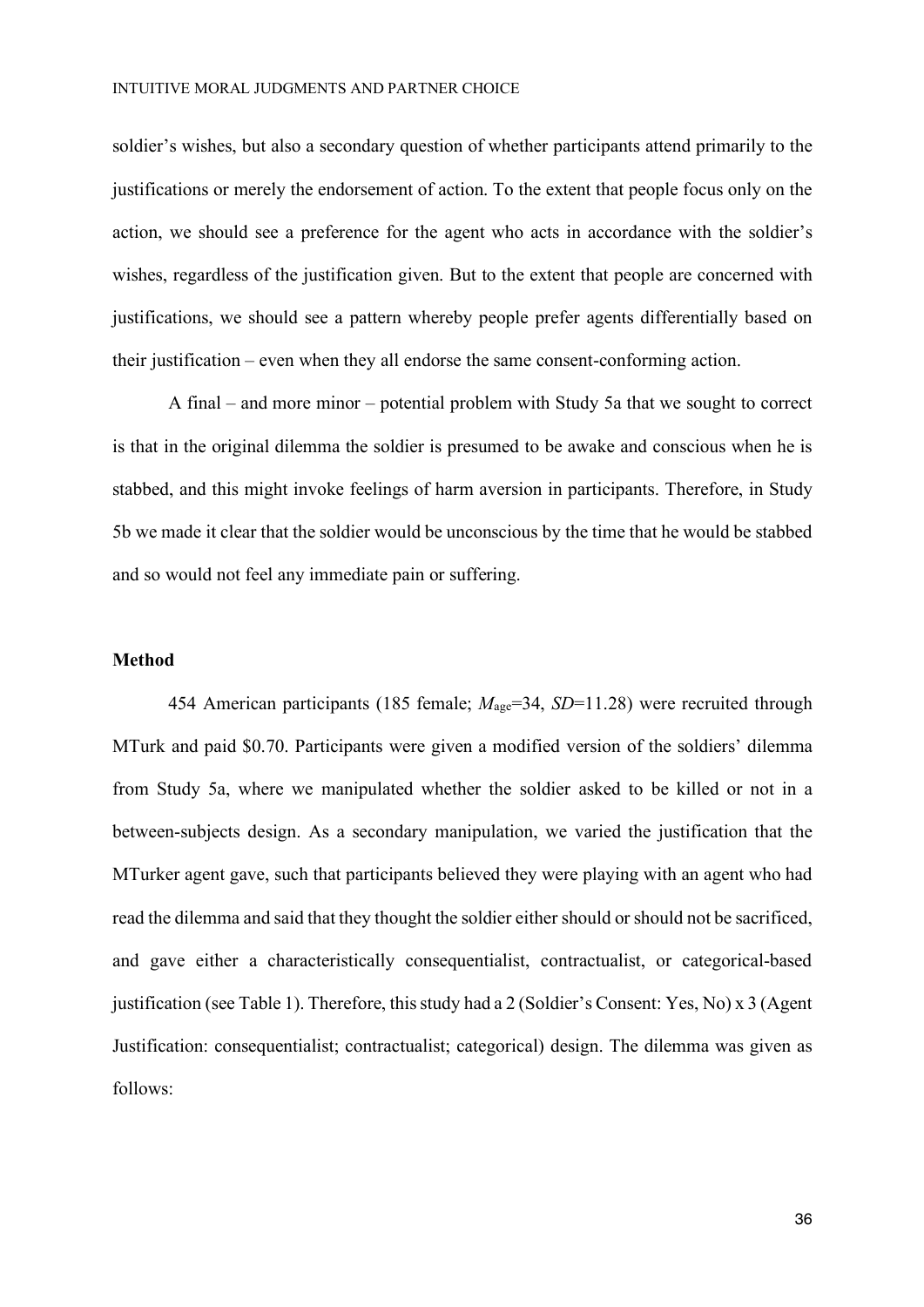soldier's wishes, but also a secondary question of whether participants attend primarily to the justifications or merely the endorsement of action. To the extent that people focus only on the action, we should see a preference for the agent who acts in accordance with the soldier's wishes, regardless of the justification given. But to the extent that people are concerned with justifications, we should see a pattern whereby people prefer agents differentially based on their justification – even when they all endorse the same consent-conforming action.

A final – and more minor – potential problem with Study 5a that we sought to correct is that in the original dilemma the soldier is presumed to be awake and conscious when he is stabbed, and this might invoke feelings of harm aversion in participants. Therefore, in Study 5b we made it clear that the soldier would be unconscious by the time that he would be stabbed and so would not feel any immediate pain or suffering.

**Method**

454 American participants (185 female; $M_{\text{age}}$=34, $SD$=11.28) were recruited through MTurk and paid $0.70. Participants were given a modified version of the soldiers' dilemma from Study 5a, where we manipulated whether the soldier asked to be killed or not in a between-subjects design. As a secondary manipulation, we varied the justification that the MTurker agent gave, such that participants believed they were playing with an agent who had read the dilemma and said that they thought the soldier either should or should not be sacrificed, and gave either a characteristically consequentialist, contractualist, or categorical-based justification (see Table 1). Therefore, this study had a 2 (Soldier's Consent: Yes, No) x 3 (Agent Justification: consequentialist; contractualist; categorical) design. The dilemma was given as follows: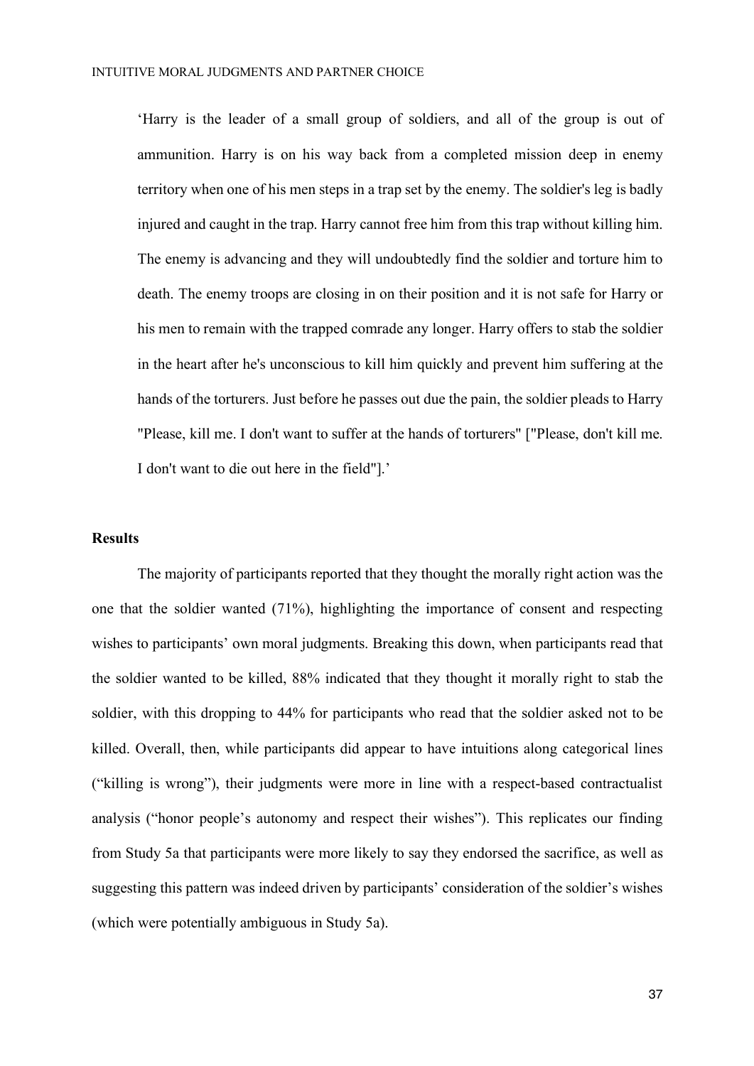‘Harry is the leader of a small group of soldiers, and all of the group is out of ammunition. Harry is on his way back from a completed mission deep in enemy territory when one of his men steps in a trap set by the enemy. The soldier's leg is badly injured and caught in the trap. Harry cannot free him from this trap without killing him. The enemy is advancing and they will undoubtedly find the soldier and torture him to death. The enemy troops are closing in on their position and it is not safe for Harry or his men to remain with the trapped comrade any longer. Harry offers to stab the soldier in the heart after he's unconscious to kill him quickly and prevent him suffering at the hands of the torturers. Just before he passes out due the pain, the soldier pleads to Harry "Please, kill me. I don't want to suffer at the hands of torturers" ["Please, don't kill me. I don't want to die out here in the field"].’

### Results

The majority of participants reported that they thought the morally right action was the one that the soldier wanted (71%), highlighting the importance of consent and respecting wishes to participants’ own moral judgments. Breaking this down, when participants read that the soldier wanted to be killed, 88% indicated that they thought it morally right to stab the soldier, with this dropping to 44% for participants who read that the soldier asked not to be killed. Overall, then, while participants did appear to have intuitions along categorical lines (“killing is wrong”), their judgments were more in line with a respect-based contractualist analysis (“honor people’s autonomy and respect their wishes”). This replicates our finding from Study 5a that participants were more likely to say they endorsed the sacrifice, as well as suggesting this pattern was indeed driven by participants’ consideration of the soldier’s wishes (which were potentially ambiguous in Study 5a).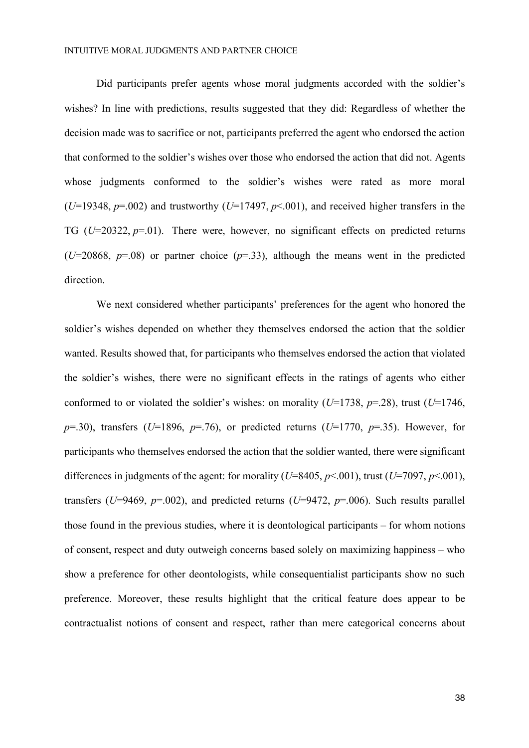Did participants prefer agents whose moral judgments accorded with the soldier's wishes? In line with predictions, results suggested that they did: Regardless of whether the decision made was to sacrifice or not, participants preferred the agent who endorsed the action that conformed to the soldier's wishes over those who endorsed the action that did not. Agents whose judgments conformed to the soldier's wishes were rated as more moral ($U$=19348, $p$=.002) and trustworthy ($U$=17497, $p$<.001), and received higher transfers in the TG ($U$=20322, $p$=.01). There were, however, no significant effects on predicted returns ($U$=20868, $p$=.08) or partner choice ($p$=.33), although the means went in the predicted direction.

We next considered whether participants' preferences for the agent who honored the soldier's wishes depended on whether they themselves endorsed the action that the soldier wanted. Results showed that, for participants who themselves endorsed the action that violated the soldier's wishes, there were no significant effects in the ratings of agents who either conformed to or violated the soldier's wishes: on morality ($U$=1738, $p$=.28), trust ($U$=1746, $p$=.30), transfers ($U$=1896, $p$=.76), or predicted returns ($U$=1770, $p$=.35). However, for participants who themselves endorsed the action that the soldier wanted, there were significant differences in judgments of the agent: for morality ($U$=8405, $p$<.001), trust ($U$=7097, $p$<.001), transfers ($U$=9469, $p$=.002), and predicted returns ($U$=9472, $p$=.006). Such results parallel those found in the previous studies, where it is deontological participants – for whom notions of consent, respect and duty outweigh concerns based solely on maximizing happiness – who show a preference for other deontologists, while consequentialist participants show no such preference. Moreover, these results highlight that the critical feature does appear to be contractualist notions of consent and respect, rather than mere categorical concerns about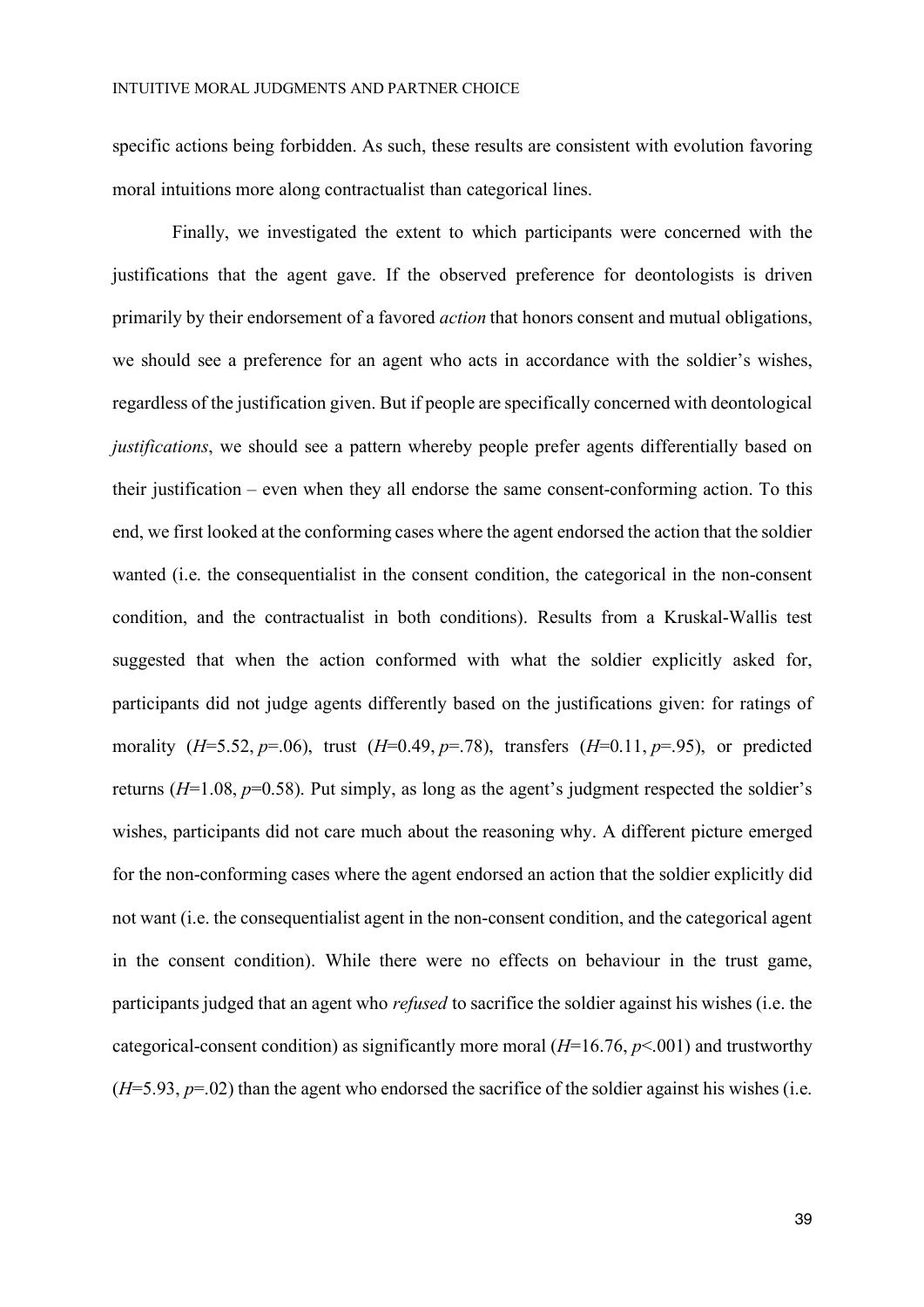specific actions being forbidden. As such, these results are consistent with evolution favoring moral intuitions more along contractualist than categorical lines.

Finally, we investigated the extent to which participants were concerned with the justifications that the agent gave. If the observed preference for deontologists is driven primarily by their endorsement of a favored *action* that honors consent and mutual obligations, we should see a preference for an agent who acts in accordance with the soldier's wishes, regardless of the justification given. But if people are specifically concerned with deontological *justifications*, we should see a pattern whereby people prefer agents differentially based on their justification – even when they all endorse the same consent-conforming action. To this end, we first looked at the conforming cases where the agent endorsed the action that the soldier wanted (i.e. the consequentialist in the consent condition, the categorical in the non-consent condition, and the contractualist in both conditions). Results from a Kruskal-Wallis test suggested that when the action conformed with what the soldier explicitly asked for, participants did not judge agents differently based on the justifications given: for ratings of morality ($H$=5.52, $p$=.06), trust ($H$=0.49, $p$=.78), transfers ($H$=0.11, $p$=.95), or predicted returns ($H$=1.08, $p$=0.58). Put simply, as long as the agent's judgment respected the soldier's wishes, participants did not care much about the reasoning why. A different picture emerged for the non-conforming cases where the agent endorsed an action that the soldier explicitly did not want (i.e. the consequentialist agent in the non-consent condition, and the categorical agent in the consent condition). While there were no effects on behaviour in the trust game, participants judged that an agent who *refused* to sacrifice the soldier against his wishes (i.e. the categorical-consent condition) as significantly more moral ($H$=16.76, $p$<.001) and trustworthy ($H$=5.93, $p$=.02) than the agent who endorsed the sacrifice of the soldier against his wishes (i.e.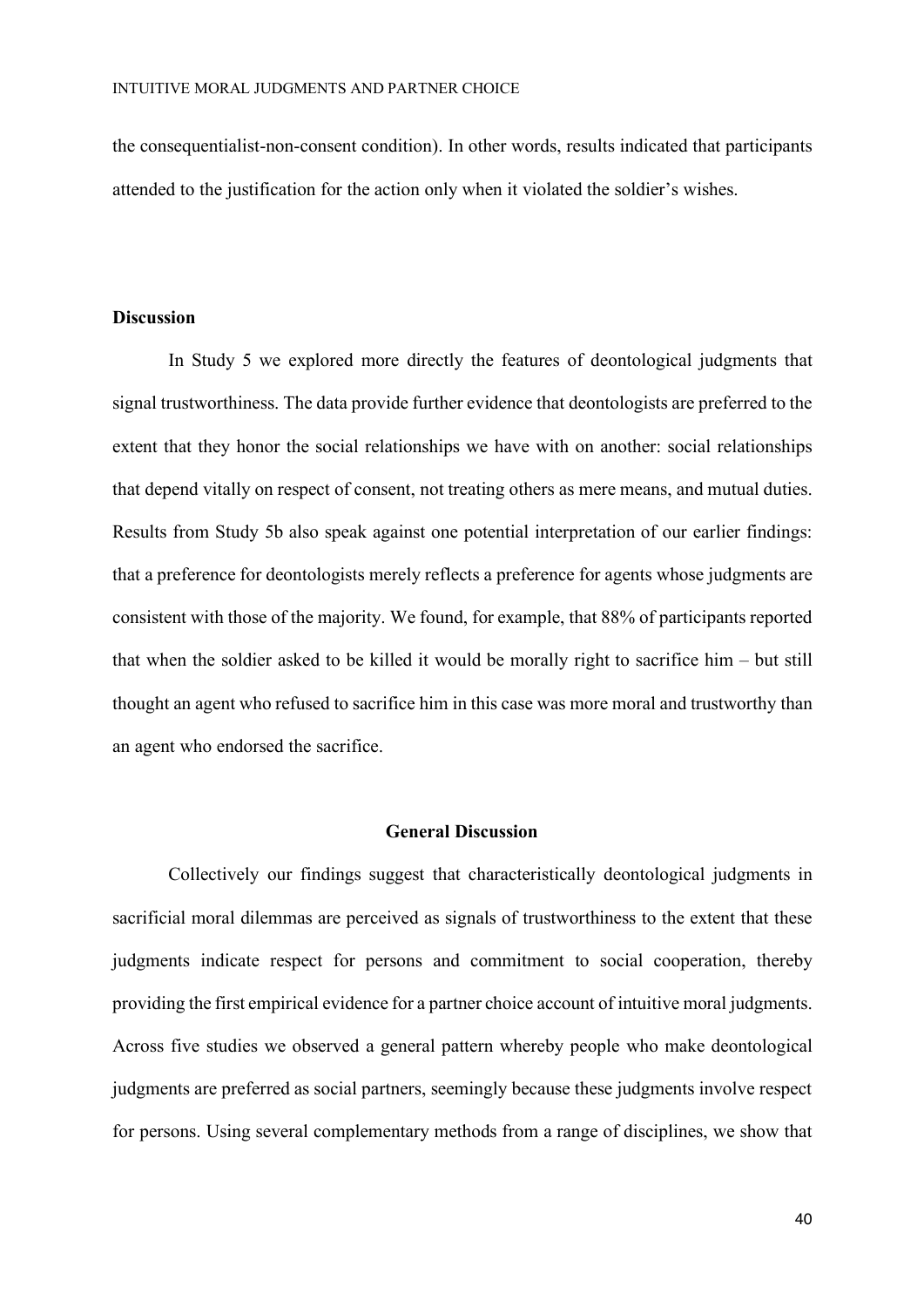the consequentialist-non-consent condition). In other words, results indicated that participants attended to the justification for the action only when it violated the soldier's wishes.

**Discussion**

In Study 5 we explored more directly the features of deontological judgments that signal trustworthiness. The data provide further evidence that deontologists are preferred to the extent that they honor the social relationships we have with on another: social relationships that depend vitally on respect of consent, not treating others as mere means, and mutual duties. Results from Study 5b also speak against one potential interpretation of our earlier findings: that a preference for deontologists merely reflects a preference for agents whose judgments are consistent with those of the majority. We found, for example, that 88% of participants reported that when the soldier asked to be killed it would be morally right to sacrifice him – but still thought an agent who refused to sacrifice him in this case was more moral and trustworthy than an agent who endorsed the sacrifice.

## General Discussion

Collectively our findings suggest that characteristically deontological judgments in sacrificial moral dilemmas are perceived as signals of trustworthiness to the extent that these judgments indicate respect for persons and commitment to social cooperation, thereby providing the first empirical evidence for a partner choice account of intuitive moral judgments. Across five studies we observed a general pattern whereby people who make deontological judgments are preferred as social partners, seemingly because these judgments involve respect for persons. Using several complementary methods from a range of disciplines, we show that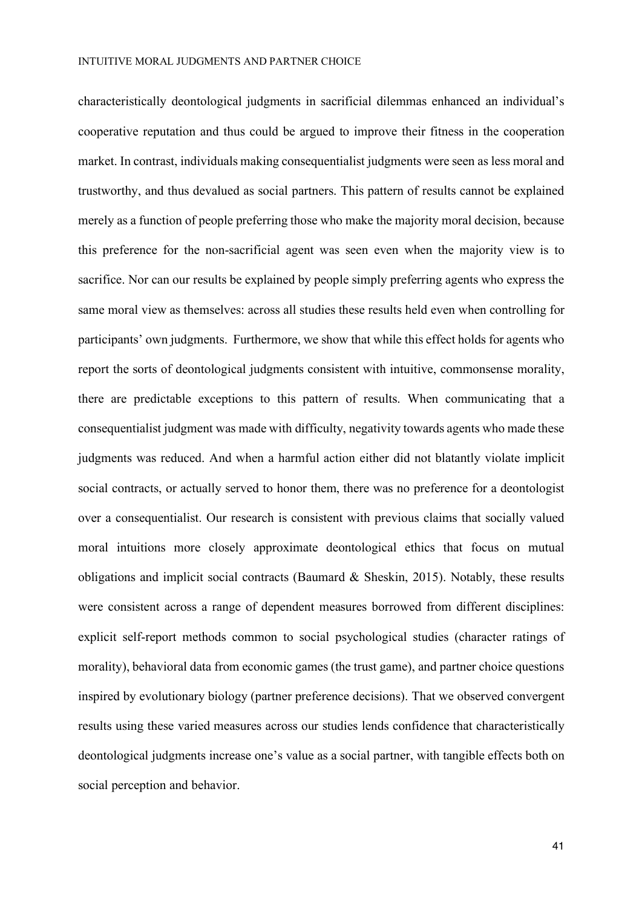characteristically deontological judgments in sacrificial dilemmas enhanced an individual's cooperative reputation and thus could be argued to improve their fitness in the cooperation market. In contrast, individuals making consequentialist judgments were seen as less moral and trustworthy, and thus devalued as social partners. This pattern of results cannot be explained merely as a function of people preferring those who make the majority moral decision, because this preference for the non-sacrificial agent was seen even when the majority view is to sacrifice. Nor can our results be explained by people simply preferring agents who express the same moral view as themselves: across all studies these results held even when controlling for participants' own judgments. Furthermore, we show that while this effect holds for agents who report the sorts of deontological judgments consistent with intuitive, commonsense morality, there are predictable exceptions to this pattern of results. When communicating that a consequentialist judgment was made with difficulty, negativity towards agents who made these judgments was reduced. And when a harmful action either did not blatantly violate implicit social contracts, or actually served to honor them, there was no preference for a deontologist over a consequentialist. Our research is consistent with previous claims that socially valued moral intuitions more closely approximate deontological ethics that focus on mutual obligations and implicit social contracts (Baumard & Sheskin, 2015). Notably, these results were consistent across a range of dependent measures borrowed from different disciplines: explicit self-report methods common to social psychological studies (character ratings of morality), behavioral data from economic games (the trust game), and partner choice questions inspired by evolutionary biology (partner preference decisions). That we observed convergent results using these varied measures across our studies lends confidence that characteristically deontological judgments increase one's value as a social partner, with tangible effects both on social perception and behavior.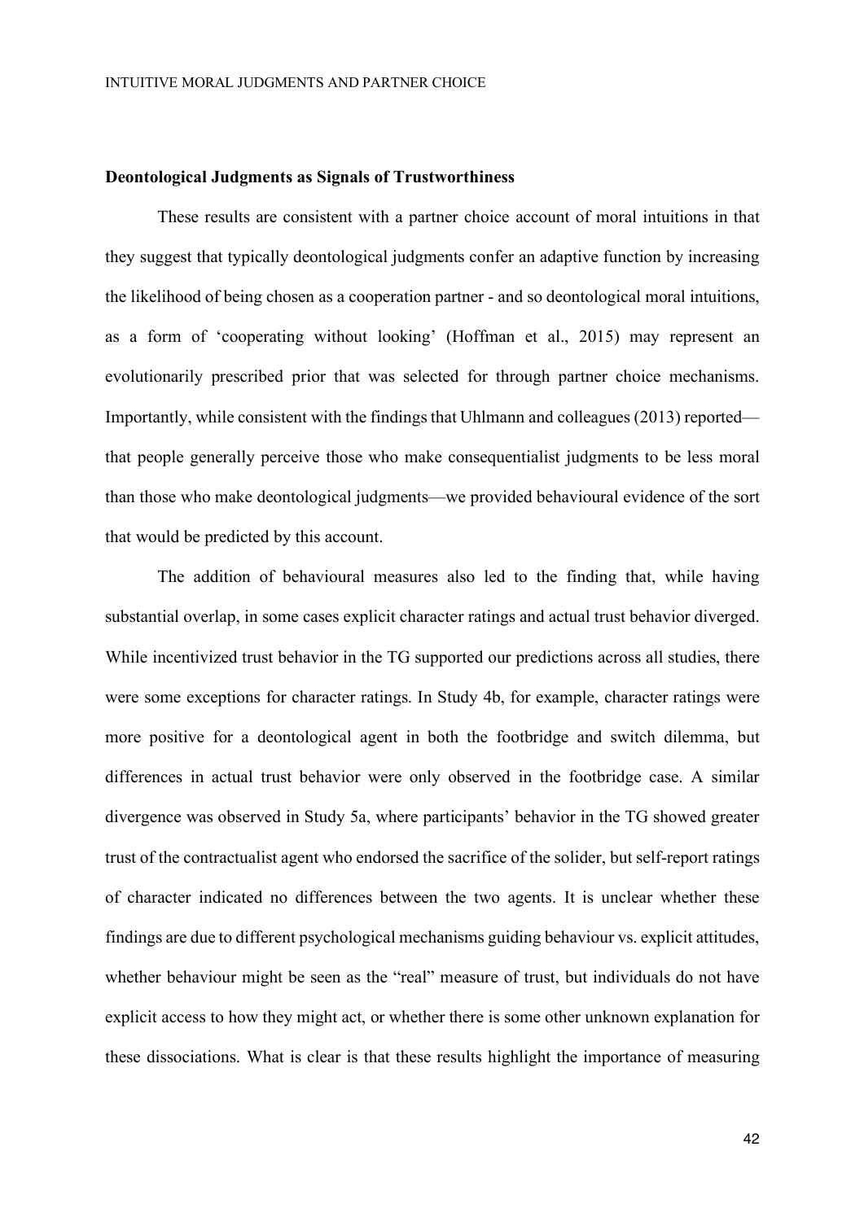**Deontological Judgments as Signals of Trustworthiness**

These results are consistent with a partner choice account of moral intuitions in that they suggest that typically deontological judgments confer an adaptive function by increasing the likelihood of being chosen as a cooperation partner - and so deontological moral intuitions, as a form of 'cooperating without looking' (Hoffman et al., 2015) may represent an evolutionarily prescribed prior that was selected for through partner choice mechanisms. Importantly, while consistent with the findings that Uhlmann and colleagues (2013) reported—that people generally perceive those who make consequentialist judgments to be less moral than those who make deontological judgments—we provided behavioural evidence of the sort that would be predicted by this account.

The addition of behavioural measures also led to the finding that, while having substantial overlap, in some cases explicit character ratings and actual trust behavior diverged. While incentivized trust behavior in the TG supported our predictions across all studies, there were some exceptions for character ratings. In Study 4b, for example, character ratings were more positive for a deontological agent in both the footbridge and switch dilemma, but differences in actual trust behavior were only observed in the footbridge case. A similar divergence was observed in Study 5a, where participants' behavior in the TG showed greater trust of the contractualist agent who endorsed the sacrifice of the solider, but self-report ratings of character indicated no differences between the two agents. It is unclear whether these findings are due to different psychological mechanisms guiding behaviour vs. explicit attitudes, whether behaviour might be seen as the "real" measure of trust, but individuals do not have explicit access to how they might act, or whether there is some other unknown explanation for these dissociations. What is clear is that these results highlight the importance of measuring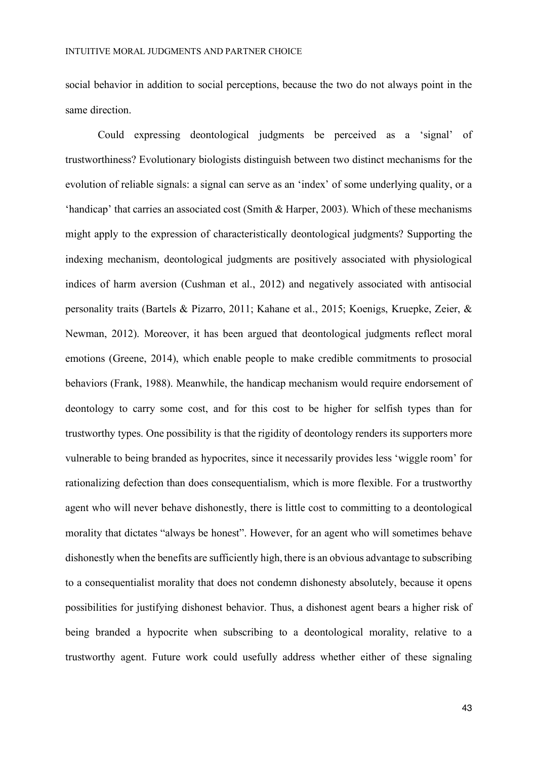social behavior in addition to social perceptions, because the two do not always point in the same direction.

Could expressing deontological judgments be perceived as a 'signal' of trustworthiness? Evolutionary biologists distinguish between two distinct mechanisms for the evolution of reliable signals: a signal can serve as an 'index' of some underlying quality, or a 'handicap' that carries an associated cost (Smith & Harper, 2003). Which of these mechanisms might apply to the expression of characteristically deontological judgments? Supporting the indexing mechanism, deontological judgments are positively associated with physiological indices of harm aversion (Cushman et al., 2012) and negatively associated with antisocial personality traits (Bartels & Pizarro, 2011; Kahane et al., 2015; Koenigs, Kruepke, Zeier, & Newman, 2012). Moreover, it has been argued that deontological judgments reflect moral emotions (Greene, 2014), which enable people to make credible commitments to prosocial behaviors (Frank, 1988). Meanwhile, the handicap mechanism would require endorsement of deontology to carry some cost, and for this cost to be higher for selfish types than for trustworthy types. One possibility is that the rigidity of deontology renders its supporters more vulnerable to being branded as hypocrites, since it necessarily provides less 'wiggle room' for rationalizing defection than does consequentialism, which is more flexible. For a trustworthy agent who will never behave dishonestly, there is little cost to committing to a deontological morality that dictates "always be honest". However, for an agent who will sometimes behave dishonestly when the benefits are sufficiently high, there is an obvious advantage to subscribing to a consequentialist morality that does not condemn dishonesty absolutely, because it opens possibilities for justifying dishonest behavior. Thus, a dishonest agent bears a higher risk of being branded a hypocrite when subscribing to a deontological morality, relative to a trustworthy agent. Future work could usefully address whether either of these signaling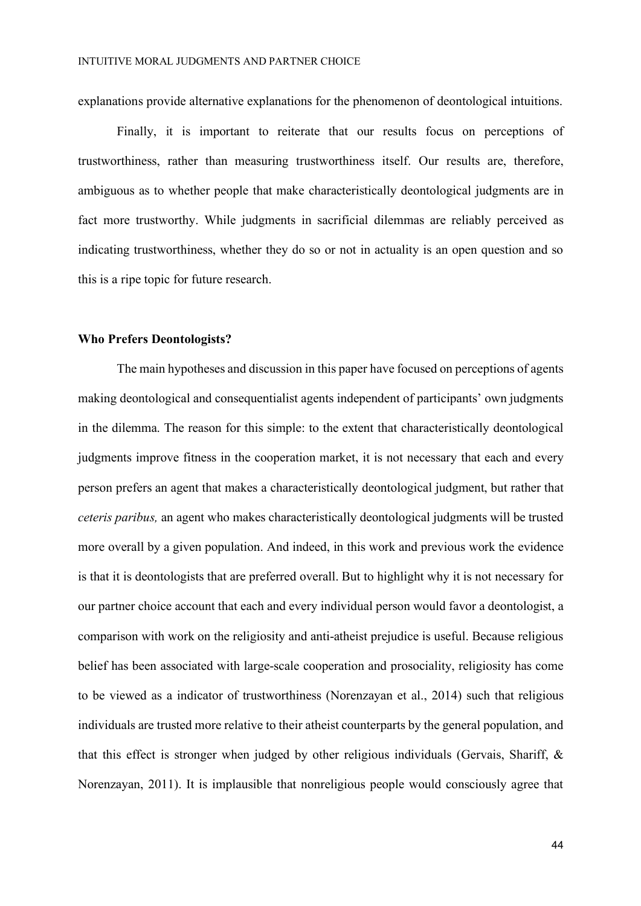explanations provide alternative explanations for the phenomenon of deontological intuitions.

Finally, it is important to reiterate that our results focus on perceptions of trustworthiness, rather than measuring trustworthiness itself. Our results are, therefore, ambiguous as to whether people that make characteristically deontological judgments are in fact more trustworthy. While judgments in sacrificial dilemmas are reliably perceived as indicating trustworthiness, whether they do so or not in actuality is an open question and so this is a ripe topic for future research.

**Who Prefers Deontologists?**

The main hypotheses and discussion in this paper have focused on perceptions of agents making deontological and consequentialist agents independent of participants' own judgments in the dilemma. The reason for this simple: to the extent that characteristically deontological judgments improve fitness in the cooperation market, it is not necessary that each and every person prefers an agent that makes a characteristically deontological judgment, but rather that *ceteris paribus,* an agent who makes characteristically deontological judgments will be trusted more overall by a given population. And indeed, in this work and previous work the evidence is that it is deontologists that are preferred overall. But to highlight why it is not necessary for our partner choice account that each and every individual person would favor a deontologist, a comparison with work on the religiosity and anti-atheist prejudice is useful. Because religious belief has been associated with large-scale cooperation and prosociality, religiosity has come to be viewed as a indicator of trustworthiness (Norenzayan et al., 2014) such that religious individuals are trusted more relative to their atheist counterparts by the general population, and that this effect is stronger when judged by other religious individuals (Gervais, Shariff, & Norenzayan, 2011). It is implausible that nonreligious people would consciously agree that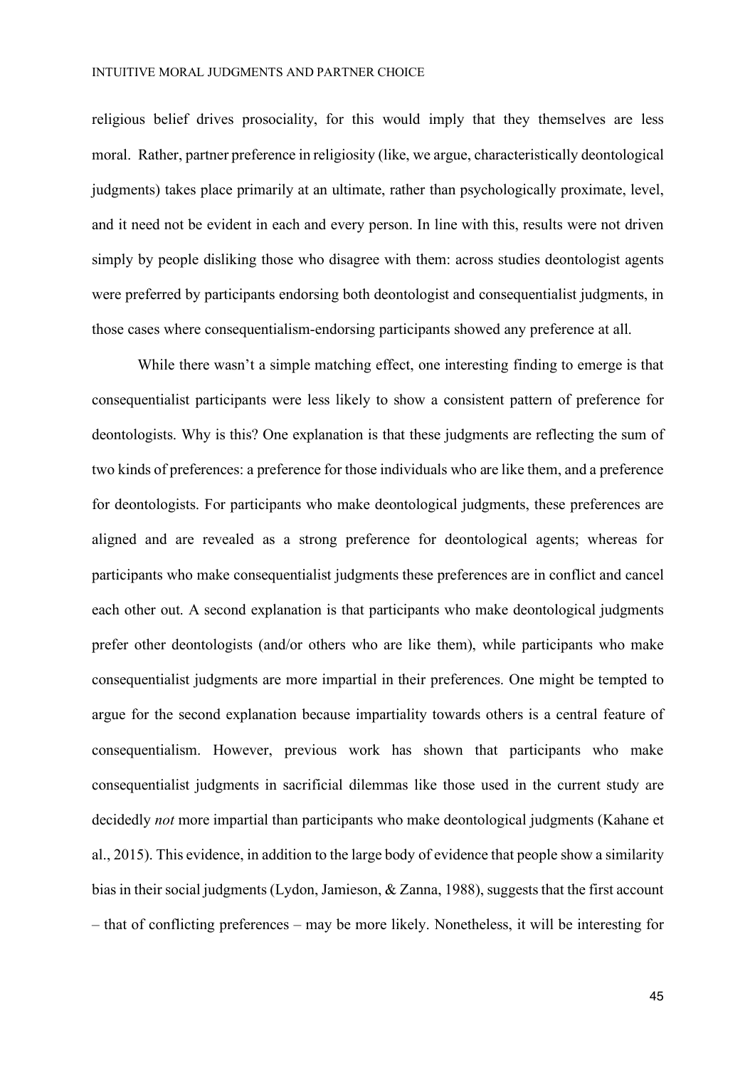religious belief drives prosociality, for this would imply that they themselves are less moral. Rather, partner preference in religiosity (like, we argue, characteristically deontological judgments) takes place primarily at an ultimate, rather than psychologically proximate, level, and it need not be evident in each and every person. In line with this, results were not driven simply by people disliking those who disagree with them: across studies deontologist agents were preferred by participants endorsing both deontologist and consequentialist judgments, in those cases where consequentialism-endorsing participants showed any preference at all.

While there wasn't a simple matching effect, one interesting finding to emerge is that consequentialist participants were less likely to show a consistent pattern of preference for deontologists. Why is this? One explanation is that these judgments are reflecting the sum of two kinds of preferences: a preference for those individuals who are like them, and a preference for deontologists. For participants who make deontological judgments, these preferences are aligned and are revealed as a strong preference for deontological agents; whereas for participants who make consequentialist judgments these preferences are in conflict and cancel each other out. A second explanation is that participants who make deontological judgments prefer other deontologists (and/or others who are like them), while participants who make consequentialist judgments are more impartial in their preferences. One might be tempted to argue for the second explanation because impartiality towards others is a central feature of consequentialism. However, previous work has shown that participants who make consequentialist judgments in sacrificial dilemmas like those used in the current study are decidedly *not* more impartial than participants who make deontological judgments (Kahane et al., 2015). This evidence, in addition to the large body of evidence that people show a similarity bias in their social judgments (Lydon, Jamieson, & Zanna, 1988), suggests that the first account – that of conflicting preferences – may be more likely. Nonetheless, it will be interesting for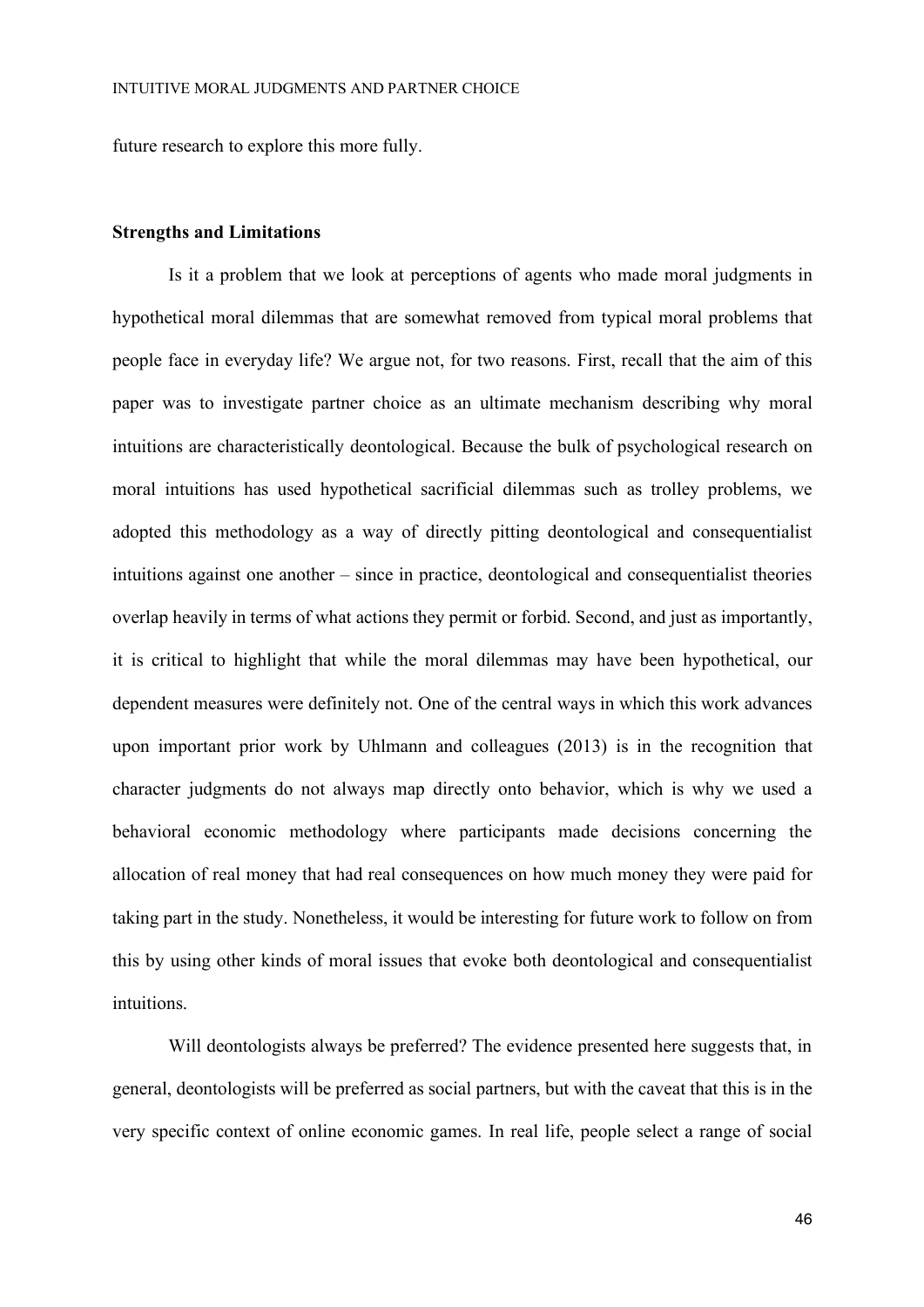future research to explore this more fully.

**Strengths and Limitations**

Is it a problem that we look at perceptions of agents who made moral judgments in hypothetical moral dilemmas that are somewhat removed from typical moral problems that people face in everyday life? We argue not, for two reasons. First, recall that the aim of this paper was to investigate partner choice as an ultimate mechanism describing why moral intuitions are characteristically deontological. Because the bulk of psychological research on moral intuitions has used hypothetical sacrificial dilemmas such as trolley problems, we adopted this methodology as a way of directly pitting deontological and consequentialist intuitions against one another – since in practice, deontological and consequentialist theories overlap heavily in terms of what actions they permit or forbid. Second, and just as importantly, it is critical to highlight that while the moral dilemmas may have been hypothetical, our dependent measures were definitely not. One of the central ways in which this work advances upon important prior work by Uhlmann and colleagues (2013) is in the recognition that character judgments do not always map directly onto behavior, which is why we used a behavioral economic methodology where participants made decisions concerning the allocation of real money that had real consequences on how much money they were paid for taking part in the study. Nonetheless, it would be interesting for future work to follow on from this by using other kinds of moral issues that evoke both deontological and consequentialist intuitions.

Will deontologists always be preferred? The evidence presented here suggests that, in general, deontologists will be preferred as social partners, but with the caveat that this is in the very specific context of online economic games. In real life, people select a range of social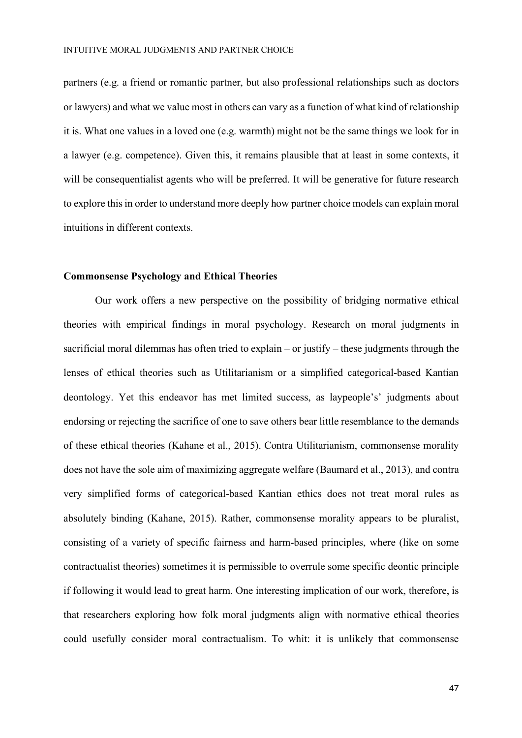partners (e.g. a friend or romantic partner, but also professional relationships such as doctors or lawyers) and what we value most in others can vary as a function of what kind of relationship it is. What one values in a loved one (e.g. warmth) might not be the same things we look for in a lawyer (e.g. competence). Given this, it remains plausible that at least in some contexts, it will be consequentialist agents who will be preferred. It will be generative for future research to explore this in order to understand more deeply how partner choice models can explain moral intuitions in different contexts.

**Commonsense Psychology and Ethical Theories**

Our work offers a new perspective on the possibility of bridging normative ethical theories with empirical findings in moral psychology. Research on moral judgments in sacrificial moral dilemmas has often tried to explain – or justify – these judgments through the lenses of ethical theories such as Utilitarianism or a simplified categorical-based Kantian deontology. Yet this endeavor has met limited success, as laypeople's' judgments about endorsing or rejecting the sacrifice of one to save others bear little resemblance to the demands of these ethical theories (Kahane et al., 2015). Contra Utilitarianism, commonsense morality does not have the sole aim of maximizing aggregate welfare (Baumard et al., 2013), and contra very simplified forms of categorical-based Kantian ethics does not treat moral rules as absolutely binding (Kahane, 2015). Rather, commonsense morality appears to be pluralist, consisting of a variety of specific fairness and harm-based principles, where (like on some contractualist theories) sometimes it is permissible to overrule some specific deontic principle if following it would lead to great harm. One interesting implication of our work, therefore, is that researchers exploring how folk moral judgments align with normative ethical theories could usefully consider moral contractualism. To whit: it is unlikely that commonsense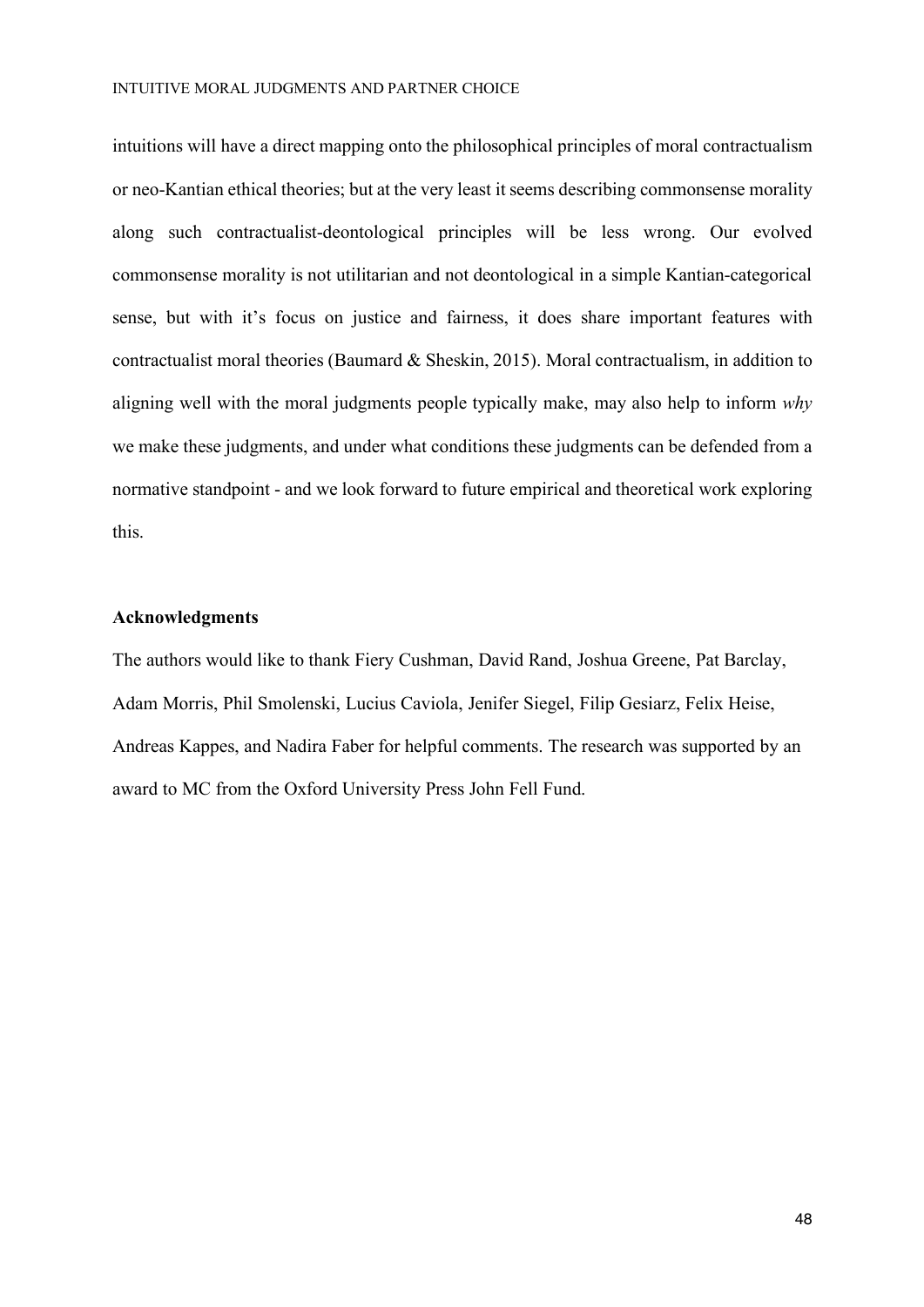intuitions will have a direct mapping onto the philosophical principles of moral contractualism or neo-Kantian ethical theories; but at the very least it seems describing commonsense morality along such contractualist-deontological principles will be less wrong. Our evolved commonsense morality is not utilitarian and not deontological in a simple Kantian-categorical sense, but with it's focus on justice and fairness, it does share important features with contractualist moral theories (Baumard & Sheskin, 2015). Moral contractualism, in addition to aligning well with the moral judgments people typically make, may also help to inform *why* we make these judgments, and under what conditions these judgments can be defended from a normative standpoint - and we look forward to future empirical and theoretical work exploring this.

## Acknowledgments

The authors would like to thank Fiery Cushman, David Rand, Joshua Greene, Pat Barclay, Adam Morris, Phil Smolenski, Lucius Caviola, Jenifer Siegel, Filip Gesiarz, Felix Heise, Andreas Kappes, and Nadira Faber for helpful comments. The research was supported by an award to MC from the Oxford University Press John Fell Fund.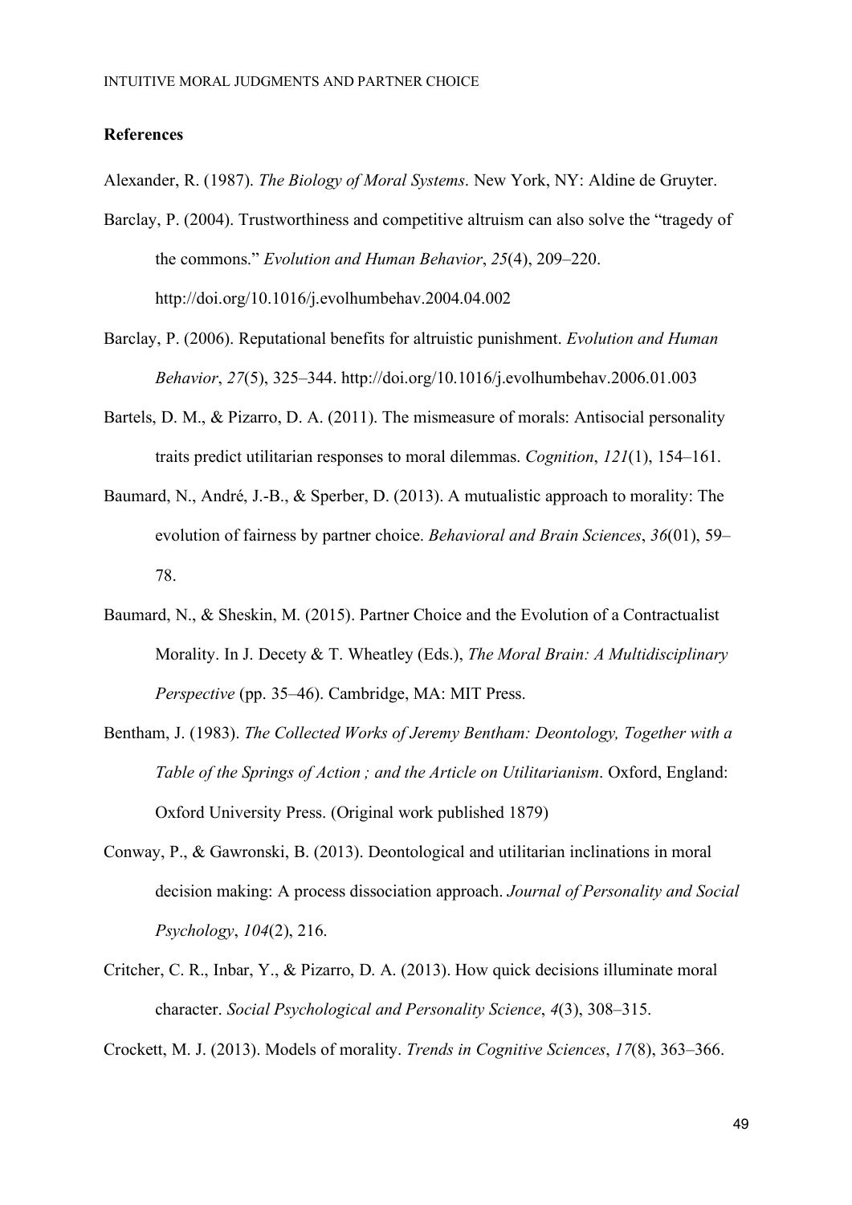## References

Alexander, R. (1987). *The Biology of Moral Systems*. New York, NY: Aldine de Gruyter.

Barclay, P. (2004). Trustworthiness and competitive altruism can also solve the "tragedy of the commons." *Evolution and Human Behavior*, *25*(4), 209–220. http://doi.org/10.1016/j.evolhumbehav.2004.04.002

Barclay, P. (2006). Reputational benefits for altruistic punishment. *Evolution and Human Behavior*, *27*(5), 325–344. http://doi.org/10.1016/j.evolhumbehav.2006.01.003

Bartels, D. M., & Pizarro, D. A. (2011). The mismeasure of morals: Antisocial personality traits predict utilitarian responses to moral dilemmas. *Cognition*, *121*(1), 154–161.

Baumard, N., André, J.-B., & Sperber, D. (2013). A mutualistic approach to morality: The evolution of fairness by partner choice. *Behavioral and Brain Sciences*, *36*(01), 59–78.

Baumard, N., & Sheskin, M. (2015). Partner Choice and the Evolution of a Contractualist Morality. In J. Decety & T. Wheatley (Eds.), *The Moral Brain: A Multidisciplinary Perspective* (pp. 35–46). Cambridge, MA: MIT Press.

Bentham, J. (1983). *The Collected Works of Jeremy Bentham: Deontology, Together with a Table of the Springs of Action ; and the Article on Utilitarianism*. Oxford, England: Oxford University Press. (Original work published 1879)

Conway, P., & Gawronski, B. (2013). Deontological and utilitarian inclinations in moral decision making: A process dissociation approach. *Journal of Personality and Social Psychology*, *104*(2), 216.

Critcher, C. R., Inbar, Y., & Pizarro, D. A. (2013). How quick decisions illuminate moral character. *Social Psychological and Personality Science*, *4*(3), 308–315.

Crockett, M. J. (2013). Models of morality. *Trends in Cognitive Sciences*, *17*(8), 363–366.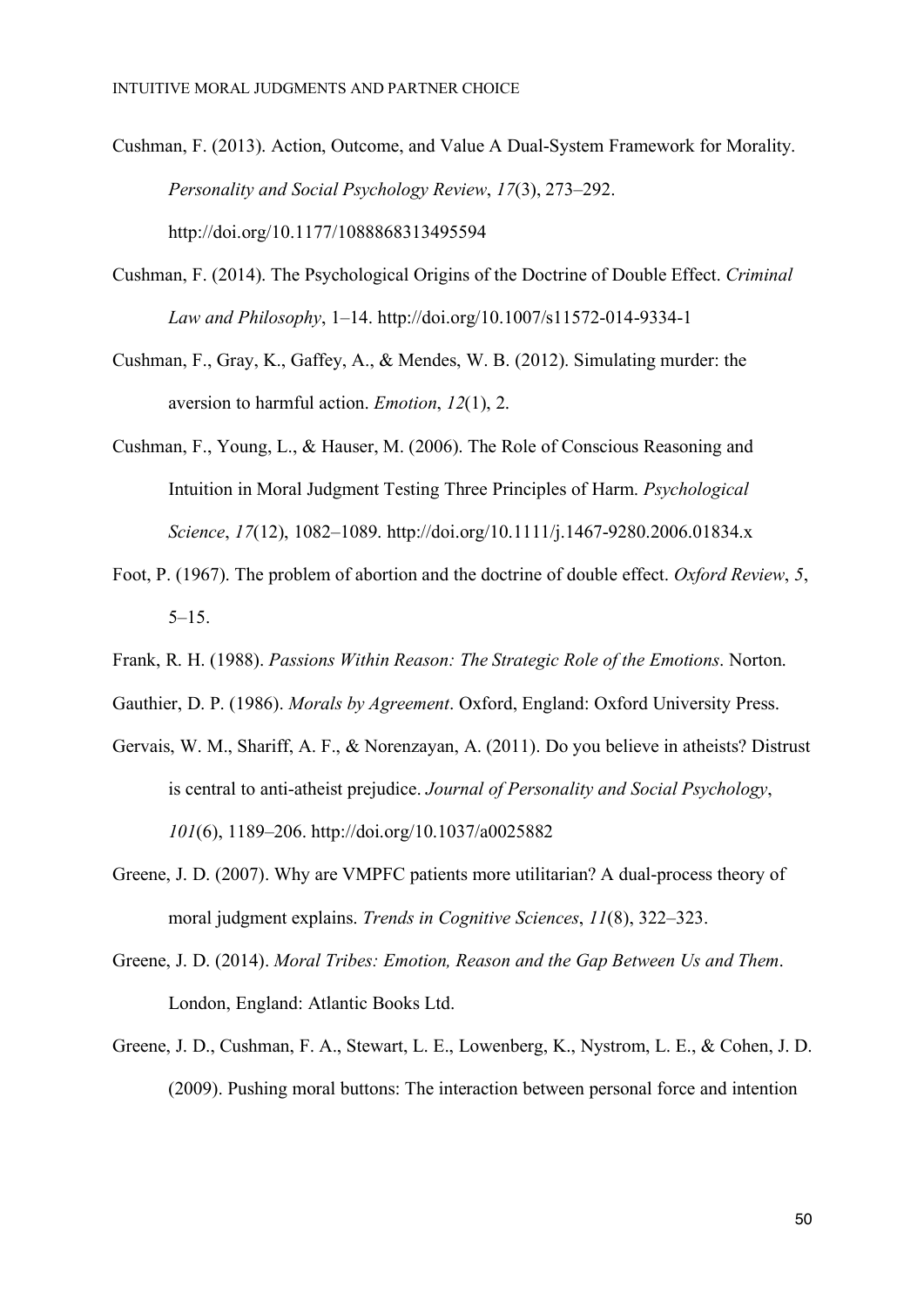Cushman, F. (2013). Action, Outcome, and Value A Dual-System Framework for Morality. *Personality and Social Psychology Review*, *17*(3), 273–292. http://doi.org/10.1177/1088868313495594

Cushman, F. (2014). The Psychological Origins of the Doctrine of Double Effect. *Criminal Law and Philosophy*, 1–14. http://doi.org/10.1007/s11572-014-9334-1

Cushman, F., Gray, K., Gaffey, A., & Mendes, W. B. (2012). Simulating murder: the aversion to harmful action. *Emotion*, *12*(1), 2.

Cushman, F., Young, L., & Hauser, M. (2006). The Role of Conscious Reasoning and Intuition in Moral Judgment Testing Three Principles of Harm. *Psychological Science*, *17*(12), 1082–1089. http://doi.org/10.1111/j.1467-9280.2006.01834.x

Foot, P. (1967). The problem of abortion and the doctrine of double effect. *Oxford Review*, *5*, 5–15.

Frank, R. H. (1988). *Passions Within Reason: The Strategic Role of the Emotions*. Norton.

Gauthier, D. P. (1986). *Morals by Agreement*. Oxford, England: Oxford University Press.

Gervais, W. M., Shariff, A. F., & Norenzayan, A. (2011). Do you believe in atheists? Distrust is central to anti-atheist prejudice. *Journal of Personality and Social Psychology*, *101*(6), 1189–206. http://doi.org/10.1037/a0025882

Greene, J. D. (2007). Why are VMPFC patients more utilitarian? A dual-process theory of moral judgment explains. *Trends in Cognitive Sciences*, *11*(8), 322–323.

Greene, J. D. (2014). *Moral Tribes: Emotion, Reason and the Gap Between Us and Them*. London, England: Atlantic Books Ltd.

Greene, J. D., Cushman, F. A., Stewart, L. E., Lowenberg, K., Nystrom, L. E., & Cohen, J. D. (2009). Pushing moral buttons: The interaction between personal force and intention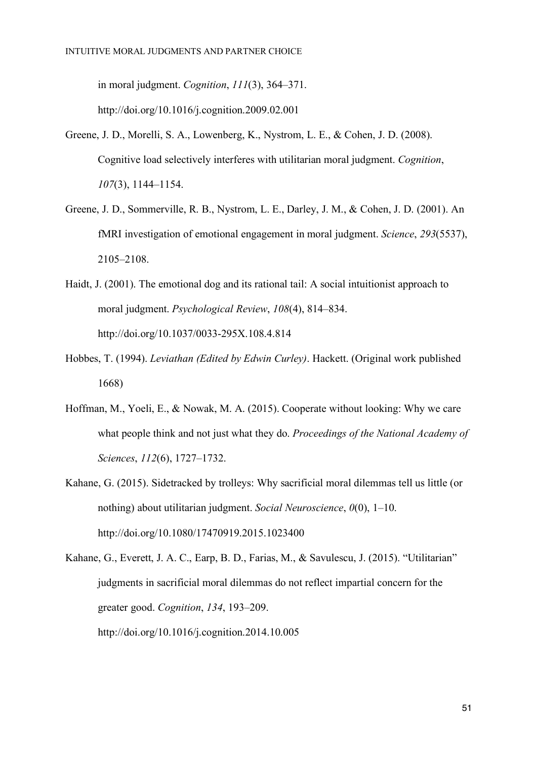in moral judgment. *Cognition*, *111*(3), 364–371. http://doi.org/10.1016/j.cognition.2009.02.001

Greene, J. D., Morelli, S. A., Lowenberg, K., Nystrom, L. E., & Cohen, J. D. (2008). Cognitive load selectively interferes with utilitarian moral judgment. *Cognition*, *107*(3), 1144–1154.

Greene, J. D., Sommerville, R. B., Nystrom, L. E., Darley, J. M., & Cohen, J. D. (2001). An fMRI investigation of emotional engagement in moral judgment. *Science*, *293*(5537), 2105–2108.

Haidt, J. (2001). The emotional dog and its rational tail: A social intuitionist approach to moral judgment. *Psychological Review*, *108*(4), 814–834. http://doi.org/10.1037/0033-295X.108.4.814

Hobbes, T. (1994). *Leviathan (Edited by Edwin Curley)*. Hackett. (Original work published 1668)

Hoffman, M., Yoeli, E., & Nowak, M. A. (2015). Cooperate without looking: Why we care what people think and not just what they do. *Proceedings of the National Academy of Sciences*, *112*(6), 1727–1732.

Kahane, G. (2015). Sidetracked by trolleys: Why sacrificial moral dilemmas tell us little (or nothing) about utilitarian judgment. *Social Neuroscience*, *0*(0), 1–10. http://doi.org/10.1080/17470919.2015.1023400

Kahane, G., Everett, J. A. C., Earp, B. D., Farias, M., & Savulescu, J. (2015). "Utilitarian" judgments in sacrificial moral dilemmas do not reflect impartial concern for the greater good. *Cognition*, *134*, 193–209. http://doi.org/10.1016/j.cognition.2014.10.005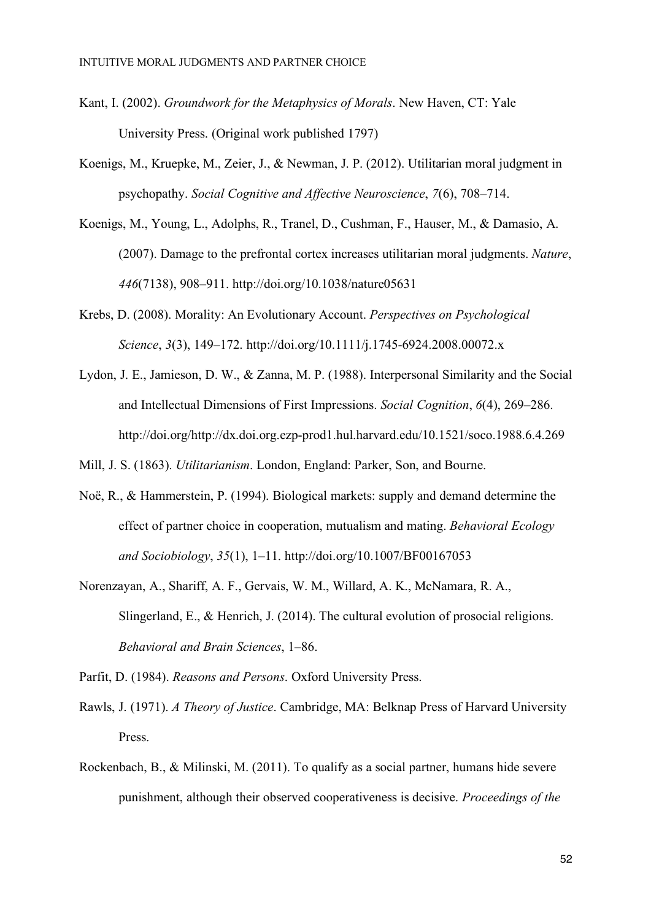Kant, I. (2002). *Groundwork for the Metaphysics of Morals*. New Haven, CT: Yale University Press. (Original work published 1797)

Koenigs, M., Kruepke, M., Zeier, J., & Newman, J. P. (2012). Utilitarian moral judgment in psychopathy. *Social Cognitive and Affective Neuroscience*, *7*(6), 708–714.

Koenigs, M., Young, L., Adolphs, R., Tranel, D., Cushman, F., Hauser, M., & Damasio, A. (2007). Damage to the prefrontal cortex increases utilitarian moral judgments. *Nature*, *446*(7138), 908–911. http://doi.org/10.1038/nature05631

Krebs, D. (2008). Morality: An Evolutionary Account. *Perspectives on Psychological Science*, *3*(3), 149–172. http://doi.org/10.1111/j.1745-6924.2008.00072.x

Lydon, J. E., Jamieson, D. W., & Zanna, M. P. (1988). Interpersonal Similarity and the Social and Intellectual Dimensions of First Impressions. *Social Cognition*, *6*(4), 269–286. http://doi.org/http://dx.doi.org.ezp-prod1.hul.harvard.edu/10.1521/soco.1988.6.4.269

Mill, J. S. (1863). *Utilitarianism*. London, England: Parker, Son, and Bourne.

Noë, R., & Hammerstein, P. (1994). Biological markets: supply and demand determine the effect of partner choice in cooperation, mutualism and mating. *Behavioral Ecology and Sociobiology*, *35*(1), 1–11. http://doi.org/10.1007/BF00167053

Norenzayan, A., Shariff, A. F., Gervais, W. M., Willard, A. K., McNamara, R. A., Slingerland, E., & Henrich, J. (2014). The cultural evolution of prosocial religions. *Behavioral and Brain Sciences*, 1–86.

Parfit, D. (1984). *Reasons and Persons*. Oxford University Press.

Rawls, J. (1971). *A Theory of Justice*. Cambridge, MA: Belknap Press of Harvard University Press.

Rockenbach, B., & Milinski, M. (2011). To qualify as a social partner, humans hide severe punishment, although their observed cooperativeness is decisive. *Proceedings of the*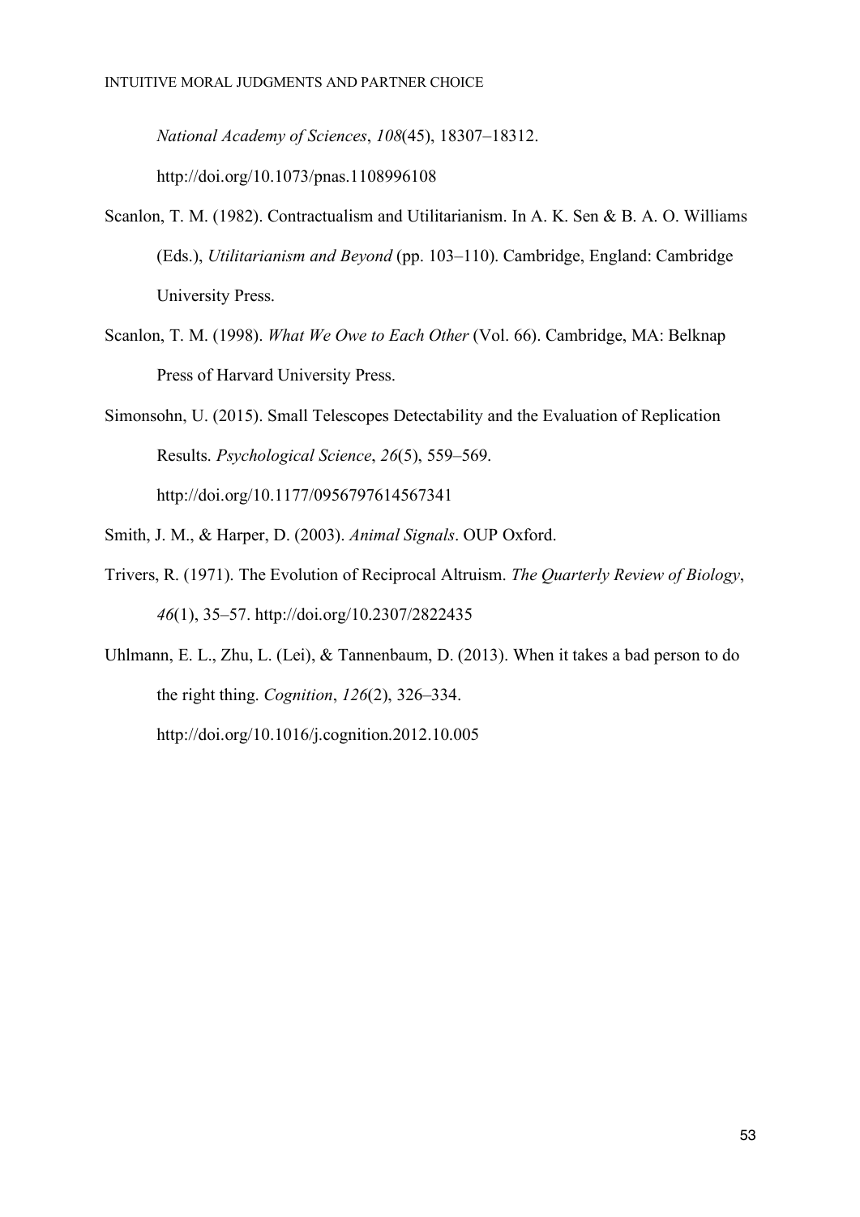*National Academy of Sciences*, *108*(45), 18307–18312. http://doi.org/10.1073/pnas.1108996108

Scanlon, T. M. (1982). Contractualism and Utilitarianism. In A. K. Sen & B. A. O. Williams (Eds.), *Utilitarianism and Beyond* (pp. 103–110). Cambridge, England: Cambridge University Press.

Scanlon, T. M. (1998). *What We Owe to Each Other* (Vol. 66). Cambridge, MA: Belknap Press of Harvard University Press.

Simonsohn, U. (2015). Small Telescopes Detectability and the Evaluation of Replication Results. *Psychological Science*, *26*(5), 559–569. http://doi.org/10.1177/0956797614567341

Smith, J. M., & Harper, D. (2003). *Animal Signals*. OUP Oxford.

Trivers, R. (1971). The Evolution of Reciprocal Altruism. *The Quarterly Review of Biology*, *46*(1), 35–57. http://doi.org/10.2307/2822435

Uhlmann, E. L., Zhu, L. (Lei), & Tannenbaum, D. (2013). When it takes a bad person to do the right thing. *Cognition*, *126*(2), 326–334. http://doi.org/10.1016/j.cognition.2012.10.005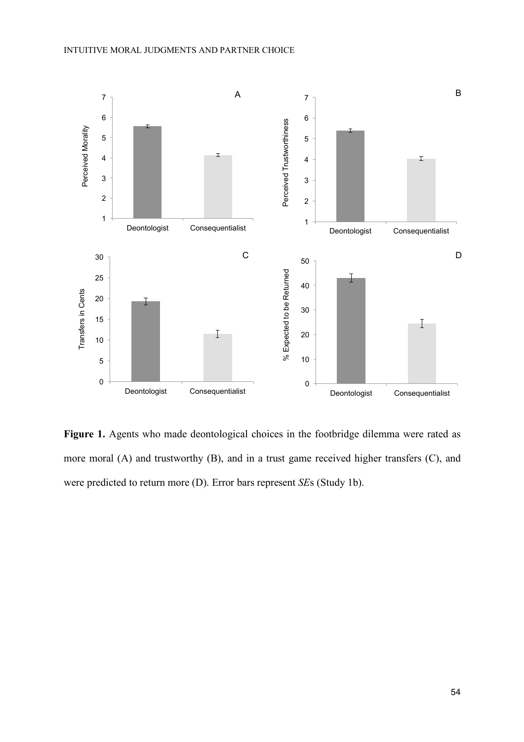**Figure 1.** Agents who made deontological choices in the footbridge dilemma were rated as more moral (A) and trustworthy (B), and in a trust game received higher transfers (C), and were predicted to return more (D). Error bars represent *SE*s (Study 1b).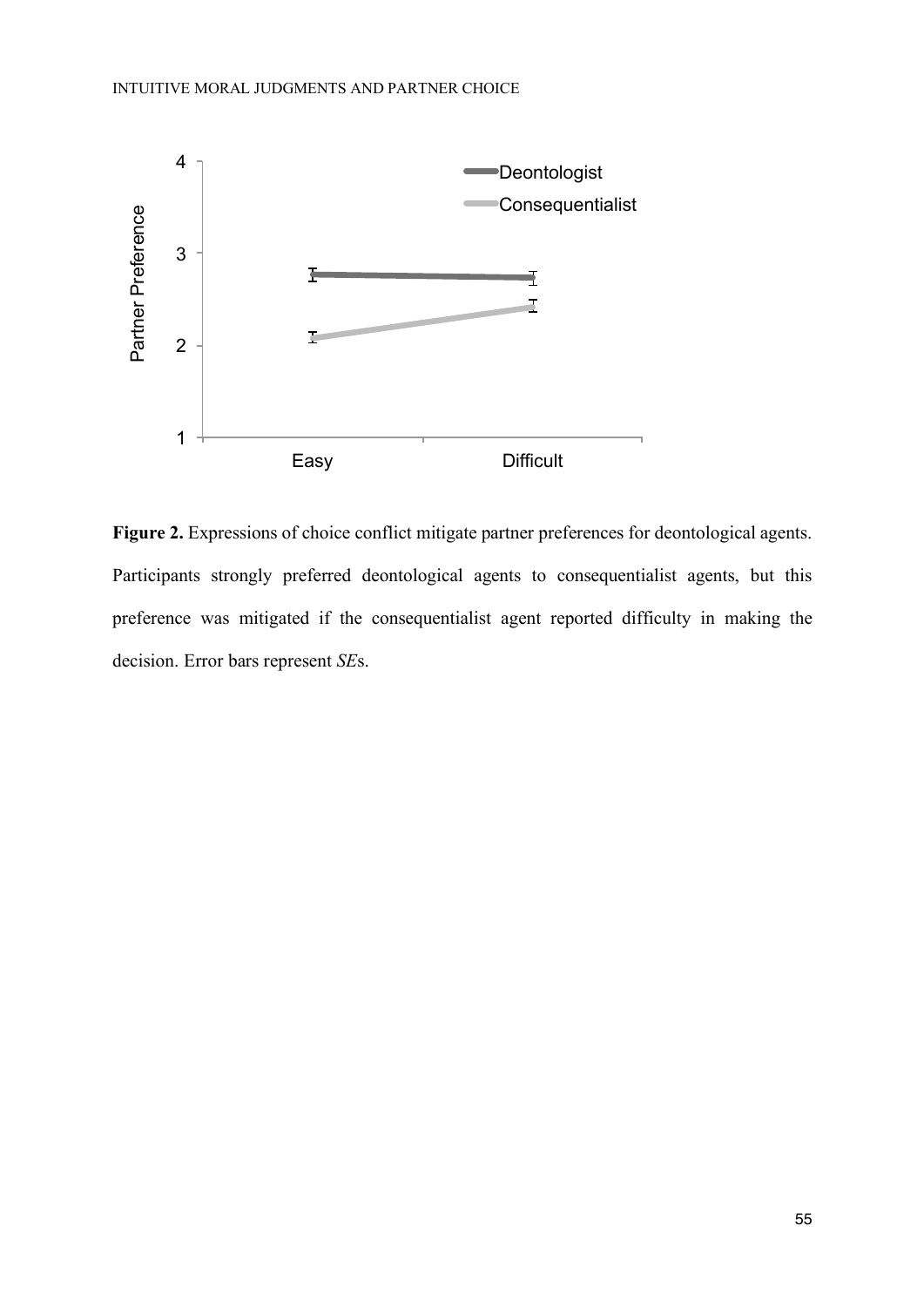**Figure 2.** Expressions of choice conflict mitigate partner preferences for deontological agents. Participants strongly preferred deontological agents to consequentialist agents, but this preference was mitigated if the consequentialist agent reported difficulty in making the decision. Error bars represent *SE*s.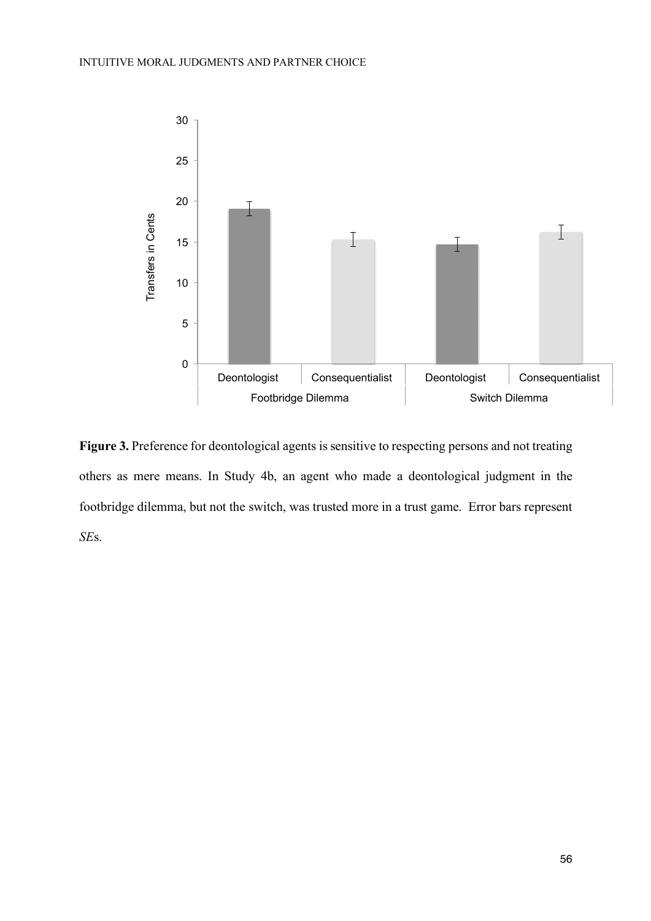**Figure 3.** Preference for deontological agents is sensitive to respecting persons and not treating others as mere means. In Study 4b, an agent who made a deontological judgment in the footbridge dilemma, but not the switch, was trusted more in a trust game. Error bars represent *SE*s.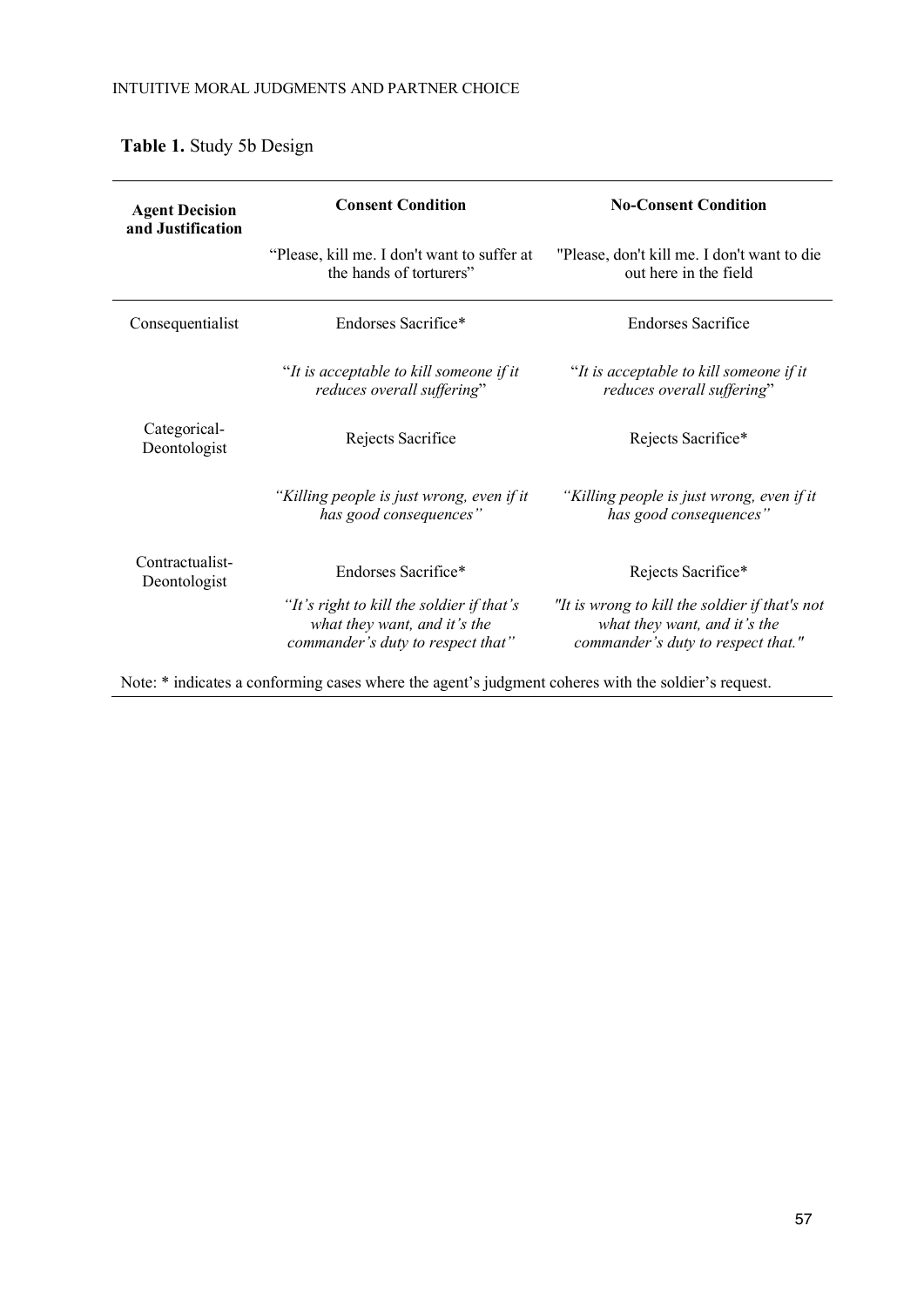**Table 1.** Study 5b Design

| Agent Decision and Justification | Consent Condition | No-Consent Condition |
|---|---|---|
| | "Please, kill me. I don't want to suffer at the hands of torturers" | "Please, don't kill me. I don't want to die out here in the field |
| Consequentialist | Endorses Sacrifice* | Endorses Sacrifice |
| | *"It is acceptable to kill someone if it reduces overall suffering"* | *"It is acceptable to kill someone if it reduces overall suffering"* |
| Categorical-Deontologist | Rejects Sacrifice | Rejects Sacrifice* |
| | *"Killing people is just wrong, even if it has good consequences"* | *"Killing people is just wrong, even if it has good consequences"* |
| Contractualist-Deontologist | Endorses Sacrifice* | Rejects Sacrifice* |
| | *"It's right to kill the soldier if that's what they want, and it's the commander's duty to respect that"* | *"It is wrong to kill the soldier if that's not what they want, and it's the commander's duty to respect that."* |

Note: * indicates a conforming cases where the agent's judgment coheres with the soldier's request.